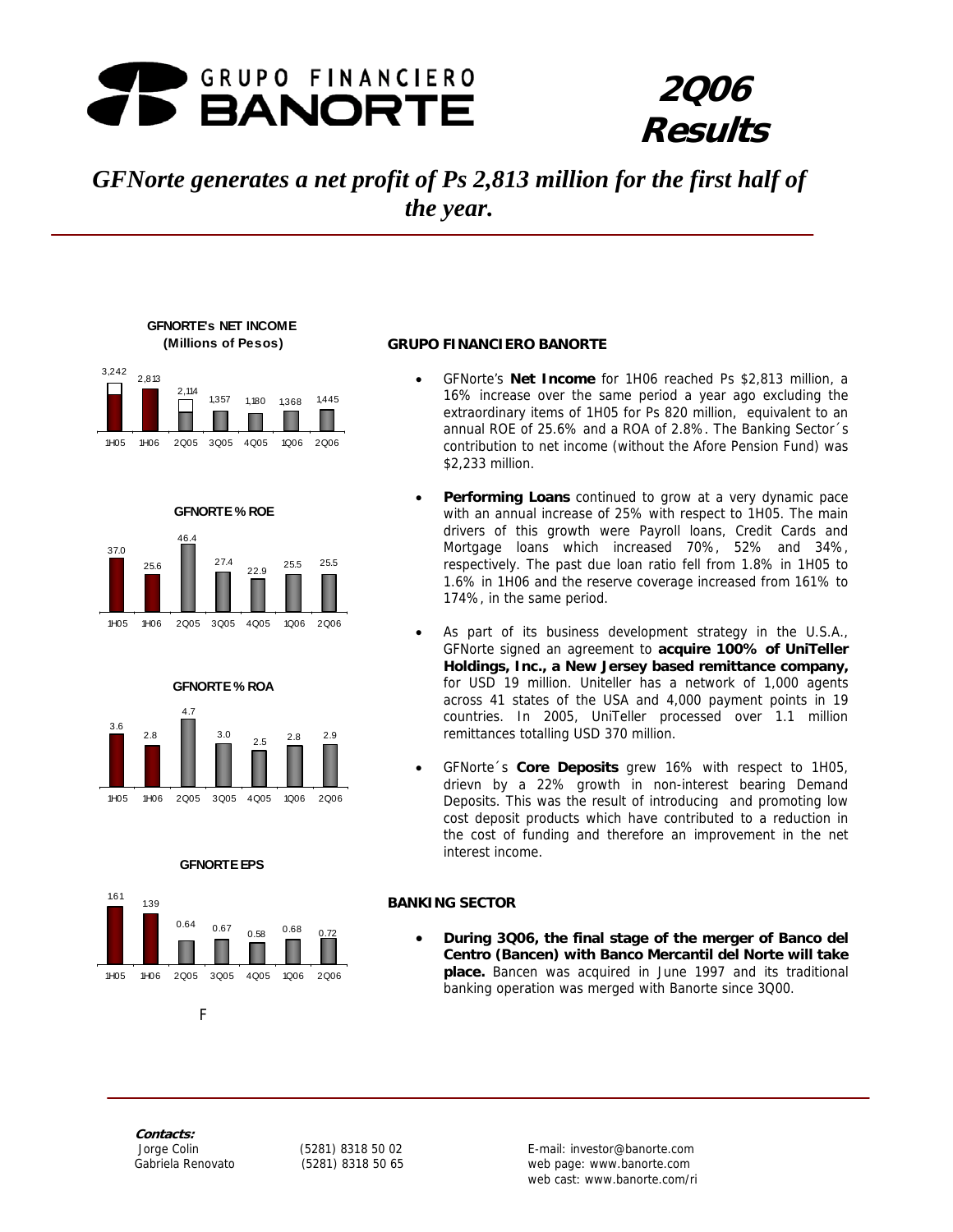# GRUPO FINANCIERO BANORTE

# 2Q06 Results

## *GFNorte generates a net profit of Ps 2,813 million for the first half of the year.*

**GFNORTE's NET INCOME (Millions of Pesos)**

| 1H05 | 1H06 | 2Q05 | 3Q05 | 4Q05 | 1Q06 | 2Q06 |
|---|---|---|---|---|---|---|
| 3,242 | 2,813 | 2,114 | 1,357 | 1,180 | 1,368 | 1,445 |

**GFNORTE % ROE**

| 1H05 | 1H06 | 2Q05 | 3Q05 | 4Q05 | 1Q06 | 2Q06 |
|---|---|---|---|---|---|---|
| 37.0 | 25.6 | 46.4 | 27.4 | 22.9 | 25.5 | 25.5 |

**GFNORTE % ROA**

| 1H05 | 1H06 | 2Q05 | 3Q05 | 4Q05 | 1Q06 | 2Q06 |
|---|---|---|---|---|---|---|
| 3.6 | 2.8 | 4.7 | 3.0 | 2.5 | 2.8 | 2.9 |

**GFNORTE EPS**

| 1H05 | 1H06 | 2Q05 | 3Q05 | 4Q05 | 1Q06 | 2Q06 |
|---|---|---|---|---|---|---|
| 1.61 | 1.39 | 0.64 | 0.67 | 0.58 | 0.68 | 0.72 |

F

### GRUPO FINANCIERO BANORTE

- GFNorte's **Net Income** for 1H06 reached Ps $2,813 million, a 16% increase over the same period a year ago excluding the extraordinary items of 1H05 for Ps 820 million, equivalent to an annual ROE of 25.6% and a ROA of 2.8%. The Banking Sector´s contribution to net income (without the Afore Pension Fund) was $2,233 million.

- **Performing Loans** continued to grow at a very dynamic pace with an annual increase of 25% with respect to 1H05. The main drivers of this growth were Payroll loans, Credit Cards and Mortgage loans which increased 70%, 52% and 34%, respectively. The past due loan ratio fell from 1.8% in 1H05 to 1.6% in 1H06 and the reserve coverage increased from 161% to 174%, in the same period.

- As part of its business development strategy in the U.S.A., GFNorte signed an agreement to **acquire 100% of UniTeller Holdings, Inc., a New Jersey based remittance company,** for USD 19 million. Uniteller has a network of 1,000 agents across 41 states of the USA and 4,000 payment points in 19 countries. In 2005, UniTeller processed over 1.1 million remittances totalling USD 370 million.

- GFNorte´s **Core Deposits** grew 16% with respect to 1H05, drievn by a 22% growth in non-interest bearing Demand Deposits. This was the result of introducing and promoting low cost deposit products which have contributed to a reduction in the cost of funding and therefore an improvement in the net interest income.

### BANKING SECTOR

- **During 3Q06, the final stage of the merger of Banco del Centro (Bancen) with Banco Mercantil del Norte will take place.** Bancen was acquired in June 1997 and its traditional banking operation was merged with Banorte since 3Q00.

**Contacts:**

| | | |
|---|---|---|
| Jorge Colin | (5281) 8318 50 02 | E-mail: investor@banorte.com |
| Gabriela Renovato | (5281) 8318 50 65 | web page: www.banorte.com |
| | | web cast: www.banorte.com/ri |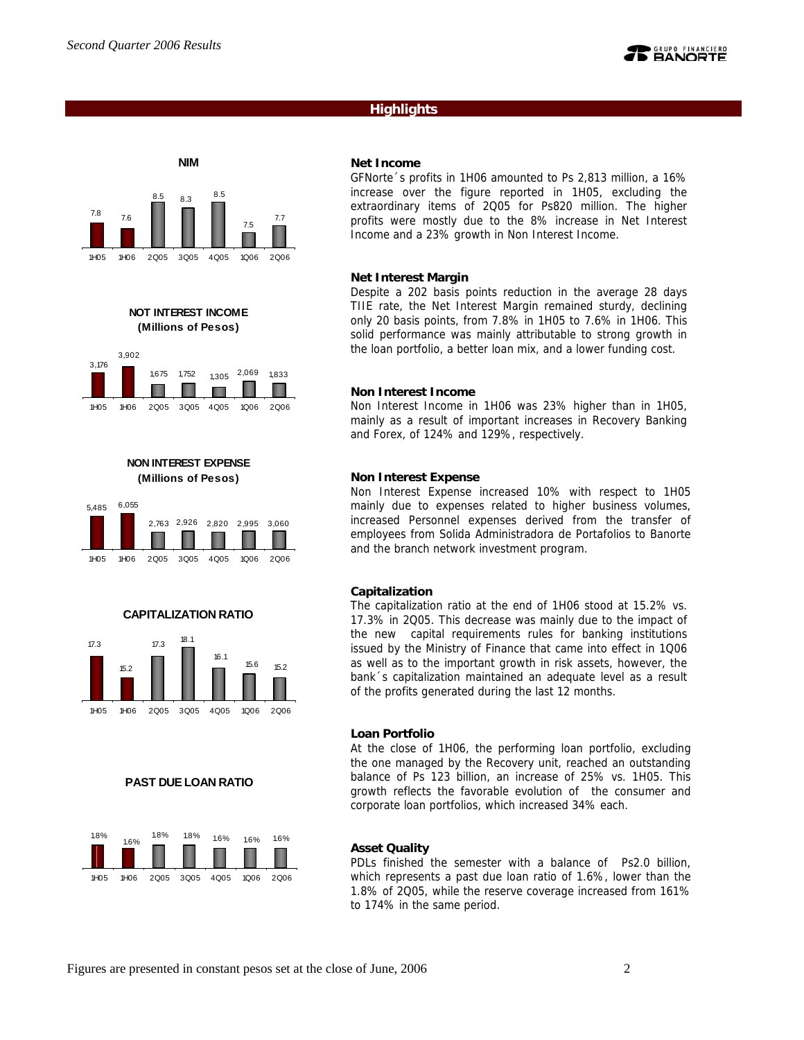## Highlights

**NIM**

| 1H05 | 1H06 | 2Q05 | 3Q05 | 4Q05 | 1Q06 | 2Q06 |
|---|---|---|---|---|---|---|
| 7.8 | 7.6 | 8.5 | 8.3 | 8.5 | 7.5 | 7.7 |

**NOT INTEREST INCOME (Millions of Pesos)**

| 1H05 | 1H06 | 2Q05 | 3Q05 | 4Q05 | 1Q06 | 2Q06 |
|---|---|---|---|---|---|---|
| 3,176 | 3,902 | 1,675 | 1,752 | 1,305 | 2,069 | 1,833 |

**NON INTEREST EXPENSE (Millions of Pesos)**

| 1H05 | 1H06 | 2Q05 | 3Q05 | 4Q05 | 1Q06 | 2Q06 |
|---|---|---|---|---|---|---|
| 5,485 | 6,055 | 2,763 | 2,926 | 2,820 | 2,995 | 3,060 |

**CAPITALIZATION RATIO**

| 1H05 | 1H06 | 2Q05 | 3Q05 | 4Q05 | 1Q06 | 2Q06 |
|---|---|---|---|---|---|---|
| 17.3 | 15.2 | 17.3 | 18.1 | 16.1 | 15.6 | 15.2 |

**PAST DUE LOAN RATIO**

| 1H05 | 1H06 | 2Q05 | 3Q05 | 4Q05 | 1Q06 | 2Q06 |
|---|---|---|---|---|---|---|
| 1.8% | 1.6% | 1.8% | 1.8% | 1.6% | 1.6% | 1.6% |

**Net Income**

GFNorte´s profits in 1H06 amounted to Ps 2,813 million, a 16% increase over the figure reported in 1H05, excluding the extraordinary items of 2Q05 for Ps820 million. The higher profits were mostly due to the 8% increase in Net Interest Income and a 23% growth in Non Interest Income.

**Net Interest Margin**

Despite a 202 basis points reduction in the average 28 days TIIE rate, the Net Interest Margin remained sturdy, declining only 20 basis points, from 7.8% in 1H05 to 7.6% in 1H06. This solid performance was mainly attributable to strong growth in the loan portfolio, a better loan mix, and a lower funding cost.

**Non Interest Income**

Non Interest Income in 1H06 was 23% higher than in 1H05, mainly as a result of important increases in Recovery Banking and Forex, of 124% and 129%, respectively.

**Non Interest Expense**

Non Interest Expense increased 10% with respect to 1H05 mainly due to expenses related to higher business volumes, increased Personnel expenses derived from the transfer of employees from Solida Administradora de Portafolios to Banorte and the branch network investment program.

**Capitalization**

The capitalization ratio at the end of 1H06 stood at 15.2% vs. 17.3% in 2Q05. This decrease was mainly due to the impact of the new capital requirements rules for banking institutions issued by the Ministry of Finance that came into effect in 1Q06 as well as to the important growth in risk assets, however, the bank´s capitalization maintained an adequate level as a result of the profits generated during the last 12 months.

**Loan Portfolio**

At the close of 1H06, the performing loan portfolio, excluding the one managed by the Recovery unit, reached an outstanding balance of Ps 123 billion, an increase of 25% vs. 1H05. This growth reflects the favorable evolution of the consumer and corporate loan portfolios, which increased 34% each.

**Asset Quality**

PDLs finished the semester with a balance of Ps2.0 billion, which represents a past due loan ratio of 1.6%, lower than the 1.8% of 2Q05, while the reserve coverage increased from 161% to 174% in the same period.

Figures are presented in constant pesos set at the close of June, 2006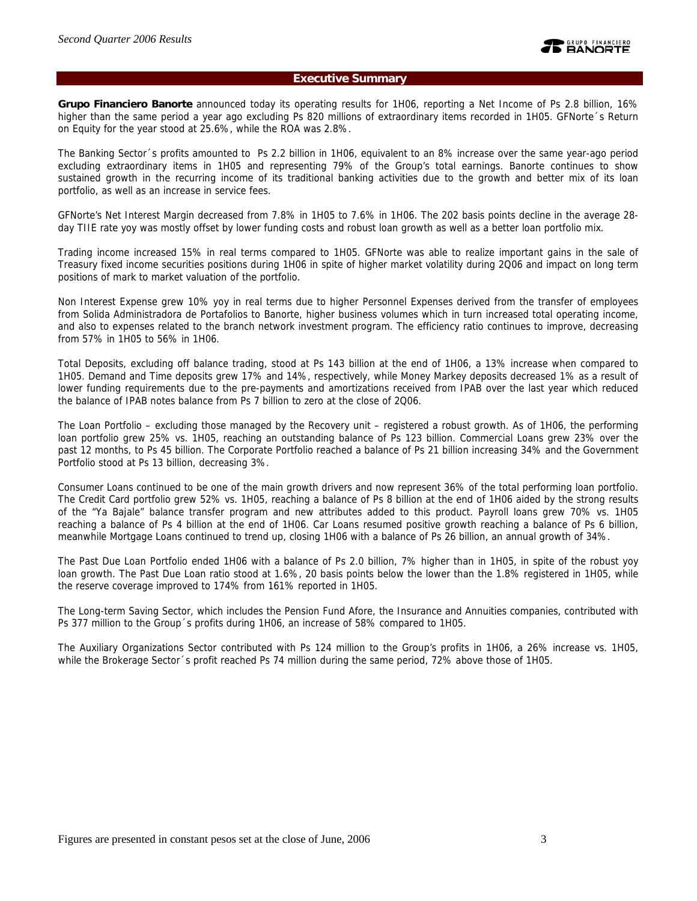## Executive Summary

**Grupo Financiero Banorte** announced today its operating results for 1H06, reporting a Net Income of Ps 2.8 billion, 16% higher than the same period a year ago excluding Ps 820 millions of extraordinary items recorded in 1H05. GFNorte´s Return on Equity for the year stood at 25.6%, while the ROA was 2.8%.

The Banking Sector´s profits amounted to Ps 2.2 billion in 1H06, equivalent to an 8% increase over the same year-ago period excluding extraordinary items in 1H05 and representing 79% of the Group's total earnings. Banorte continues to show sustained growth in the recurring income of its traditional banking activities due to the growth and better mix of its loan portfolio, as well as an increase in service fees.

GFNorte's Net Interest Margin decreased from 7.8% in 1H05 to 7.6% in 1H06. The 202 basis points decline in the average 28-day TIIE rate yoy was mostly offset by lower funding costs and robust loan growth as well as a better loan portfolio mix.

Trading income increased 15% in real terms compared to 1H05. GFNorte was able to realize important gains in the sale of Treasury fixed income securities positions during 1H06 in spite of higher market volatility during 2Q06 and impact on long term positions of mark to market valuation of the portfolio.

Non Interest Expense grew 10% yoy in real terms due to higher Personnel Expenses derived from the transfer of employees from Solida Administradora de Portafolios to Banorte, higher business volumes which in turn increased total operating income, and also to expenses related to the branch network investment program. The efficiency ratio continues to improve, decreasing from 57% in 1H05 to 56% in 1H06.

Total Deposits, excluding off balance trading, stood at Ps 143 billion at the end of 1H06, a 13% increase when compared to 1H05. Demand and Time deposits grew 17% and 14%, respectively, while Money Markey deposits decreased 1% as a result of lower funding requirements due to the pre-payments and amortizations received from IPAB over the last year which reduced the balance of IPAB notes balance from Ps 7 billion to zero at the close of 2Q06.

The Loan Portfolio – excluding those managed by the Recovery unit – registered a robust growth. As of 1H06, the performing loan portfolio grew 25% vs. 1H05, reaching an outstanding balance of Ps 123 billion. Commercial Loans grew 23% over the past 12 months, to Ps 45 billion. The Corporate Portfolio reached a balance of Ps 21 billion increasing 34% and the Government Portfolio stood at Ps 13 billion, decreasing 3%.

Consumer Loans continued to be one of the main growth drivers and now represent 36% of the total performing loan portfolio. The Credit Card portfolio grew 52% vs. 1H05, reaching a balance of Ps 8 billion at the end of 1H06 aided by the strong results of the "Ya Bajale" balance transfer program and new attributes added to this product. Payroll loans grew 70% vs. 1H05 reaching a balance of Ps 4 billion at the end of 1H06. Car Loans resumed positive growth reaching a balance of Ps 6 billion, meanwhile Mortgage Loans continued to trend up, closing 1H06 with a balance of Ps 26 billion, an annual growth of 34%.

The Past Due Loan Portfolio ended 1H06 with a balance of Ps 2.0 billion, 7% higher than in 1H05, in spite of the robust yoy loan growth. The Past Due Loan ratio stood at 1.6%, 20 basis points below the lower than the 1.8% registered in 1H05, while the reserve coverage improved to 174% from 161% reported in 1H05.

The Long-term Saving Sector, which includes the Pension Fund Afore, the Insurance and Annuities companies, contributed with Ps 377 million to the Group´s profits during 1H06, an increase of 58% compared to 1H05.

The Auxiliary Organizations Sector contributed with Ps 124 million to the Group's profits in 1H06, a 26% increase vs. 1H05, while the Brokerage Sector´s profit reached Ps 74 million during the same period, 72% above those of 1H05.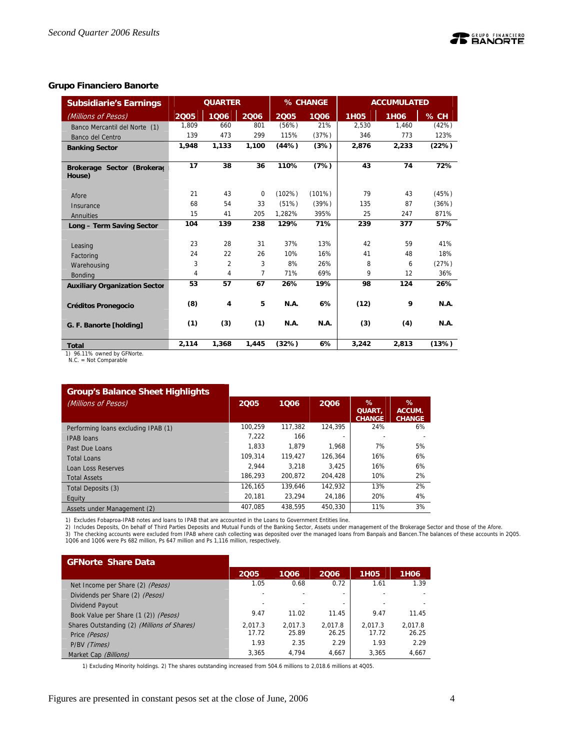## Grupo Financiero Banorte

| Subsidiarie's Earnings | QUARTER | | | % CHANGE | | ACCUMULATED | | |
|---|---|---|---|---|---|---|---|---|
| *(Millions of Pesos)* | 2Q05 | 1Q06 | 2Q06 | 2Q05 | 1Q06 | 1H05 | 1H06 | % CH |
| Banco Mercantil del Norte (1) | 1,809 | 660 | 801 | (56%) | 21% | 2,530 | 1,460 | (42%) |
| Banco del Centro | 139 | 473 | 299 | 115% | (37%) | 346 | 773 | 123% |
| **Banking Sector** | **1,948** | **1,133** | **1,100** | **(44%)** | **(3%)** | **2,876** | **2,233** | **(22%)** |
| **Brokerage Sector (Brokerage House)** | **17** | **38** | **36** | **110%** | **(7%)** | **43** | **74** | **72%** |
| Afore | 21 | 43 | 0 | (102%) | (101%) | 79 | 43 | (45%) |
| Insurance | 68 | 54 | 33 | (51%) | (39%) | 135 | 87 | (36%) |
| Annuities | 15 | 41 | 205 | 1,282% | 395% | 25 | 247 | 871% |
| **Long – Term Saving Sector** | **104** | **139** | **238** | **129%** | **71%** | **239** | **377** | **57%** |
| Leasing | 23 | 28 | 31 | 37% | 13% | 42 | 59 | 41% |
| Factoring | 24 | 22 | 26 | 10% | 16% | 41 | 48 | 18% |
| Warehousing | 3 | 2 | 3 | 8% | 26% | 8 | 6 | (27%) |
| Bonding | 4 | 4 | 7 | 71% | 69% | 9 | 12 | 36% |
| **Auxiliary Organization Sector** | **53** | **57** | **67** | **26%** | **19%** | **98** | **124** | **26%** |
| **Créditos Pronegocio** | **(8)** | **4** | **5** | **N.A.** | **6%** | **(12)** | **9** | **N.A.** |
| **G. F. Banorte [holding]** | **(1)** | **(3)** | **(1)** | **N.A.** | **N.A.** | **(3)** | **(4)** | **N.A.** |
| **Total** | **2,114** | **1,368** | **1,445** | **(32%)** | **6%** | **3,242** | **2,813** | **(13%)** |

1) 96.11% owned by GFNorte.
N.C. = Not Comparable

| Group's Balance Sheet Highlights *(Millions of Pesos)* | 2Q05 | 1Q06 | 2Q06 | % QUART. CHANGE | % ACCUM. CHANGE |
|---|---|---|---|---|---|
| Performing loans excluding IPAB (1) | 100,259 | 117,382 | 124,395 | 24% | 6% |
| IPAB loans | 7,222 | 166 | - | - | - |
| Past Due Loans | 1,833 | 1,879 | 1,968 | 7% | 5% |
| Total Loans | 109,314 | 119,427 | 126,364 | 16% | 6% |
| Loan Loss Reserves | 2,944 | 3,218 | 3,425 | 16% | 6% |
| Total Assets | 186,293 | 200,872 | 204,428 | 10% | 2% |
| Total Deposits (3) | 126,165 | 139,646 | 142,932 | 13% | 2% |
| Equity | 20,181 | 23,294 | 24,186 | 20% | 4% |
| Assets under Management (2) | 407,085 | 438,595 | 450,330 | 11% | 3% |

1) Excludes Fobaproa-IPAB notes and loans to IPAB that are accounted in the Loans to Government Entities line.
2) Includes Deposits, On behalf of Third Parties Deposits and Mutual Funds of the Banking Sector, Assets under management of the Brokerage Sector and those of the Afore.
3) The checking accounts were excluded from IPAB where cash collecting was deposited over the managed loans from Banpaís and Bancen.The balances of these accounts in 2Q05, 1Q06 and 1Q06 were Ps 682 million, Ps 647 million and Ps 1,116 million, respectively.

| GFNorte Share Data | 2Q05 | 1Q06 | 2Q06 | 1H05 | 1H06 |
|---|---|---|---|---|---|
| Net Income per Share (2) *(Pesos)* | 1.05 | 0.68 | 0.72 | 1.61 | 1.39 |
| Dividends per Share (2) *(Pesos)* | - | - | - | - | - |
| Dividend Payout | - | - | - | - | - |
| Book Value per Share (1 (2)) *(Pesos)* | 9.47 | 11.02 | 11.45 | 9.47 | 11.45 |
| Shares Outstanding (2) *(Millions of Shares)* | 2,017.3 | 2,017.3 | 2,017.8 | 2,017.3 | 2,017.8 |
| Price *(Pesos)* | 17.72 | 25.89 | 26.25 | 17.72 | 26.25 |
| P/BV *(Times)* | 1.93 | 2.35 | 2.29 | 1.93 | 2.29 |
| Market Cap *(Billions)* | 3,365 | 4,794 | 4,667 | 3,365 | 4,667 |

1) Excluding Minority holdings. 2) The shares outstanding increased from 504.6 millions to 2,018.6 millions at 4Q05.

Figures are presented in constant pesos set at the close of June, 2006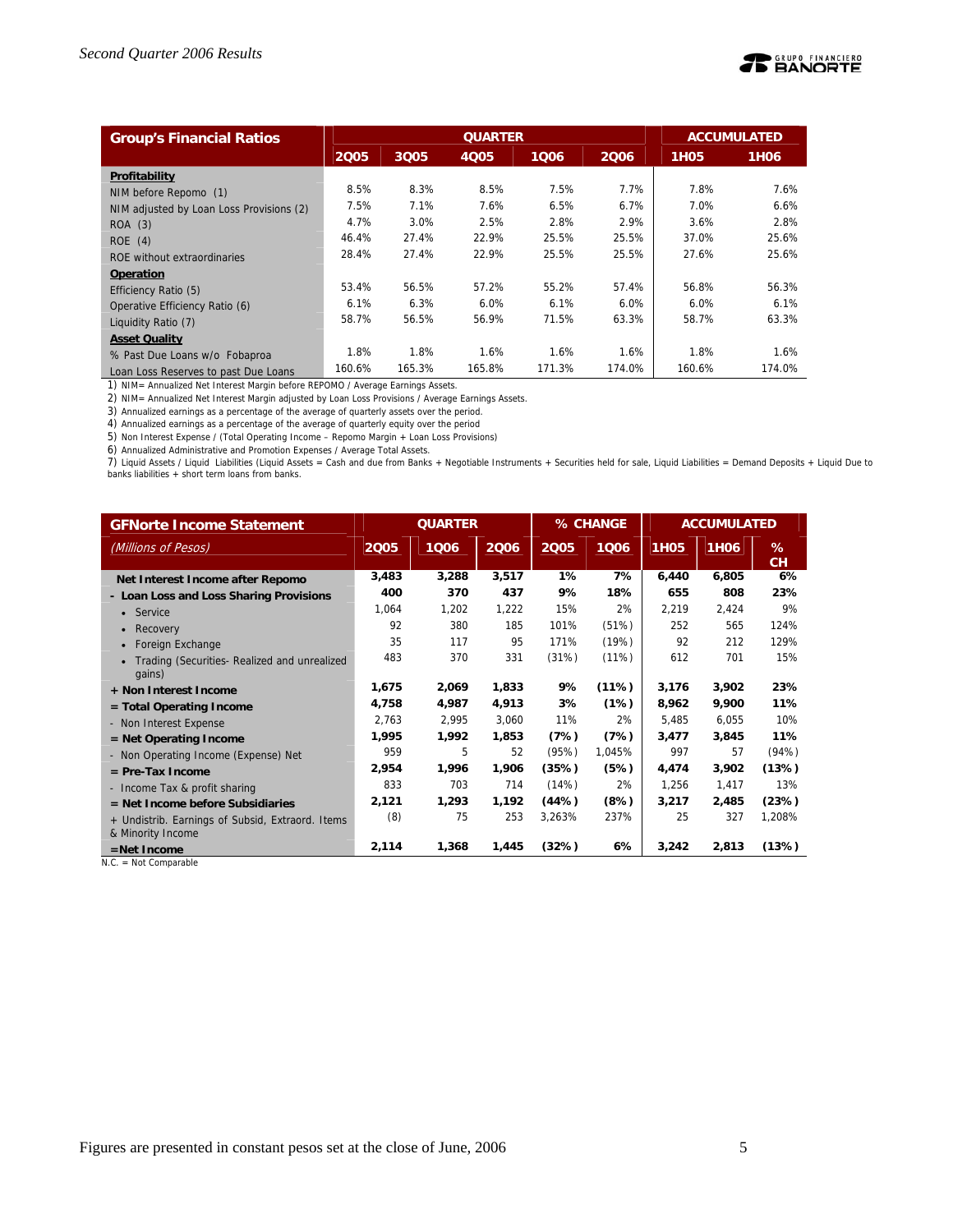| Group's Financial Ratios | QUARTER | | | | | ACCUMULATED | |
|---|---|---|---|---|---|---|---|
| | 2Q05 | 3Q05 | 4Q05 | 1Q06 | 2Q06 | 1H05 | 1H06 |
| **Profitability** | | | | | | | |
| NIM before Repomo (1) | 8.5% | 8.3% | 8.5% | 7.5% | 7.7% | 7.8% | 7.6% |
| NIM adjusted by Loan Loss Provisions (2) | 7.5% | 7.1% | 7.6% | 6.5% | 6.7% | 7.0% | 6.6% |
| ROA (3) | 4.7% | 3.0% | 2.5% | 2.8% | 2.9% | 3.6% | 2.8% |
| ROE (4) | 46.4% | 27.4% | 22.9% | 25.5% | 25.5% | 37.0% | 25.6% |
| ROE without extraordinaries | 28.4% | 27.4% | 22.9% | 25.5% | 25.5% | 27.6% | 25.6% |
| **Operation** | | | | | | | |
| Efficiency Ratio (5) | 53.4% | 56.5% | 57.2% | 55.2% | 57.4% | 56.8% | 56.3% |
| Operative Efficiency Ratio (6) | 6.1% | 6.3% | 6.0% | 6.1% | 6.0% | 6.0% | 6.1% |
| Liquidity Ratio (7) | 58.7% | 56.5% | 56.9% | 71.5% | 63.3% | 58.7% | 63.3% |
| **Asset Quality** | | | | | | | |
| % Past Due Loans w/o Fobaproa | 1.8% | 1.8% | 1.6% | 1.6% | 1.6% | 1.8% | 1.6% |
| Loan Loss Reserves to past Due Loans | 160.6% | 165.3% | 165.8% | 171.3% | 174.0% | 160.6% | 174.0% |

1) NIM= Annualized Net Interest Margin before REPOMO / Average Earnings Assets.
2) NIM= Annualized Net Interest Margin adjusted by Loan Loss Provisions / Average Earnings Assets.
3) Annualized earnings as a percentage of the average of quarterly assets over the period.
4) Annualized earnings as a percentage of the average of quarterly equity over the period
5) Non Interest Expense / (Total Operating Income – Repomo Margin + Loan Loss Provisions)
6) Annualized Administrative and Promotion Expenses / Average Total Assets.
7) Liquid Assets / Liquid Liabilities (Liquid Assets = Cash and due from Banks + Negotiable Instruments + Securities held for sale, Liquid Liabilities = Demand Deposits + Liquid Due to banks liabilities + short term loans from banks.

| GFNorte Income Statement | QUARTER | | | % CHANGE | | ACCUMULATED | | |
|---|---|---|---|---|---|---|---|---|
| *(Millions of Pesos)* | 2Q05 | 1Q06 | 2Q06 | 2Q05 | 1Q06 | 1H05 | 1H06 | % CH |
| **Net Interest Income after Repomo** | **3,483** | **3,288** | **3,517** | **1%** | **7%** | **6,440** | **6,805** | **6%** |
| **- Loan Loss and Loss Sharing Provisions** | **400** | **370** | **437** | **9%** | **18%** | **655** | **808** | **23%** |
| • Service | 1,064 | 1,202 | 1,222 | 15% | 2% | 2,219 | 2,424 | 9% |
| • Recovery | 92 | 380 | 185 | 101% | (51%) | 252 | 565 | 124% |
| • Foreign Exchange | 35 | 117 | 95 | 171% | (19%) | 92 | 212 | 129% |
| • Trading (Securities- Realized and unrealized gains) | 483 | 370 | 331 | (31%) | (11%) | 612 | 701 | 15% |
| **+ Non Interest Income** | **1,675** | **2,069** | **1,833** | **9%** | **(11%)** | **3,176** | **3,902** | **23%** |
| **= Total Operating Income** | **4,758** | **4,987** | **4,913** | **3%** | **(1%)** | **8,962** | **9,900** | **11%** |
| - Non Interest Expense | 2,763 | 2,995 | 3,060 | 11% | 2% | 5,485 | 6,055 | 10% |
| **= Net Operating Income** | **1,995** | **1,992** | **1,853** | **(7%)** | **(7%)** | **3,477** | **3,845** | **11%** |
| - Non Operating Income (Expense) Net | 959 | 5 | 52 | (95%) | 1,045% | 997 | 57 | (94%) |
| **= Pre-Tax Income** | **2,954** | **1,996** | **1,906** | **(35%)** | **(5%)** | **4,474** | **3,902** | **(13%)** |
| - Income Tax & profit sharing | 833 | 703 | 714 | (14%) | 2% | 1,256 | 1,417 | 13% |
| **= Net Income before Subsidiaries** | **2,121** | **1,293** | **1,192** | **(44%)** | **(8%)** | **3,217** | **2,485** | **(23%)** |
| + Undistrib. Earnings of Subsid, Extraord. Items & Minority Income | (8) | 75 | 253 | 3,263% | 237% | 25 | 327 | 1,208% |
| **=Net Income** | **2,114** | **1,368** | **1,445** | **(32%)** | **6%** | **3,242** | **2,813** | **(13%)** |

N.C. = Not Comparable

Figures are presented in constant pesos set at the close of June, 2006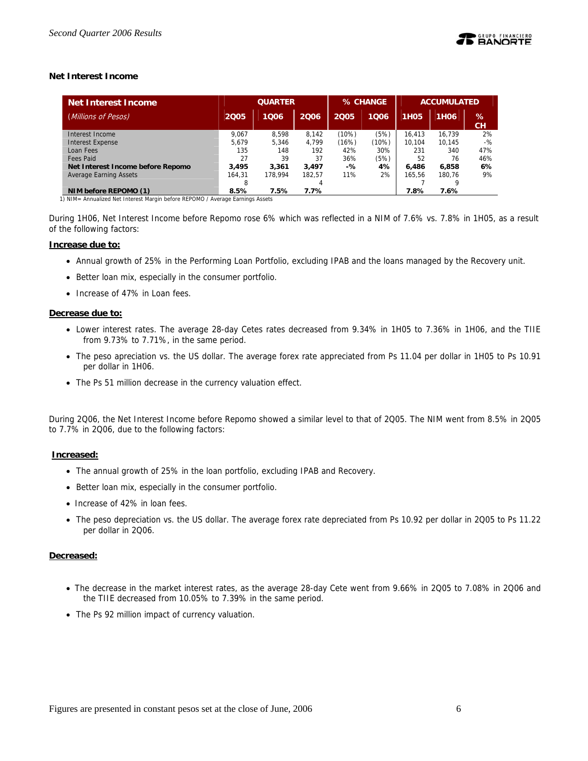### Net Interest Income

| Net Interest Income | QUARTER | | | % CHANGE | | ACCUMULATED | | |
|---|---|---|---|---|---|---|---|---|
| *(Millions of Pesos)* | 2Q05 | 1Q06 | 2Q06 | 2Q05 | 1Q06 | 1H05 | 1H06 | % CH |
| Interest Income | 9,067 | 8,598 | 8,142 | (10%) | (5%) | 16,413 | 16,739 | 2% |
| Interest Expense | 5,679 | 5,346 | 4,799 | (16%) | (10%) | 10,104 | 10,145 | -% |
| Loan Fees | 135 | 148 | 192 | 42% | 30% | 231 | 340 | 47% |
| Fees Paid | 27 | 39 | 37 | 36% | (5%) | 52 | 76 | 46% |
| **Net Interest Income before Repomo** | **3,495** | **3,361** | **3,497** | **-%** | **4%** | **6,486** | **6,858** | **6%** |
| Average Earning Assets | 164,318 | 178,994 | 182,574 | 11% | 2% | 165,567 | 180,769 | 9% |
| **NIM before REPOMO (1)** | **8.5%** | **7.5%** | **7.7%** | | | **7.8%** | **7.6%** | |

1) NIM= Annualized Net Interest Margin before REPOMO / Average Earnings Assets

During 1H06, Net Interest Income before Repomo rose 6% which was reflected in a NIM of 7.6% vs. 7.8% in 1H05, as a result of the following factors:

**Increase due to:**

- Annual growth of 25% in the Performing Loan Portfolio, excluding IPAB and the loans managed by the Recovery unit.
- Better loan mix, especially in the consumer portfolio.
- Increase of 47% in Loan fees.

**Decrease due to:**

- Lower interest rates. The average 28-day Cetes rates decreased from 9.34% in 1H05 to 7.36% in 1H06, and the TIIE from 9.73% to 7.71%, in the same period.
- The peso apreciation vs. the US dollar. The average forex rate appreciated from Ps 11.04 per dollar in 1H05 to Ps 10.91 per dollar in 1H06.
- The Ps 51 million decrease in the currency valuation effect.

During 2Q06, the Net Interest Income before Repomo showed a similar level to that of 2Q05. The NIM went from 8.5% in 2Q05 to 7.7% in 2Q06, due to the following factors:

**Increased:**

- The annual growth of 25% in the loan portfolio, excluding IPAB and Recovery.
- Better loan mix, especially in the consumer portfolio.
- Increase of 42% in loan fees.
- The peso depreciation vs. the US dollar. The average forex rate depreciated from Ps 10.92 per dollar in 2Q05 to Ps 11.22 per dollar in 2Q06.

**Decreased:**

- The decrease in the market interest rates, as the average 28-day Cete went from 9.66% in 2Q05 to 7.08% in 2Q06 and the TIIE decreased from 10.05% to 7.39% in the same period.
- The Ps 92 million impact of currency valuation.

Figures are presented in constant pesos set at the close of June, 2006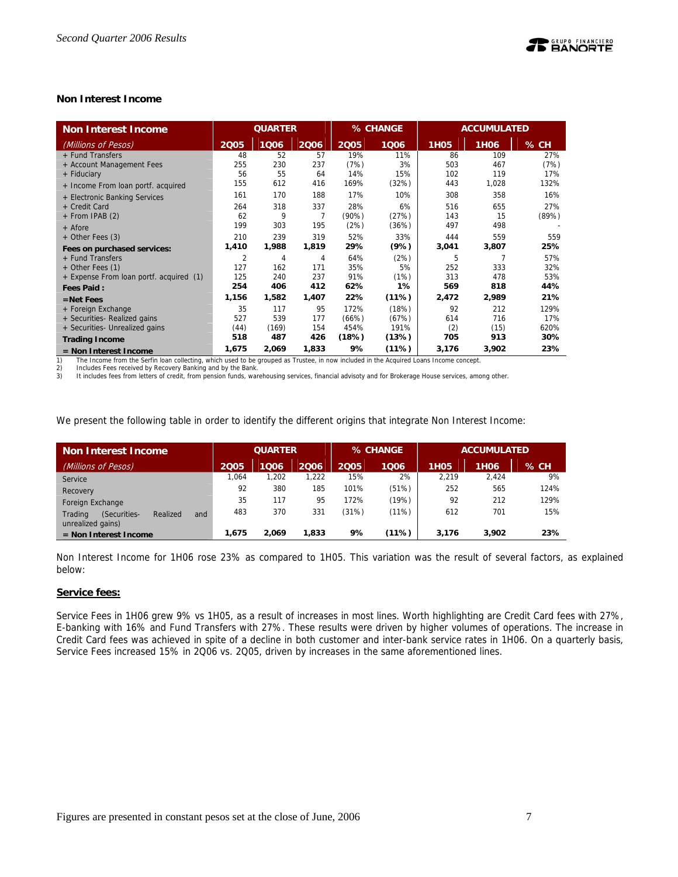## Non Interest Income

| Non Interest Income | QUARTER | | | % CHANGE | | ACCUMULATED | | |
|---|---|---|---|---|---|---|---|---|
| *(Millions of Pesos)* | 2Q05 | 1Q06 | 2Q06 | 2Q05 | 1Q06 | 1H05 | 1H06 | % CH |
| + Fund Transfers | 48 | 52 | 57 | 19% | 11% | 86 | 109 | 27% |
| + Account Management Fees | 255 | 230 | 237 | (7%) | 3% | 503 | 467 | (7%) |
| + Fiduciary | 56 | 55 | 64 | 14% | 15% | 102 | 119 | 17% |
| + Income From loan portf. acquired | 155 | 612 | 416 | 169% | (32%) | 443 | 1,028 | 132% |
| + Electronic Banking Services | 161 | 170 | 188 | 17% | 10% | 308 | 358 | 16% |
| + Credit Card | 264 | 318 | 337 | 28% | 6% | 516 | 655 | 27% |
| + From IPAB (2) | 62 | 9 | 7 | (90%) | (27%) | 143 | 15 | (89%) |
| + Afore | 199 | 303 | 195 | (2%) | (36%) | 497 | 498 | - |
| + Other Fees (3) | 210 | 239 | 319 | 52% | 33% | 444 | 559 | 559 |
| **Fees on purchased services:** | **1,410** | **1,988** | **1,819** | **29%** | **(9%)** | **3,041** | **3,807** | **25%** |
| + Fund Transfers | 2 | 4 | 4 | 64% | (2%) | 5 | 7 | 57% |
| + Other Fees (1) | 127 | 162 | 171 | 35% | 5% | 252 | 333 | 32% |
| + Expense From loan portf. acquired (1) | 125 | 240 | 237 | 91% | (1%) | 313 | 478 | 53% |
| **Fees Paid :** | **254** | **406** | **412** | **62%** | **1%** | **569** | **818** | **44%** |
| **=Net Fees** | **1,156** | **1,582** | **1,407** | **22%** | **(11%)** | **2,472** | **2,989** | **21%** |
| + Foreign Exchange | 35 | 117 | 95 | 172% | (18%) | 92 | 212 | 129% |
| + Securities- Realized gains | 527 | 539 | 177 | (66%) | (67%) | 614 | 716 | 17% |
| + Securities- Unrealized gains | (44) | (169) | 154 | 454% | 191% | (2) | (15) | 620% |
| **Trading Income** | **518** | **487** | **426** | **(18%)** | **(13%)** | **705** | **913** | **30%** |
| **= Non Interest Income** | **1,675** | **2,069** | **1,833** | **9%** | **(11%)** | **3,176** | **3,902** | **23%** |

1) The Income from the Serfin loan collecting, which used to be grouped as Trustee, in now included in the Acquired Loans Income concept.
2) Includes Fees received by Recovery Banking and by the Bank.
3) It includes fees from letters of credit, from pension funds, warehousing services, financial advisoty and for Brokerage House services, among other.

We present the following table in order to identify the different origins that integrate Non Interest Income:

| Non Interest Income | QUARTER | | | % CHANGE | | ACCUMULATED | | |
|---|---|---|---|---|---|---|---|---|
| *(Millions of Pesos)* | 2Q05 | 1Q06 | 2Q06 | 2Q05 | 1Q06 | 1H05 | 1H06 | % CH |
| Service | 1,064 | 1,202 | 1,222 | 15% | 2% | 2,219 | 2,424 | 9% |
| Recovery | 92 | 380 | 185 | 101% | (51%) | 252 | 565 | 124% |
| Foreign Exchange | 35 | 117 | 95 | 172% | (19%) | 92 | 212 | 129% |
| Trading (Securities- Realized and unrealized gains) | 483 | 370 | 331 | (31%) | (11%) | 612 | 701 | 15% |
| **= Non Interest Income** | **1,675** | **2,069** | **1,833** | **9%** | **(11%)** | **3,176** | **3,902** | **23%** |

Non Interest Income for 1H06 rose 23% as compared to 1H05. This variation was the result of several factors, as explained below:

**<u>Service fees:</u>**

Service Fees in 1H06 grew 9% vs 1H05, as a result of increases in most lines. Worth highlighting are Credit Card fees with 27%, E-banking with 16% and Fund Transfers with 27%. These results were driven by higher volumes of operations. The increase in Credit Card fees was achieved in spite of a decline in both customer and inter-bank service rates in 1H06. On a quarterly basis, Service Fees increased 15% in 2Q06 vs. 2Q05, driven by increases in the same aforementioned lines.

Figures are presented in constant pesos set at the close of June, 2006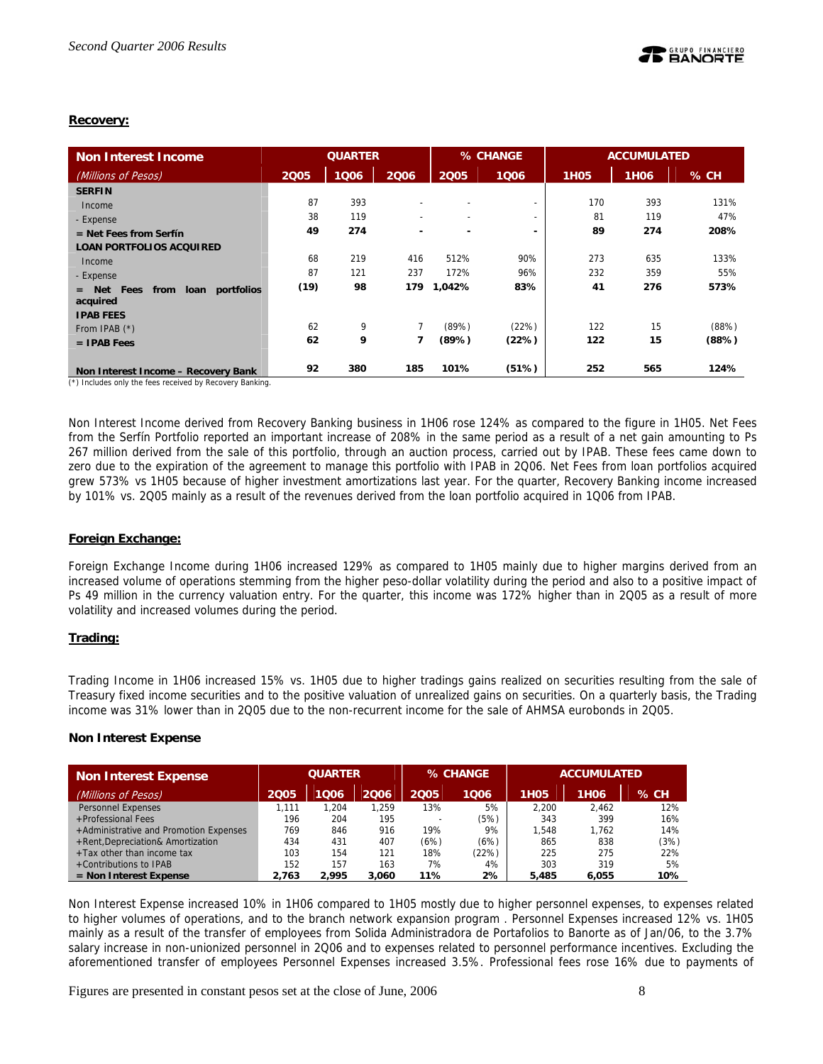**Recovery:**

| Non Interest Income | QUARTER | | | % CHANGE | | ACCUMULATED | | |
|---|---|---|---|---|---|---|---|---|
| (Millions of Pesos) | 2Q05 | 1Q06 | 2Q06 | 2Q05 | 1Q06 | 1H05 | 1H06 | % CH |
| **SERFIN** | | | | | | | | |
| Income | 87 | 393 | - | - | - | 170 | 393 | 131% |
| - Expense | 38 | 119 | - | - | - | 81 | 119 | 47% |
| **= Net Fees from Serfín** | **49** | **274** | **-** | **-** | **-** | **89** | **274** | **208%** |
| **LOAN PORTFOLIOS ACQUIRED** | | | | | | | | |
| Income | 68 | 219 | 416 | 512% | 90% | 273 | 635 | 133% |
| - Expense | 87 | 121 | 237 | 172% | 96% | 232 | 359 | 55% |
| **= Net Fees from loan portfolios acquired** | **(19)** | **98** | **179** | **1,042%** | **83%** | **41** | **276** | **573%** |
| **IPAB FEES** | | | | | | | | |
| From IPAB (*) | 62 | 9 | 7 | (89%) | (22%) | 122 | 15 | (88%) |
| **= IPAB Fees** | **62** | **9** | **7** | **(89%)** | **(22%)** | **122** | **15** | **(88%)** |
| **Non Interest Income – Recovery Bank** | **92** | **380** | **185** | **101%** | **(51%)** | **252** | **565** | **124%** |

(*) Includes only the fees received by Recovery Banking.

Non Interest Income derived from Recovery Banking business in 1H06 rose 124% as compared to the figure in 1H05. Net Fees from the Serfín Portfolio reported an important increase of 208% in the same period as a result of a net gain amounting to Ps 267 million derived from the sale of this portfolio, through an auction process, carried out by IPAB. These fees came down to zero due to the expiration of the agreement to manage this portfolio with IPAB in 2Q06. Net Fees from loan portfolios acquired grew 573% vs 1H05 because of higher investment amortizations last year. For the quarter, Recovery Banking income increased by 101% vs. 2Q05 mainly as a result of the revenues derived from the loan portfolio acquired in 1Q06 from IPAB.

**Foreign Exchange:**

Foreign Exchange Income during 1H06 increased 129% as compared to 1H05 mainly due to higher margins derived from an increased volume of operations stemming from the higher peso-dollar volatility during the period and also to a positive impact of Ps 49 million in the currency valuation entry. For the quarter, this income was 172% higher than in 2Q05 as a result of more volatility and increased volumes during the period.

**Trading:**

Trading Income in 1H06 increased 15% vs. 1H05 due to higher tradings gains realized on securities resulting from the sale of Treasury fixed income securities and to the positive valuation of unrealized gains on securities. On a quarterly basis, the Trading income was 31% lower than in 2Q05 due to the non-recurrent income for the sale of AHMSA eurobonds in 2Q05.

**Non Interest Expense**

| Non Interest Expense | QUARTER | | | % CHANGE | | ACCUMULATED | | |
|---|---|---|---|---|---|---|---|---|
| (Millions of Pesos) | 2Q05 | 1Q06 | 2Q06 | 2Q05 | 1Q06 | 1H05 | 1H06 | % CH |
| Personnel Expenses | 1,111 | 1,204 | 1,259 | 13% | 5% | 2,200 | 2,462 | 12% |
| +Professional Fees | 196 | 204 | 195 | - | (5%) | 343 | 399 | 16% |
| +Administrative and Promotion Expenses | 769 | 846 | 916 | 19% | 9% | 1,548 | 1,762 | 14% |
| +Rent,Depreciation& Amortization | 434 | 431 | 407 | (6%) | (6%) | 865 | 838 | (3%) |
| +Tax other than income tax | 103 | 154 | 121 | 18% | (22%) | 225 | 275 | 22% |
| +Contributions to IPAB | 152 | 157 | 163 | 7% | 4% | 303 | 319 | 5% |
| **= Non Interest Expense** | **2,763** | **2,995** | **3,060** | **11%** | **2%** | **5,485** | **6,055** | **10%** |

Non Interest Expense increased 10% in 1H06 compared to 1H05 mostly due to higher personnel expenses, to expenses related to higher volumes of operations, and to the branch network expansion program . Personnel Expenses increased 12% vs. 1H05 mainly as a result of the transfer of employees from Solida Administradora de Portafolios to Banorte as of Jan/06, to the 3.7% salary increase in non-unionized personnel in 2Q06 and to expenses related to personnel performance incentives. Excluding the aforementioned transfer of employees Personnel Expenses increased 3.5%. Professional fees rose 16% due to payments of

Figures are presented in constant pesos set at the close of June, 2006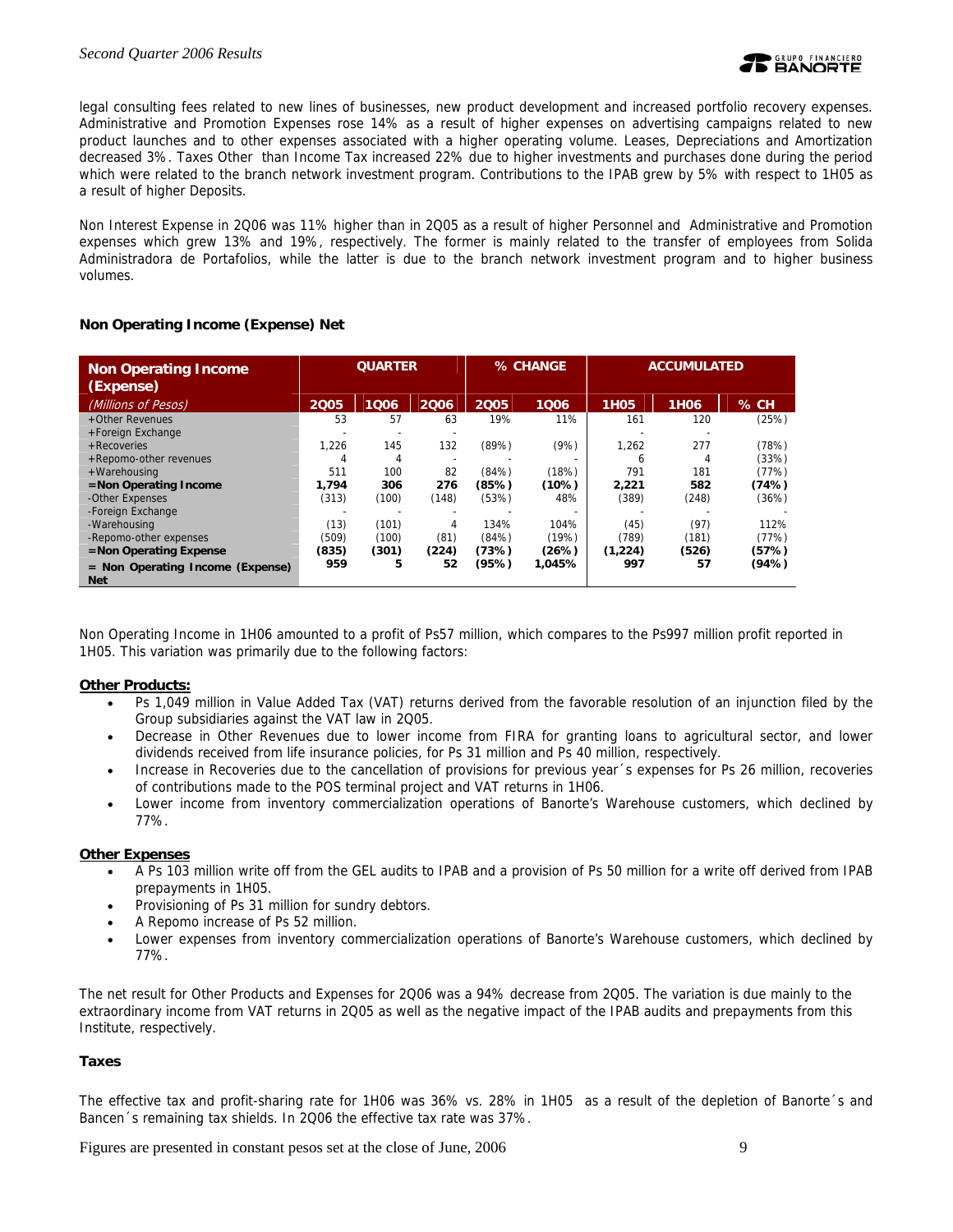legal consulting fees related to new lines of businesses, new product development and increased portfolio recovery expenses. Administrative and Promotion Expenses rose 14% as a result of higher expenses on advertising campaigns related to new product launches and to other expenses associated with a higher operating volume. Leases, Depreciations and Amortization decreased 3%. Taxes Other than Income Tax increased 22% due to higher investments and purchases done during the period which were related to the branch network investment program. Contributions to the IPAB grew by 5% with respect to 1H05 as a result of higher Deposits.

Non Interest Expense in 2Q06 was 11% higher than in 2Q05 as a result of higher Personnel and Administrative and Promotion expenses which grew 13% and 19%, respectively. The former is mainly related to the transfer of employees from Solida Administradora de Portafolios, while the latter is due to the branch network investment program and to higher business volumes.

### Non Operating Income (Expense) Net

| Non Operating Income (Expense) | QUARTER | | | % CHANGE | | ACCUMULATED | | |
|---|---|---|---|---|---|---|---|---|
| *(Millions of Pesos)* | 2Q05 | 1Q06 | 2Q06 | 2Q05 | 1Q06 | 1H05 | 1H06 | % CH |
| +Other Revenues | 53 | 57 | 63 | 19% | 11% | 161 | 120 | (25%) |
| +Foreign Exchange | - | - | - | | | - | - | |
| +Recoveries | 1,226 | 145 | 132 | (89%) | (9%) | 1,262 | 277 | (78%) |
| +Repomo-other revenues | 4 | 4 | - | - | - | 6 | 4 | (33%) |
| +Warehousing | 511 | 100 | 82 | (84%) | (18%) | 791 | 181 | (77%) |
| **=Non Operating Income** | **1,794** | **306** | **276** | **(85%)** | **(10%)** | **2,221** | **582** | **(74%)** |
| -Other Expenses | (313) | (100) | (148) | (53%) | 48% | (389) | (248) | (36%) |
| -Foreign Exchange | - | - | - | - | - | - | - | - |
| -Warehousing | (13) | (101) | 4 | 134% | 104% | (45) | (97) | 112% |
| -Repomo-other expenses | (509) | (100) | (81) | (84%) | (19%) | (789) | (181) | (77%) |
| **=Non Operating Expense** | **(835)** | **(301)** | **(224)** | **(73%)** | **(26%)** | **(1,224)** | **(526)** | **(57%)** |
| **= Non Operating Income (Expense) Net** | **959** | **5** | **52** | **(95%)** | **1,045%** | **997** | **57** | **(94%)** |

Non Operating Income in 1H06 amounted to a profit of Ps57 million, which compares to the Ps997 million profit reported in 1H05. This variation was primarily due to the following factors:

**Other Products:**

- Ps 1,049 million in Value Added Tax (VAT) returns derived from the favorable resolution of an injunction filed by the Group subsidiaries against the VAT law in 2Q05.
- Decrease in Other Revenues due to lower income from FIRA for granting loans to agricultural sector, and lower dividends received from life insurance policies, for Ps 31 million and Ps 40 million, respectively.
- Increase in Recoveries due to the cancellation of provisions for previous year´s expenses for Ps 26 million, recoveries of contributions made to the POS terminal project and VAT returns in 1H06.
- Lower income from inventory commercialization operations of Banorte's Warehouse customers, which declined by 77%.

**Other Expenses**

- A Ps 103 million write off from the GEL audits to IPAB and a provision of Ps 50 million for a write off derived from IPAB prepayments in 1H05.
- Provisioning of Ps 31 million for sundry debtors.
- A Repomo increase of Ps 52 million.
- Lower expenses from inventory commercialization operations of Banorte's Warehouse customers, which declined by 77%.

The net result for Other Products and Expenses for 2Q06 was a 94% decrease from 2Q05. The variation is due mainly to the extraordinary income from VAT returns in 2Q05 as well as the negative impact of the IPAB audits and prepayments from this Institute, respectively.

### Taxes

The effective tax and profit-sharing rate for 1H06 was 36% vs. 28% in 1H05 as a result of the depletion of Banorte´s and Bancen´s remaining tax shields. In 2Q06 the effective tax rate was 37%.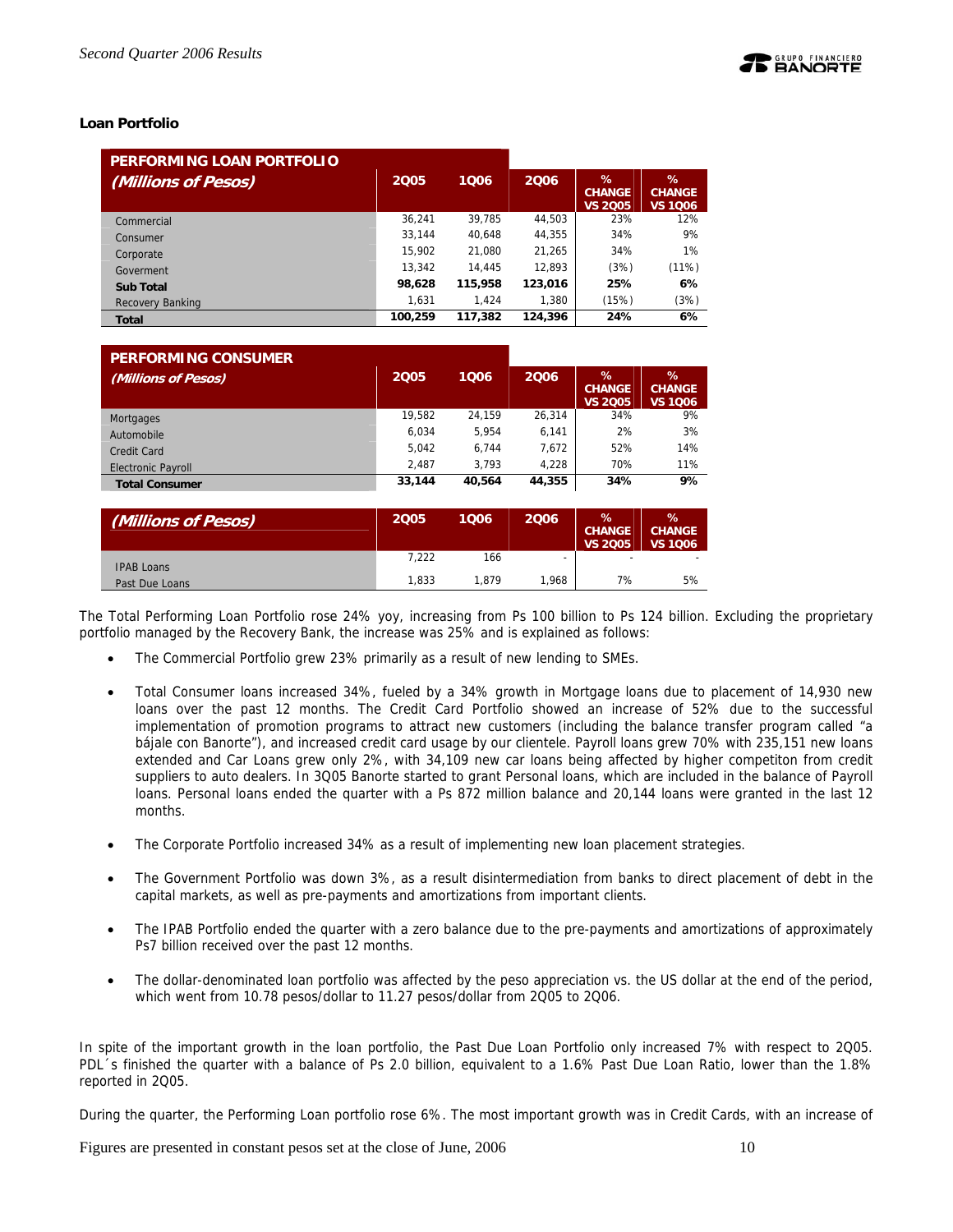### Loan Portfolio

| PERFORMING LOAN PORTFOLIO (Millions of Pesos) | 2Q05 | 1Q06 | 2Q06 | % CHANGE VS 2Q05 | % CHANGE VS 1Q06 |
|---|---|---|---|---|---|
| Commercial | 36,241 | 39,785 | 44,503 | 23% | 12% |
| Consumer | 33,144 | 40,648 | 44,355 | 34% | 9% |
| Corporate | 15,902 | 21,080 | 21,265 | 34% | 1% |
| Goverment | 13,342 | 14,445 | 12,893 | (3%) | (11%) |
| **Sub Total** | **98,628** | **115,958** | **123,016** | **25%** | **6%** |
| Recovery Banking | 1,631 | 1,424 | 1,380 | (15%) | (3%) |
| **Total** | **100,259** | **117,382** | **124,396** | **24%** | **6%** |

| PERFORMING CONSUMER (Millions of Pesos) | 2Q05 | 1Q06 | 2Q06 | % CHANGE VS 2Q05 | % CHANGE VS 1Q06 |
|---|---|---|---|---|---|
| Mortgages | 19,582 | 24,159 | 26,314 | 34% | 9% |
| Automobile | 6,034 | 5,954 | 6,141 | 2% | 3% |
| Credit Card | 5,042 | 6,744 | 7,672 | 52% | 14% |
| Electronic Payroll | 2,487 | 3,793 | 4,228 | 70% | 11% |
| **Total Consumer** | **33,144** | **40,564** | **44,355** | **34%** | **9%** |

| (Millions of Pesos) | 2Q05 | 1Q06 | 2Q06 | % CHANGE VS 2Q05 | % CHANGE VS 1Q06 |
|---|---|---|---|---|---|
| IPAB Loans | 7,222 | 166 | - | - | - |
| Past Due Loans | 1,833 | 1,879 | 1,968 | 7% | 5% |

The Total Performing Loan Portfolio rose 24% yoy, increasing from Ps 100 billion to Ps 124 billion. Excluding the proprietary portfolio managed by the Recovery Bank, the increase was 25% and is explained as follows:

- The Commercial Portfolio grew 23% primarily as a result of new lending to SMEs.
- Total Consumer loans increased 34%, fueled by a 34% growth in Mortgage loans due to placement of 14,930 new loans over the past 12 months. The Credit Card Portfolio showed an increase of 52% due to the successful implementation of promotion programs to attract new customers (including the balance transfer program called "a bájale con Banorte"), and increased credit card usage by our clientele. Payroll loans grew 70% with 235,151 new loans extended and Car Loans grew only 2%, with 34,109 new car loans being affected by higher competiton from credit suppliers to auto dealers. In 3Q05 Banorte started to grant Personal loans, which are included in the balance of Payroll loans. Personal loans ended the quarter with a Ps 872 million balance and 20,144 loans were granted in the last 12 months.
- The Corporate Portfolio increased 34% as a result of implementing new loan placement strategies.
- The Government Portfolio was down 3%, as a result disintermediation from banks to direct placement of debt in the capital markets, as well as pre-payments and amortizations from important clients.
- The IPAB Portfolio ended the quarter with a zero balance due to the pre-payments and amortizations of approximately Ps7 billion received over the past 12 months.
- The dollar-denominated loan portfolio was affected by the peso appreciation vs. the US dollar at the end of the period, which went from 10.78 pesos/dollar to 11.27 pesos/dollar from 2Q05 to 2Q06.

In spite of the important growth in the loan portfolio, the Past Due Loan Portfolio only increased 7% with respect to 2Q05. PDL´s finished the quarter with a balance of Ps 2.0 billion, equivalent to a 1.6% Past Due Loan Ratio, lower than the 1.8% reported in 2Q05.

During the quarter, the Performing Loan portfolio rose 6%. The most important growth was in Credit Cards, with an increase of

Figures are presented in constant pesos set at the close of June, 2006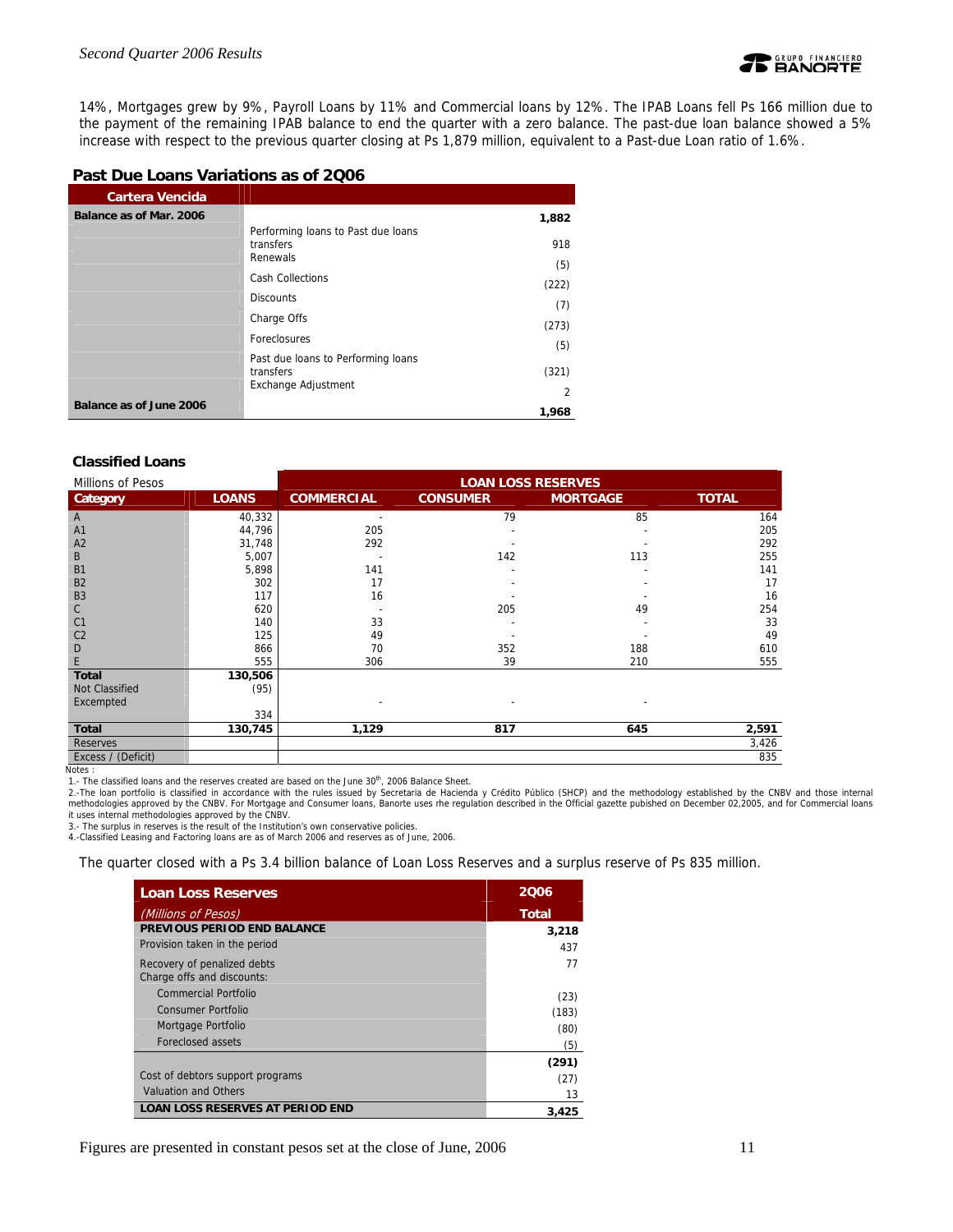14%, Mortgages grew by 9%, Payroll Loans by 11% and Commercial loans by 12%. The IPAB Loans fell Ps 166 million due to the payment of the remaining IPAB balance to end the quarter with a zero balance. The past-due loan balance showed a 5% increase with respect to the previous quarter closing at Ps 1,879 million, equivalent to a Past-due Loan ratio of 1.6%.

### Past Due Loans Variations as of 2Q06

| Cartera Vencida | | |
|---|---|---|
| Balance as of Mar. 2006 | | 1,882 |
| | Performing loans to Past due loans transfers | 918 |
| | Renewals | (5) |
| | Cash Collections | (222) |
| | Discounts | (7) |
| | Charge Offs | (273) |
| | Foreclosures | (5) |
| | Past due loans to Performing loans transfers | (321) |
| | Exchange Adjustment | 2 |
| Balance as of June 2006 | | 1,968 |

### Classified Loans

| Millions of Pesos | | LOAN LOSS RESERVES | | | |
|---|---|---|---|---|---|
| Category | LOANS | COMMERCIAL | CONSUMER | MORTGAGE | TOTAL |
| A | 40,332 | - | 79 | 85 | 164 |
| A1 | 44,796 | 205 | - | - | 205 |
| A2 | 31,748 | 292 | - | - | 292 |
| B | 5,007 | - | 142 | 113 | 255 |
| B1 | 5,898 | 141 | - | - | 141 |
| B2 | 302 | 17 | - | - | 17 |
| B3 | 117 | 16 | - | - | 16 |
| C | 620 | - | 205 | 49 | 254 |
| C1 | 140 | 33 | - | - | 33 |
| C2 | 125 | 49 | - | - | 49 |
| D | 866 | 70 | 352 | 188 | 610 |
| E | 555 | 306 | 39 | 210 | 555 |
| Total | 130,506 | | | | |
| Not Classified | (95) | | | | |
| Excempted | 334 | - | - | - | |
| Total | 130,745 | 1,129 | 817 | 645 | 2,591 |
| Reserves | | | | | 3,426 |
| Excess / (Deficit) | | | | | 835 |

Notes :

1.- The classified loans and the reserves created are based on the June 30th, 2006 Balance Sheet.

2.-The loan portfolio is classified in accordance with the rules issued by Secretaria de Hacienda y Crédito Público (SHCP) and the methodology established by the CNBV and those internal methodologies approved by the CNBV. For Mortgage and Consumer loans, Banorte uses rhe regulation described in the Official gazette pubished on December 02,2005, and for Commercial loans it uses internal methodologies approved by the CNBV.

3.- The surplus in reserves is the result of the Institution's own conservative policies.

4.-Classified Leasing and Factoring loans are as of March 2006 and reserves as of June, 2006.

The quarter closed with a Ps 3.4 billion balance of Loan Loss Reserves and a surplus reserve of Ps 835 million.

| Loan Loss Reserves | 2Q06 |
|---|---|
| *(Millions of Pesos)* | Total |
| PREVIOUS PERIOD END BALANCE | 3,218 |
| Provision taken in the period | 437 |
| Recovery of penalized debts | 77 |
| Charge offs and discounts: | |
| Commercial Portfolio | (23) |
| Consumer Portfolio | (183) |
| Mortgage Portfolio | (80) |
| Foreclosed assets | (5) |
| | (291) |
| Cost of debtors support programs | (27) |
| Valuation and Others | 13 |
| LOAN LOSS RESERVES AT PERIOD END | 3,425 |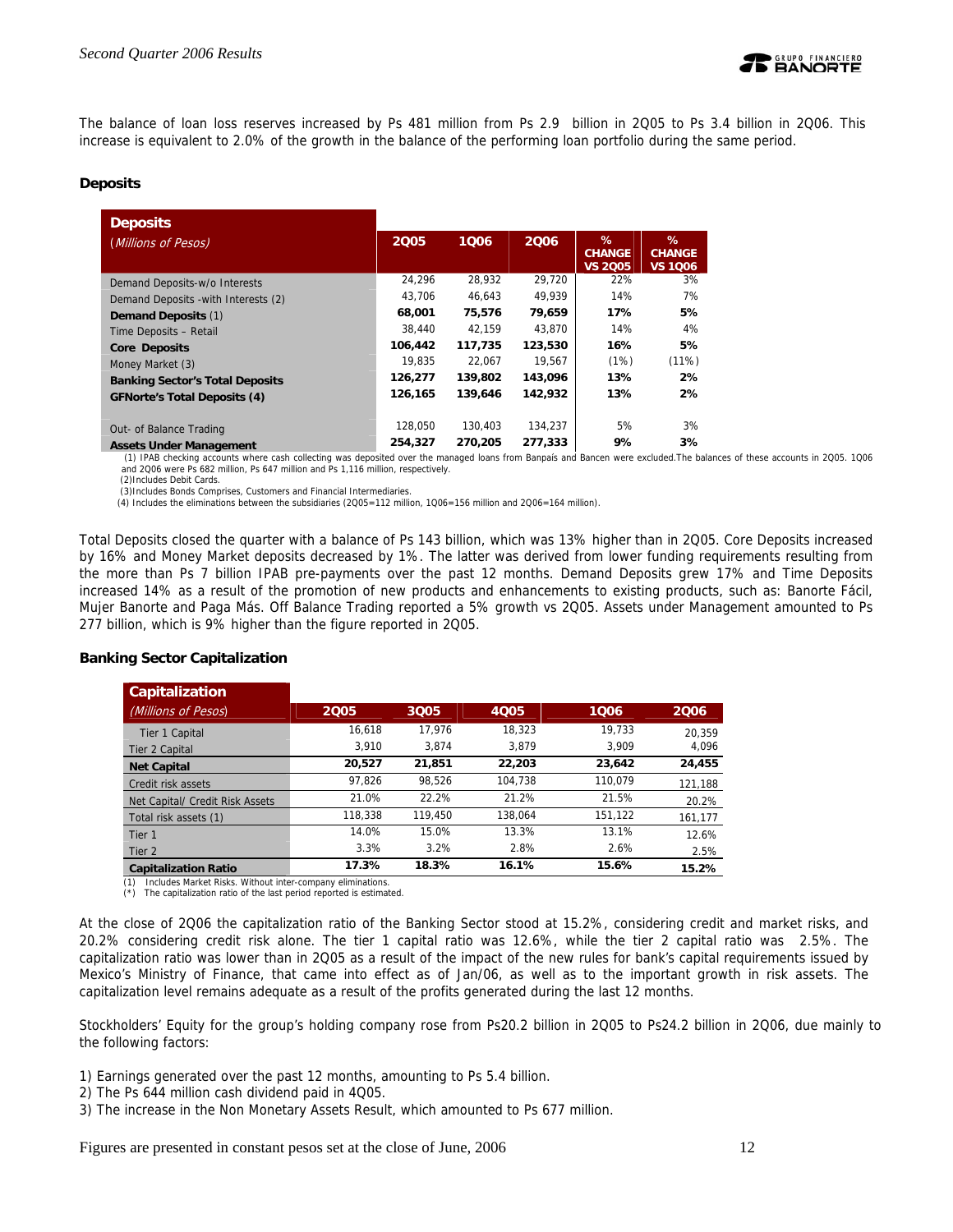The balance of loan loss reserves increased by Ps 481 million from Ps 2.9 billion in 2Q05 to Ps 3.4 billion in 2Q06. This increase is equivalent to 2.0% of the growth in the balance of the performing loan portfolio during the same period.

### Deposits

| **Deposits** *(Millions of Pesos)* | 2Q05 | 1Q06 | 2Q06 | % CHANGE VS 2Q05 | % CHANGE VS 1Q06 |
|---|---|---|---|---|---|
| Demand Deposits-w/o Interests | 24,296 | 28,932 | 29,720 | 22% | 3% |
| Demand Deposits -with Interests (2) | 43,706 | 46,643 | 49,939 | 14% | 7% |
| **Demand Deposits** (1) | **68,001** | **75,576** | **79,659** | **17%** | **5%** |
| Time Deposits – Retail | 38,440 | 42,159 | 43,870 | 14% | 4% |
| **Core Deposits** | **106,442** | **117,735** | **123,530** | **16%** | **5%** |
| Money Market (3) | 19,835 | 22,067 | 19,567 | (1%) | (11%) |
| **Banking Sector's Total Deposits** | **126,277** | **139,802** | **143,096** | **13%** | **2%** |
| **GFNorte's Total Deposits (4)** | **126,165** | **139,646** | **142,932** | **13%** | **2%** |
| Out- of Balance Trading | 128,050 | 130,403 | 134,237 | 5% | 3% |
| **Assets Under Management** | **254,327** | **270,205** | **277,333** | **9%** | **3%** |

(1) IPAB checking accounts where cash collecting was deposited over the managed loans from Banpaís and Bancen were excluded.The balances of these accounts in 2Q05. 1Q06 and 2Q06 were Ps 682 million, Ps 647 million and Ps 1,116 million, respectively.
(2)Includes Debit Cards.
(3)Includes Bonds Comprises, Customers and Financial Intermediaries.
(4) Includes the eliminations between the subsidiaries (2Q05=112 million, 1Q06=156 million and 2Q06=164 million).

Total Deposits closed the quarter with a balance of Ps 143 billion, which was 13% higher than in 2Q05. Core Deposits increased by 16% and Money Market deposits decreased by 1%. The latter was derived from lower funding requirements resulting from the more than Ps 7 billion IPAB pre-payments over the past 12 months. Demand Deposits grew 17% and Time Deposits increased 14% as a result of the promotion of new products and enhancements to existing products, such as: Banorte Fácil, Mujer Banorte and Paga Más. Off Balance Trading reported a 5% growth vs 2Q05. Assets under Management amounted to Ps 277 billion, which is 9% higher than the figure reported in 2Q05.

### Banking Sector Capitalization

| **Capitalization** *(Millions of Pesos)* | 2Q05 | 3Q05 | 4Q05 | 1Q06 | 2Q06 |
|---|---|---|---|---|---|
| Tier 1 Capital | 16,618 | 17,976 | 18,323 | 19,733 | 20,359 |
| Tier 2 Capital | 3,910 | 3,874 | 3,879 | 3,909 | 4,096 |
| **Net Capital** | **20,527** | **21,851** | **22,203** | **23,642** | **24,455** |
| Credit risk assets | 97,826 | 98,526 | 104,738 | 110,079 | 121,188 |
| Net Capital/ Credit Risk Assets | 21.0% | 22.2% | 21.2% | 21.5% | 20.2% |
| Total risk assets (1) | 118,338 | 119,450 | 138,064 | 151,122 | 161,177 |
| Tier 1 | 14.0% | 15.0% | 13.3% | 13.1% | 12.6% |
| Tier 2 | 3.3% | 3.2% | 2.8% | 2.6% | 2.5% |
| **Capitalization Ratio** | **17.3%** | **18.3%** | **16.1%** | **15.6%** | **15.2%** |

(1) Includes Market Risks. Without inter-company eliminations.
(*) The capitalization ratio of the last period reported is estimated.

At the close of 2Q06 the capitalization ratio of the Banking Sector stood at 15.2%, considering credit and market risks, and 20.2% considering credit risk alone. The tier 1 capital ratio was 12.6%, while the tier 2 capital ratio was 2.5%. The capitalization ratio was lower than in 2Q05 as a result of the impact of the new rules for bank's capital requirements issued by Mexico's Ministry of Finance, that came into effect as of Jan/06, as well as to the important growth in risk assets. The capitalization level remains adequate as a result of the profits generated during the last 12 months.

Stockholders' Equity for the group's holding company rose from Ps20.2 billion in 2Q05 to Ps24.2 billion in 2Q06, due mainly to the following factors:

1) Earnings generated over the past 12 months, amounting to Ps 5.4 billion.
2) The Ps 644 million cash dividend paid in 4Q05.
3) The increase in the Non Monetary Assets Result, which amounted to Ps 677 million.

Figures are presented in constant pesos set at the close of June, 2006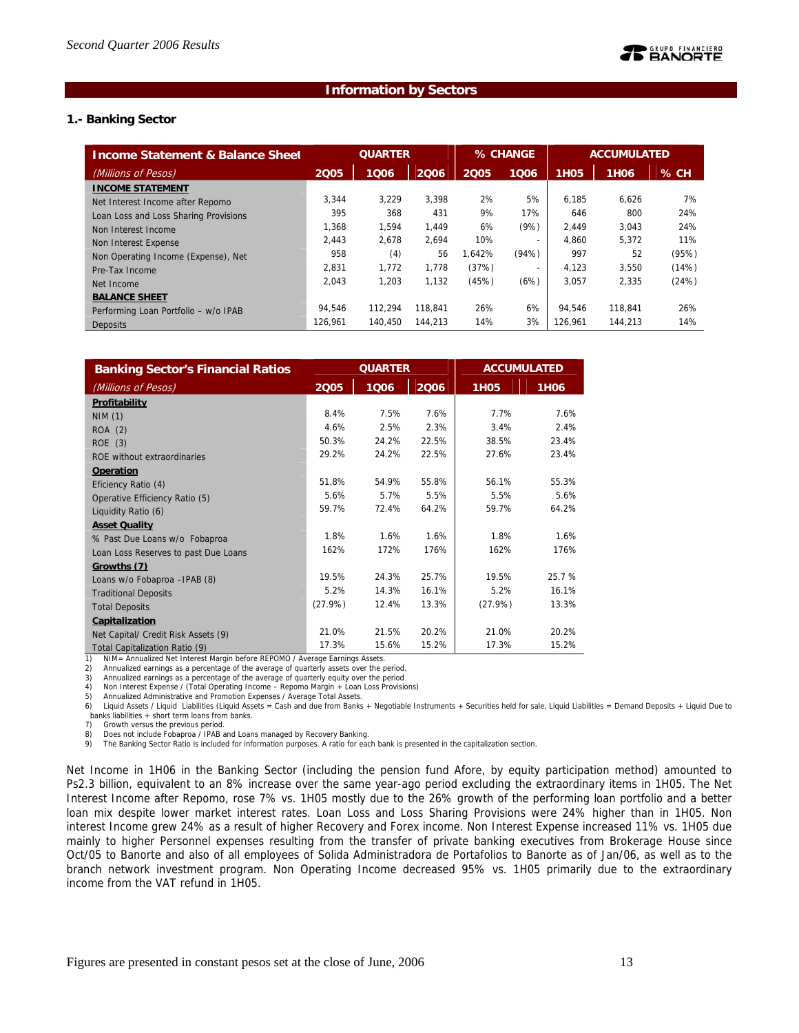## Information by Sectors

### 1.- Banking Sector

| Income Statement & Balance Sheet | QUARTER | | | % CHANGE | | ACCUMULATED | | |
|---|---|---|---|---|---|---|---|---|
| (Millions of Pesos) | 2Q05 | 1Q06 | 2Q06 | 2Q05 | 1Q06 | 1H05 | 1H06 | % CH |
| **INCOME STATEMENT** | | | | | | | | |
| Net Interest Income after Repomo | 3,344 | 3,229 | 3,398 | 2% | 5% | 6,185 | 6,626 | 7% |
| Loan Loss and Loss Sharing Provisions | 395 | 368 | 431 | 9% | 17% | 646 | 800 | 24% |
| Non Interest Income | 1,368 | 1,594 | 1,449 | 6% | (9%) | 2,449 | 3,043 | 24% |
| Non Interest Expense | 2,443 | 2,678 | 2,694 | 10% | - | 4,860 | 5,372 | 11% |
| Non Operating Income (Expense), Net | 958 | (4) | 56 | 1,642% | (94%) | 997 | 52 | (95%) |
| Pre-Tax Income | 2,831 | 1,772 | 1,778 | (37%) | - | 4,123 | 3,550 | (14%) |
| Net Income | 2,043 | 1,203 | 1,132 | (45%) | (6%) | 3,057 | 2,335 | (24%) |
| **BALANCE SHEET** | | | | | | | | |
| Performing Loan Portfolio – w/o IPAB | 94,546 | 112,294 | 118,841 | 26% | 6% | 94,546 | 118,841 | 26% |
| Deposits | 126,961 | 140,450 | 144,213 | 14% | 3% | 126,961 | 144,213 | 14% |

| Banking Sector's Financial Ratios | QUARTER | | | ACCUMULATED | |
|---|---|---|---|---|---|
| (Millions of Pesos) | 2Q05 | 1Q06 | 2Q06 | 1H05 | 1H06 |
| **Profitability** | | | | | |
| NIM (1) | 8.4% | 7.5% | 7.6% | 7.7% | 7.6% |
| ROA (2) | 4.6% | 2.5% | 2.3% | 3.4% | 2.4% |
| ROE (3) | 50.3% | 24.2% | 22.5% | 38.5% | 23.4% |
| ROE without extraordinaries | 29.2% | 24.2% | 22.5% | 27.6% | 23.4% |
| **Operation** | | | | | |
| Eficiency Ratio (4) | 51.8% | 54.9% | 55.8% | 56.1% | 55.3% |
| Operative Efficiency Ratio (5) | 5.6% | 5.7% | 5.5% | 5.5% | 5.6% |
| Liquidity Ratio (6) | 59.7% | 72.4% | 64.2% | 59.7% | 64.2% |
| **Asset Quality** | | | | | |
| % Past Due Loans w/o Fobaproa | 1.8% | 1.6% | 1.6% | 1.8% | 1.6% |
| Loan Loss Reserves to past Due Loans | 162% | 172% | 176% | 162% | 176% |
| **Growths (7)** | | | | | |
| Loans w/o Fobaproa –IPAB (8) | 19.5% | 24.3% | 25.7% | 19.5% | 25.7 % |
| Traditional Deposits | 5.2% | 14.3% | 16.1% | 5.2% | 16.1% |
| Total Deposits | (27.9%) | 12.4% | 13.3% | (27.9%) | 13.3% |
| **Capitalization** | | | | | |
| Net Capital/ Credit Risk Assets (9) | 21.0% | 21.5% | 20.2% | 21.0% | 20.2% |
| Total Capitalization Ratio (9) | 17.3% | 15.6% | 15.2% | 17.3% | 15.2% |

1) NIM= Annualized Net Interest Margin before REPOMO / Average Earnings Assets.
2) Annualized earnings as a percentage of the average of quarterly assets over the period.
3) Annualized earnings as a percentage of the average of quarterly equity over the period
4) Non Interest Expense / (Total Operating Income – Repomo Margin + Loan Loss Provisions)
5) Annualized Administrative and Promotion Expenses / Average Total Assets.
6) Liquid Assets / Liquid Liabilities (Liquid Assets = Cash and due from Banks + Negotiable Instruments + Securities held for sale, Liquid Liabilities = Demand Deposits + Liquid Due to banks liabilities + short term loans from banks.
7) Growth versus the previous period.
8) Does not include Fobaproa / IPAB and Loans managed by Recovery Banking.
9) The Banking Sector Ratio is included for information purposes. A ratio for each bank is presented in the capitalization section.

Net Income in 1H06 in the Banking Sector (including the pension fund Afore, by equity participation method) amounted to Ps2.3 billion, equivalent to an 8% increase over the same year-ago period excluding the extraordinary items in 1H05. The Net Interest Income after Repomo, rose 7% vs. 1H05 mostly due to the 26% growth of the performing loan portfolio and a better loan mix despite lower market interest rates. Loan Loss and Loss Sharing Provisions were 24% higher than in 1H05. Non interest Income grew 24% as a result of higher Recovery and Forex income. Non Interest Expense increased 11% vs. 1H05 due mainly to higher Personnel expenses resulting from the transfer of private banking executives from Brokerage House since Oct/05 to Banorte and also of all employees of Solida Administradora de Portafolios to Banorte as of Jan/06, as well as to the branch network investment program. Non Operating Income decreased 95% vs. 1H05 primarily due to the extraordinary income from the VAT refund in 1H05.

Figures are presented in constant pesos set at the close of June, 2006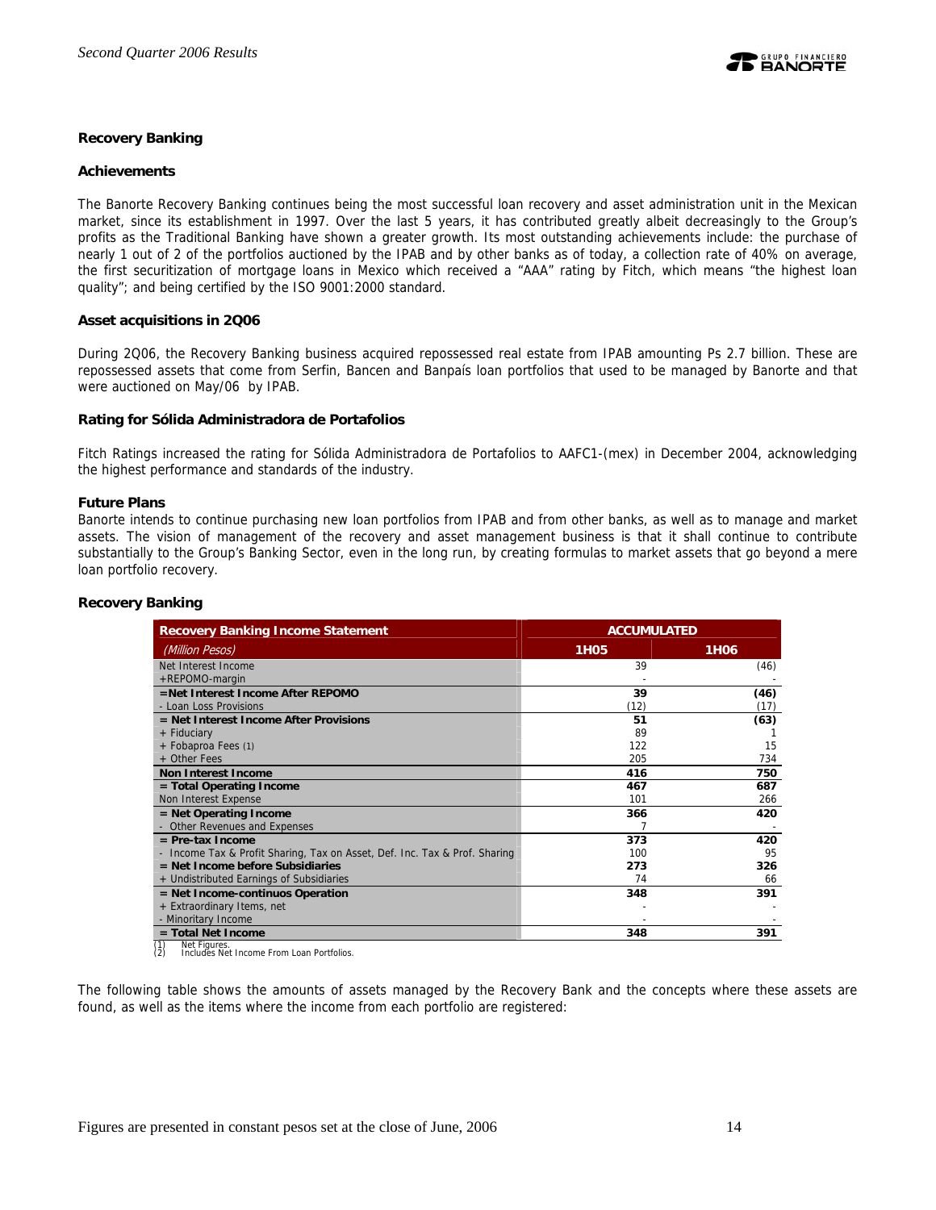## Recovery Banking

### Achievements

The Banorte Recovery Banking continues being the most successful loan recovery and asset administration unit in the Mexican market, since its establishment in 1997. Over the last 5 years, it has contributed greatly albeit decreasingly to the Group's profits as the Traditional Banking have shown a greater growth. Its most outstanding achievements include: the purchase of nearly 1 out of 2 of the portfolios auctioned by the IPAB and by other banks as of today, a collection rate of 40% on average, the first securitization of mortgage loans in Mexico which received a "AAA" rating by Fitch, which means "the highest loan quality"; and being certified by the ISO 9001:2000 standard.

### Asset acquisitions in 2Q06

During 2Q06, the Recovery Banking business acquired repossessed real estate from IPAB amounting Ps 2.7 billion. These are repossessed assets that come from Serfin, Bancen and Banpaís loan portfolios that used to be managed by Banorte and that were auctioned on May/06 by IPAB.

### Rating for Sólida Administradora de Portafolios

Fitch Ratings increased the rating for Sólida Administradora de Portafolios to AAFC1-(mex) in December 2004, acknowledging the highest performance and standards of the industry.

### Future Plans

Banorte intends to continue purchasing new loan portfolios from IPAB and from other banks, as well as to manage and market assets. The vision of management of the recovery and asset management business is that it shall continue to contribute substantially to the Group's Banking Sector, even in the long run, by creating formulas to market assets that go beyond a mere loan portfolio recovery.

### Recovery Banking

| **Recovery Banking Income Statement** | **ACCUMULATED** | |
|---|---|---|
| *(Million Pesos)* | **1H05** | **1H06** |
| Net Interest Income | 39 | (46) |
| +REPOMO-margin | - | - |
| **=Net Interest Income After REPOMO** | **39** | **(46)** |
| - Loan Loss Provisions | (12) | (17) |
| **= Net Interest Income After Provisions** | **51** | **(63)** |
| + Fiduciary | 89 | 1 |
| + Fobaproa Fees (1) | 122 | 15 |
| + Other Fees | 205 | 734 |
| **Non Interest Income** | **416** | **750** |
| **= Total Operating Income** | **467** | **687** |
| Non Interest Expense | 101 | 266 |
| **= Net Operating Income** | **366** | **420** |
| - Other Revenues and Expenses | 7 | - |
| **= Pre-tax Income** | **373** | **420** |
| - Income Tax & Profit Sharing, Tax on Asset, Def. Inc. Tax & Prof. Sharing | 100 | 95 |
| **= Net Income before Subsidiaries** | **273** | **326** |
| + Undistributed Earnings of Subsidiaries | 74 | 66 |
| **= Net Income-continuos Operation** | **348** | **391** |
| + Extraordinary Items, net | - | - |
| - Minoritary Income | - | - |
| **= Total Net Income** | **348** | **391** |

(1) Net Figures.
(2) Includes Net Income From Loan Portfolios.

The following table shows the amounts of assets managed by the Recovery Bank and the concepts where these assets are found, as well as the items where the income from each portfolio are registered: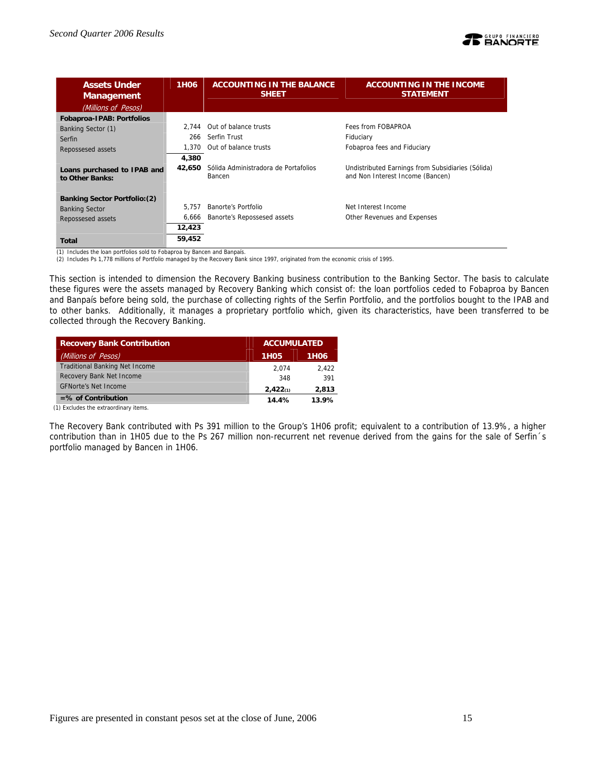| Assets Under Management *(Millions of Pesos)* | 1H06 | ACCOUNTING IN THE BALANCE SHEET | ACCOUNTING IN THE INCOME STATEMENT |
|---|---|---|---|
| **Fobaproa-IPAB: Portfolios** | | | |
| Banking Sector (1) | 2,744 | Out of balance trusts | Fees from FOBAPROA |
| Serfin | 266 | Serfin Trust | Fiduciary |
| Repossesed assets | 1,370 | Out of balance trusts | Fobaproa fees and Fiduciary |
| | **4,380** | | |
| **Loans purchased to IPAB and to Other Banks:** | **42,650** | Sólida Administradora de Portafolios Bancen | Undistributed Earnings from Subsidiaries (Sólida) and Non Interest Income (Bancen) |
| **Banking Sector Portfolio:(2)** | | | |
| Banking Sector | 5,757 | Banorte's Portfolio | Net Interest Income |
| Repossesed assets | 6,666 | Banorte's Repossesed assets | Other Revenues and Expenses |
| | **12,423** | | |
| **Total** | **59,452** | | |

(1) Includes the loan portfolios sold to Fobaproa by Bancen and Banpaís.
(2) Includes Ps 1,778 millions of Portfolio managed by the Recovery Bank since 1997, originated from the economic crisis of 1995.

This section is intended to dimension the Recovery Banking business contribution to the Banking Sector. The basis to calculate these figures were the assets managed by Recovery Banking which consist of: the loan portfolios ceded to Fobaproa by Bancen and Banpaís before being sold, the purchase of collecting rights of the Serfin Portfolio, and the portfolios bought to the IPAB and to other banks. Additionally, it manages a proprietary portfolio which, given its characteristics, have been transferred to be collected through the Recovery Banking.

| Recovery Bank Contribution *(Millions of Pesos)* | ACCUMULATED 1H05 | 1H06 |
|---|---|---|
| Traditional Banking Net Income | 2,074 | 2,422 |
| Recovery Bank Net Income | 348 | 391 |
| GFNorte's Net Income | **2,422(1)** | **2,813** |
| **=% of Contribution** | **14.4%** | **13.9%** |

(1) Excludes the extraordinary items.

The Recovery Bank contributed with Ps 391 million to the Group's 1H06 profit; equivalent to a contribution of 13.9%, a higher contribution than in 1H05 due to the Ps 267 million non-recurrent net revenue derived from the gains for the sale of Serfin´s portfolio managed by Bancen in 1H06.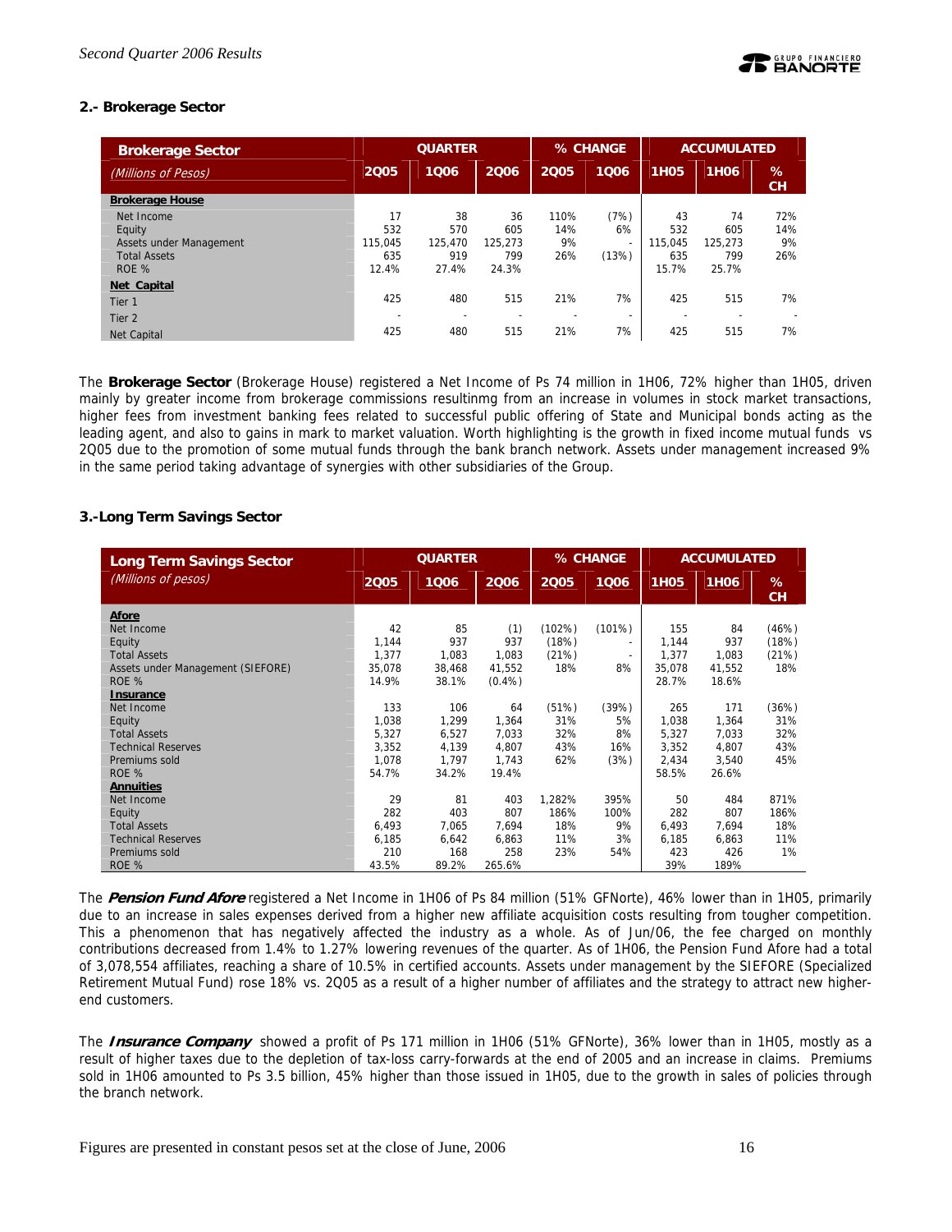### 2.- Brokerage Sector

| Brokerage Sector (Millions of Pesos) | QUARTER 2Q05 | 1Q06 | 2Q06 | % CHANGE 2Q05 | 1Q06 | ACCUMULATED 1H05 | 1H06 | % CH |
|---|---|---|---|---|---|---|---|---|
| **Brokerage House** | | | | | | | | |
| Net Income | 17 | 38 | 36 | 110% | (7%) | 43 | 74 | 72% |
| Equity | 532 | 570 | 605 | 14% | 6% | 532 | 605 | 14% |
| Assets under Management | 115,045 | 125,470 | 125,273 | 9% | - | 115,045 | 125,273 | 9% |
| Total Assets | 635 | 919 | 799 | 26% | (13%) | 635 | 799 | 26% |
| ROE % | 12.4% | 27.4% | 24.3% | | | 15.7% | 25.7% | |
| **Net Capital** | | | | | | | | |
| Tier 1 | 425 | 480 | 515 | 21% | 7% | 425 | 515 | 7% |
| Tier 2 | - | - | - | - | - | - | - | - |
| Net Capital | 425 | 480 | 515 | 21% | 7% | 425 | 515 | 7% |

The **Brokerage Sector** (Brokerage House) registered a Net Income of Ps 74 million in 1H06, 72% higher than 1H05, driven mainly by greater income from brokerage commissions resultinmg from an increase in volumes in stock market transactions, higher fees from investment banking fees related to successful public offering of State and Municipal bonds acting as the leading agent, and also to gains in mark to market valuation. Worth highlighting is the growth in fixed income mutual funds vs 2Q05 due to the promotion of some mutual funds through the bank branch network. Assets under management increased 9% in the same period taking advantage of synergies with other subsidiaries of the Group.

### 3.-Long Term Savings Sector

| Long Term Savings Sector (Millions of pesos) | QUARTER 2Q05 | 1Q06 | 2Q06 | % CHANGE 2Q05 | 1Q06 | ACCUMULATED 1H05 | 1H06 | % CH |
|---|---|---|---|---|---|---|---|---|
| **Afore** | | | | | | | | |
| Net Income | 42 | 85 | (1) | (102%) | (101%) | 155 | 84 | (46%) |
| Equity | 1,144 | 937 | 937 | (18%) | - | 1,144 | 937 | (18%) |
| Total Assets | 1,377 | 1,083 | 1,083 | (21%) | - | 1,377 | 1,083 | (21%) |
| Assets under Management (SIEFORE) | 35,078 | 38,468 | 41,552 | 18% | 8% | 35,078 | 41,552 | 18% |
| ROE % | 14.9% | 38.1% | (0.4%) | | | 28.7% | 18.6% | |
| **Insurance** | | | | | | | | |
| Net Income | 133 | 106 | 64 | (51%) | (39%) | 265 | 171 | (36%) |
| Equity | 1,038 | 1,299 | 1,364 | 31% | 5% | 1,038 | 1,364 | 31% |
| Total Assets | 5,327 | 6,527 | 7,033 | 32% | 8% | 5,327 | 7,033 | 32% |
| Technical Reserves | 3,352 | 4,139 | 4,807 | 43% | 16% | 3,352 | 4,807 | 43% |
| Premiums sold | 1,078 | 1,797 | 1,743 | 62% | (3%) | 2,434 | 3,540 | 45% |
| ROE % | 54.7% | 34.2% | 19.4% | | | 58.5% | 26.6% | |
| **Annuities** | | | | | | | | |
| Net Income | 29 | 81 | 403 | 1,282% | 395% | 50 | 484 | 871% |
| Equity | 282 | 403 | 807 | 186% | 100% | 282 | 807 | 186% |
| Total Assets | 6,493 | 7,065 | 7,694 | 18% | 9% | 6,493 | 7,694 | 18% |
| Technical Reserves | 6,185 | 6,642 | 6,863 | 11% | 3% | 6,185 | 6,863 | 11% |
| Premiums sold | 210 | 168 | 258 | 23% | 54% | 423 | 426 | 1% |
| ROE % | 43.5% | 89.2% | 265.6% | | | 39% | 189% | |

The ***Pension Fund Afore*** registered a Net Income in 1H06 of Ps 84 million (51% GFNorte), 46% lower than in 1H05, primarily due to an increase in sales expenses derived from a higher new affiliate acquisition costs resulting from tougher competition. This a phenomenon that has negatively affected the industry as a whole. As of Jun/06, the fee charged on monthly contributions decreased from 1.4% to 1.27% lowering revenues of the quarter. As of 1H06, the Pension Fund Afore had a total of 3,078,554 affiliates, reaching a share of 10.5% in certified accounts. Assets under management by the SIEFORE (Specialized Retirement Mutual Fund) rose 18% vs. 2Q05 as a result of a higher number of affiliates and the strategy to attract new higher-end customers.

The ***Insurance Company*** showed a profit of Ps 171 million in 1H06 (51% GFNorte), 36% lower than in 1H05, mostly as a result of higher taxes due to the depletion of tax-loss carry-forwards at the end of 2005 and an increase in claims. Premiums sold in 1H06 amounted to Ps 3.5 billion, 45% higher than those issued in 1H05, due to the growth in sales of policies through the branch network.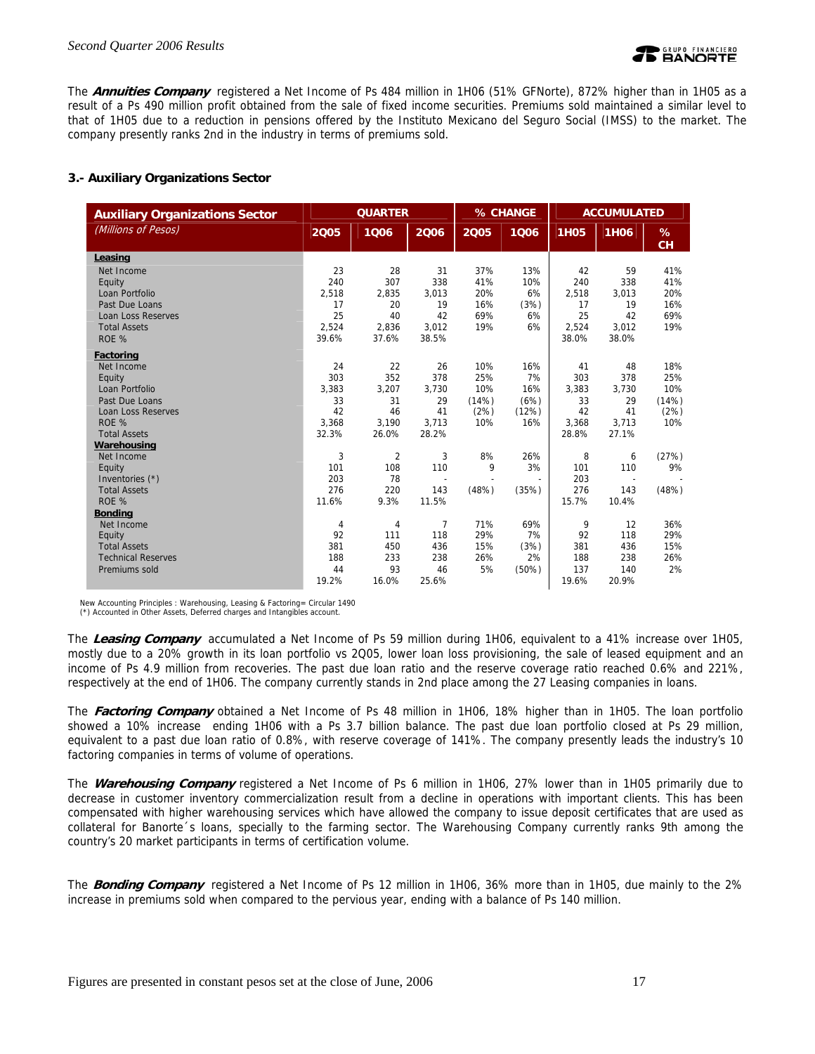The ***Annuities Company*** registered a Net Income of Ps 484 million in 1H06 (51% GFNorte), 872% higher than in 1H05 as a result of a Ps 490 million profit obtained from the sale of fixed income securities. Premiums sold maintained a similar level to that of 1H05 due to a reduction in pensions offered by the Instituto Mexicano del Seguro Social (IMSS) to the market. The company presently ranks 2nd in the industry in terms of premiums sold.

### 3.- Auxiliary Organizations Sector

| Auxiliary Organizations Sector | QUARTER | | | % CHANGE | | ACCUMULATED | | |
|---|---|---|---|---|---|---|---|---|
| *(Millions of Pesos)* | 2Q05 | 1Q06 | 2Q06 | 2Q05 | 1Q06 | 1H05 | 1H06 | % CH |
| **Leasing** | | | | | | | | |
| Net Income | 23 | 28 | 31 | 37% | 13% | 42 | 59 | 41% |
| Equity | 240 | 307 | 338 | 41% | 10% | 240 | 338 | 41% |
| Loan Portfolio | 2,518 | 2,835 | 3,013 | 20% | 6% | 2,518 | 3,013 | 20% |
| Past Due Loans | 17 | 20 | 19 | 16% | (3%) | 17 | 19 | 16% |
| Loan Loss Reserves | 25 | 40 | 42 | 69% | 6% | 25 | 42 | 69% |
| Total Assets | 2,524 | 2,836 | 3,012 | 19% | 6% | 2,524 | 3,012 | 19% |
| ROE % | 39.6% | 37.6% | 38.5% | | | 38.0% | 38.0% | |
| **Factoring** | | | | | | | | |
| Net Income | 24 | 22 | 26 | 10% | 16% | 41 | 48 | 18% |
| Equity | 303 | 352 | 378 | 25% | 7% | 303 | 378 | 25% |
| Loan Portfolio | 3,383 | 3,207 | 3,730 | 10% | 16% | 3,383 | 3,730 | 10% |
| Past Due Loans | 33 | 31 | 29 | (14%) | (6%) | 33 | 29 | (14%) |
| Loan Loss Reserves | 42 | 46 | 41 | (2%) | (12%) | 42 | 41 | (2%) |
| ROE % | 3,368 | 3,190 | 3,713 | 10% | 16% | 3,368 | 3,713 | 10% |
| Total Assets | 32.3% | 26.0% | 28.2% | | | 28.8% | 27.1% | |
| **Warehousing** | | | | | | | | |
| Net Income | 3 | 2 | 3 | 8% | 26% | 8 | 6 | (27%) |
| Equity | 101 | 108 | 110 | 9 | 3% | 101 | 110 | 9% |
| Inventories (*) | 203 | 78 | - | - | - | 203 | - | - |
| Total Assets | 276 | 220 | 143 | (48%) | (35%) | 276 | 143 | (48%) |
| ROE % | 11.6% | 9.3% | 11.5% | | | 15.7% | 10.4% | |
| **Bonding** | | | | | | | | |
| Net Income | 4 | 4 | 7 | 71% | 69% | 9 | 12 | 36% |
| Equity | 92 | 111 | 118 | 29% | 7% | 92 | 118 | 29% |
| Total Assets | 381 | 450 | 436 | 15% | (3%) | 381 | 436 | 15% |
| Technical Reserves | 188 | 233 | 238 | 26% | 2% | 188 | 238 | 26% |
| Premiums sold | 44 | 93 | 46 | 5% | (50%) | 137 | 140 | 2% |
| | 19.2% | 16.0% | 25.6% | | | 19.6% | 20.9% | |

New Accounting Principles : Warehousing, Leasing & Factoring= Circular 1490
(*) Accounted in Other Assets, Deferred charges and Intangibles account.

The ***Leasing Company*** accumulated a Net Income of Ps 59 million during 1H06, equivalent to a 41% increase over 1H05, mostly due to a 20% growth in its loan portfolio vs 2Q05, lower loan loss provisioning, the sale of leased equipment and an income of Ps 4.9 million from recoveries. The past due loan ratio and the reserve coverage ratio reached 0.6% and 221%, respectively at the end of 1H06. The company currently stands in 2nd place among the 27 Leasing companies in loans.

The ***Factoring Company*** obtained a Net Income of Ps 48 million in 1H06, 18% higher than in 1H05. The loan portfolio showed a 10% increase ending 1H06 with a Ps 3.7 billion balance. The past due loan portfolio closed at Ps 29 million, equivalent to a past due loan ratio of 0.8%, with reserve coverage of 141%. The company presently leads the industry's 10 factoring companies in terms of volume of operations.

The ***Warehousing Company*** registered a Net Income of Ps 6 million in 1H06, 27% lower than in 1H05 primarily due to decrease in customer inventory commercialization result from a decline in operations with important clients. This has been compensated with higher warehousing services which have allowed the company to issue deposit certificates that are used as collateral for Banorte´s loans, specially to the farming sector. The Warehousing Company currently ranks 9th among the country's 20 market participants in terms of certification volume.

The ***Bonding Company*** registered a Net Income of Ps 12 million in 1H06, 36% more than in 1H05, due mainly to the 2% increase in premiums sold when compared to the pervious year, ending with a balance of Ps 140 million.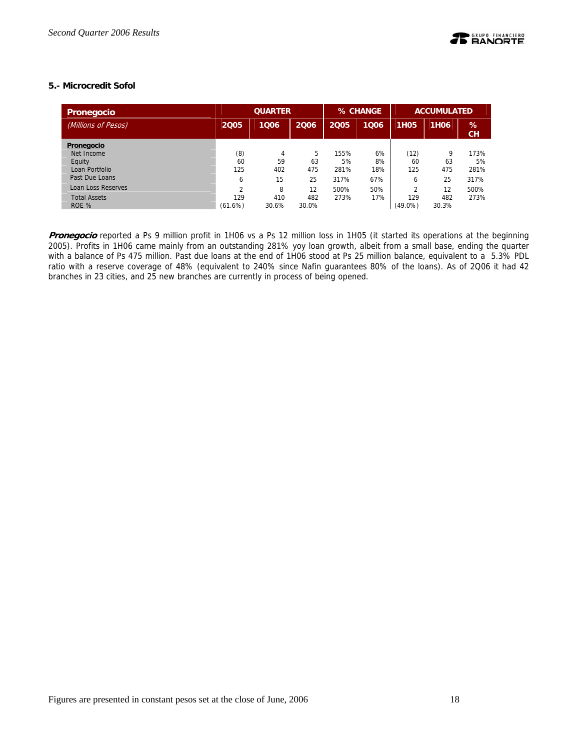### 5.- Microcredit Sofol

| Pronegocio | QUARTER | | | % CHANGE | | ACCUMULATED | | |
|---|---|---|---|---|---|---|---|---|
| *(Millions of Pesos)* | 2Q05 | 1Q06 | 2Q06 | 2Q05 | 1Q06 | 1H05 | 1H06 | % CH |
| **Pronegocio** | | | | | | | | |
| Net Income | (8) | 4 | 5 | 155% | 6% | (12) | 9 | 173% |
| Equity | 60 | 59 | 63 | 5% | 8% | 60 | 63 | 5% |
| Loan Portfolio | 125 | 402 | 475 | 281% | 18% | 125 | 475 | 281% |
| Past Due Loans | 6 | 15 | 25 | 317% | 67% | 6 | 25 | 317% |
| Loan Loss Reserves | 2 | 8 | 12 | 500% | 50% | 2 | 12 | 500% |
| Total Assets | 129 | 410 | 482 | 273% | 17% | 129 | 482 | 273% |
| ROE % | (61.6%) | 30.6% | 30.0% | | | (49.0%) | 30.3% | |

***Pronegocio*** reported a Ps 9 million profit in 1H06 vs a Ps 12 million loss in 1H05 (it started its operations at the beginning 2005). Profits in 1H06 came mainly from an outstanding 281% yoy loan growth, albeit from a small base, ending the quarter with a balance of Ps 475 million. Past due loans at the end of 1H06 stood at Ps 25 million balance, equivalent to a 5.3% PDL ratio with a reserve coverage of 48% (equivalent to 240% since Nafin guarantees 80% of the loans). As of 2Q06 it had 42 branches in 23 cities, and 25 new branches are currently in process of being opened.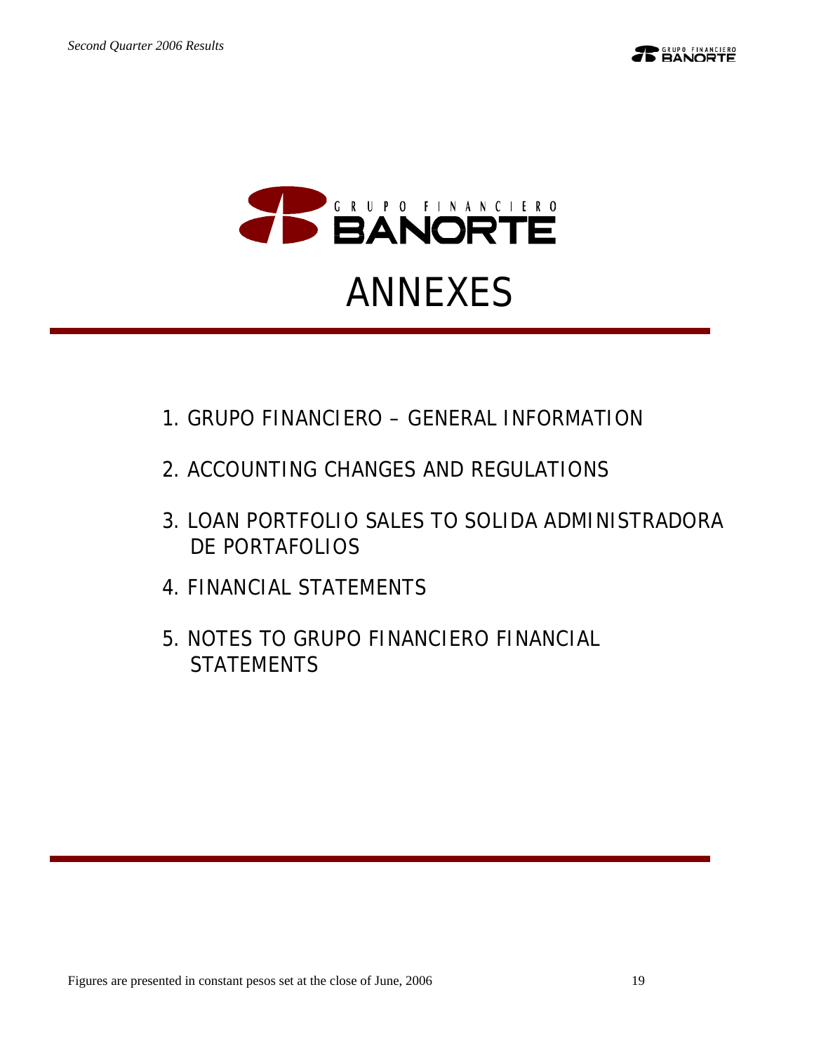# ANNEXES

1. GRUPO FINANCIERO – GENERAL INFORMATION
2. ACCOUNTING CHANGES AND REGULATIONS
3. LOAN PORTFOLIO SALES TO SOLIDA ADMINISTRADORA DE PORTAFOLIOS
4. FINANCIAL STATEMENTS
5. NOTES TO GRUPO FINANCIERO FINANCIAL STATEMENTS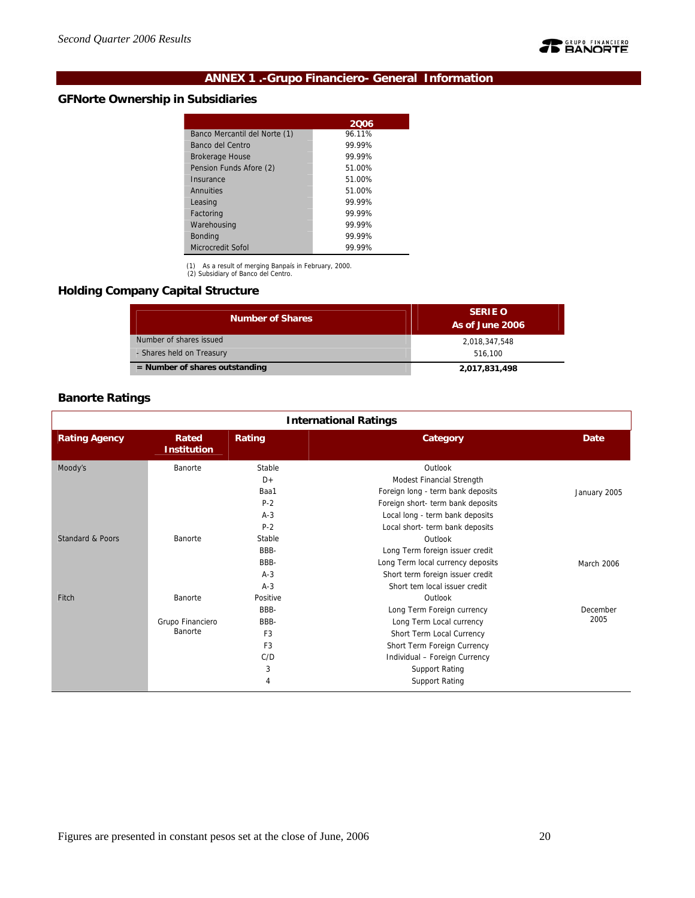## ANNEX 1 .-Grupo Financiero- General Information

### GFNorte Ownership in Subsidiaries

| | 2Q06 |
|---|---|
| Banco Mercantil del Norte (1) | 96.11% |
| Banco del Centro | 99.99% |
| Brokerage House | 99.99% |
| Pension Funds Afore (2) | 51.00% |
| Insurance | 51.00% |
| Annuities | 51.00% |
| Leasing | 99.99% |
| Factoring | 99.99% |
| Warehousing | 99.99% |
| Bonding | 99.99% |
| Microcredit Sofol | 99.99% |

(1) As a result of merging Banpaís in February, 2000.
(2) Subsidiary of Banco del Centro.

### Holding Company Capital Structure

| Number of Shares | SERIE O As of June 2006 |
|---|---|
| Number of shares issued | 2,018,347,548 |
| - Shares held on Treasury | 516,100 |
| **= Number of shares outstanding** | **2,017,831,498** |

### Banorte Ratings

| International Ratings | | | | |
|---|---|---|---|---|
| **Rating Agency** | **Rated Institution** | **Rating** | **Category** | **Date** |
| Moody's | Banorte | Stable | Outlook | January 2005 |
| | | D+ | Modest Financial Strength | |
| | | Baa1 | Foreign long - term bank deposits | |
| | | P-2 | Foreign short- term bank deposits | |
| | | A-3 | Local long - term bank deposits | |
| | | P-2 | Local short- term bank deposits | |
| Standard & Poors | Banorte | Stable | Outlook | March 2006 |
| | | BBB- | Long Term foreign issuer credit | |
| | | BBB- | Long Term local currency deposits | |
| | | A-3 | Short term foreign issuer credit | |
| | | A-3 | Short tem local issuer credit | |
| Fitch | Banorte | Positive | Outlook | December 2005 |
| | | BBB- | Long Term Foreign currency | |
| | Grupo Financiero Banorte | BBB- | Long Term Local currency | |
| | | F3 | Short Term Local Currency | |
| | | F3 | Short Term Foreign Currency | |
| | | C/D | Individual – Foreign Currency | |
| | | 3 | Support Rating | |
| | | 4 | Support Rating | |

Figures are presented in constant pesos set at the close of June, 2006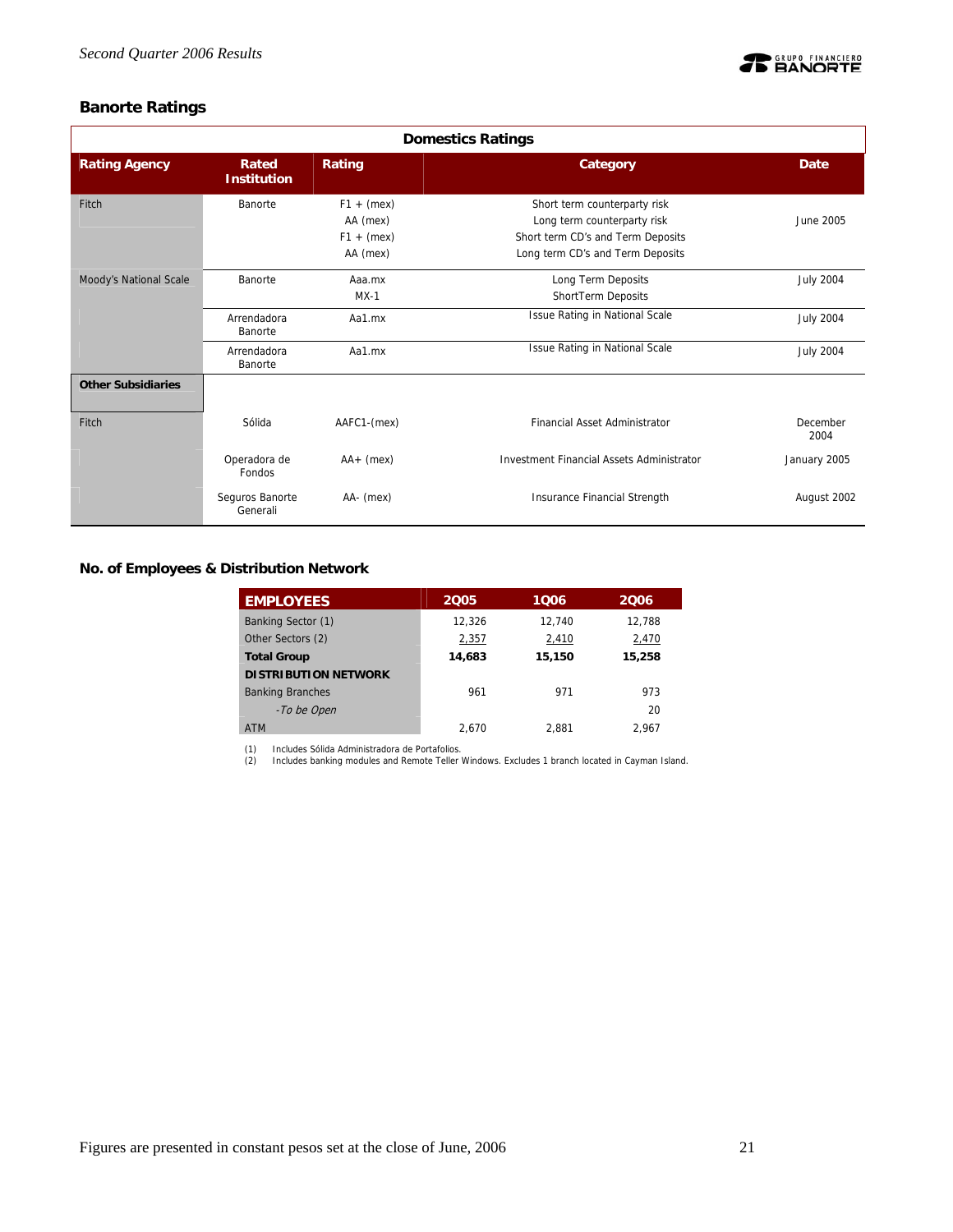## Banorte Ratings

| Domestics Ratings | | | | |
|---|---|---|---|---|
| **Rating Agency** | **Rated Institution** | **Rating** | **Category** | **Date** |
| Fitch | Banorte | F1 + (mex)<br>AA (mex)<br>F1 + (mex)<br>AA (mex) | Short term counterparty risk<br>Long term counterparty risk<br>Short term CD's and Term Deposits<br>Long term CD's and Term Deposits | June 2005 |
| Moody's National Scale | Banorte | Aaa.mx<br>MX-1 | Long Term Deposits<br>ShortTerm Deposits | July 2004 |
| | Arrendadora Banorte | Aa1.mx | Issue Rating in National Scale | July 2004 |
| | Arrendadora Banorte | Aa1.mx | Issue Rating in National Scale | July 2004 |
| **Other Subsidiaries** | | | | |
| Fitch | Sólida | AAFC1-(mex) | Financial Asset Administrator | December 2004 |
| | Operadora de Fondos | AA+ (mex) | Investment Financial Assets Administrator | January 2005 |
| | Seguros Banorte Generali | AA- (mex) | Insurance Financial Strength | August 2002 |

## No. of Employees & Distribution Network

| EMPLOYEES | 2Q05 | 1Q06 | 2Q06 |
|---|---|---|---|
| Banking Sector (1) | 12,326 | 12,740 | 12,788 |
| Other Sectors (2) | 2,357 | 2,410 | 2,470 |
| **Total Group** | **14,683** | **15,150** | **15,258** |
| **DISTRIBUTION NETWORK** | | | |
| Banking Branches | 961 | 971 | 973 |
| *-To be Open* | | | 20 |
| ATM | 2,670 | 2,881 | 2,967 |

(1) Includes Sólida Administradora de Portafolios.
(2) Includes banking modules and Remote Teller Windows. Excludes 1 branch located in Cayman Island.

Figures are presented in constant pesos set at the close of June, 2006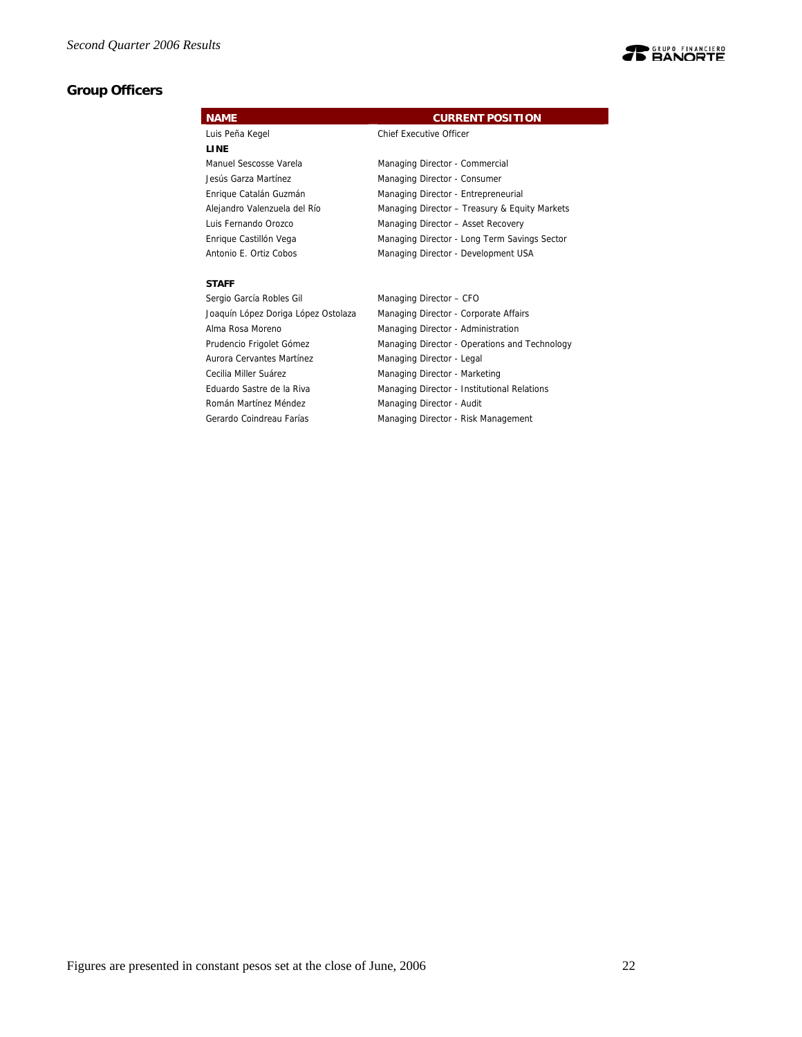## Group Officers

| NAME | CURRENT POSITION |
| --- | --- |
| Luis Peña Kegel | Chief Executive Officer |
| **LINE** | |
| Manuel Sescosse Varela | Managing Director - Commercial |
| Jesús Garza Martínez | Managing Director - Consumer |
| Enrique Catalán Guzmán | Managing Director - Entrepreneurial |
| Alejandro Valenzuela del Río | Managing Director – Treasury & Equity Markets |
| Luis Fernando Orozco | Managing Director – Asset Recovery |
| Enrique Castillón Vega | Managing Director - Long Term Savings Sector |
| Antonio E. Ortiz Cobos | Managing Director - Development USA |
| **STAFF** | |
| Sergio García Robles Gil | Managing Director – CFO |
| Joaquín López Doriga López Ostolaza | Managing Director - Corporate Affairs |
| Alma Rosa Moreno | Managing Director - Administration |
| Prudencio Frigolet Gómez | Managing Director - Operations and Technology |
| Aurora Cervantes Martínez | Managing Director - Legal |
| Cecilia Miller Suárez | Managing Director - Marketing |
| Eduardo Sastre de la Riva | Managing Director - Institutional Relations |
| Román Martínez Méndez | Managing Director - Audit |
| Gerardo Coindreau Farías | Managing Director - Risk Management |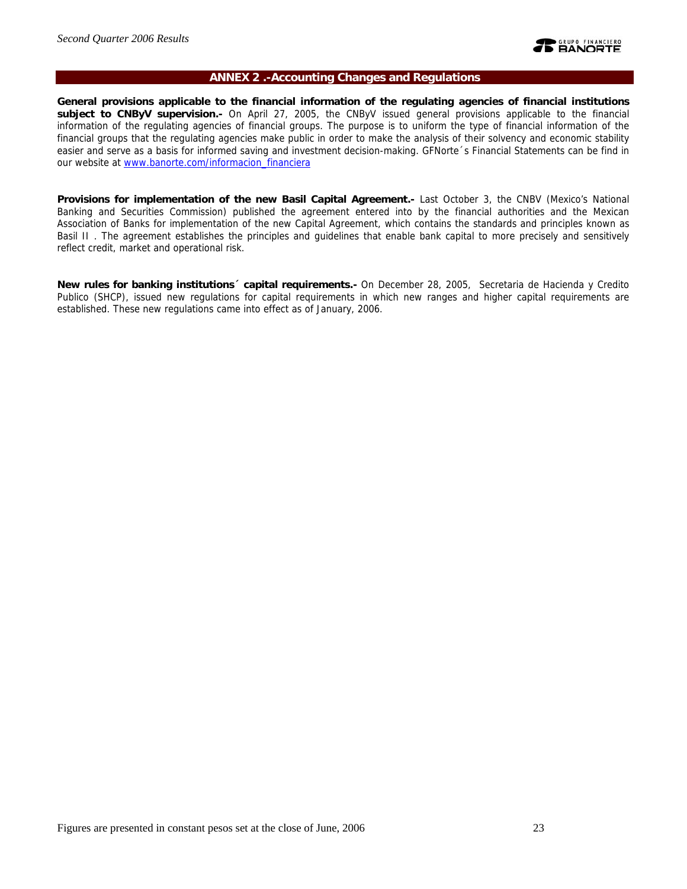## ANNEX 2 .-Accounting Changes and Regulations

**General provisions applicable to the financial information of the regulating agencies of financial institutions subject to CNByV supervision.-** On April 27, 2005, the CNByV issued general provisions applicable to the financial information of the regulating agencies of financial groups. The purpose is to uniform the type of financial information of the financial groups that the regulating agencies make public in order to make the analysis of their solvency and economic stability easier and serve as a basis for informed saving and investment decision-making. GFNorte´s Financial Statements can be find in our website at [www.banorte.com/informacion_financiera](www.banorte.com/informacion_financiera)

**Provisions for implementation of the new Basil Capital Agreement.-** Last October 3, the CNBV (Mexico's National Banking and Securities Commission) published the agreement entered into by the financial authorities and the Mexican Association of Banks for implementation of the new Capital Agreement, which contains the standards and principles known as Basil II . The agreement establishes the principles and guidelines that enable bank capital to more precisely and sensitively reflect credit, market and operational risk.

**New rules for banking institutions´ capital requirements.-** On December 28, 2005, Secretaria de Hacienda y Credito Publico (SHCP), issued new regulations for capital requirements in which new ranges and higher capital requirements are established. These new regulations came into effect as of January, 2006.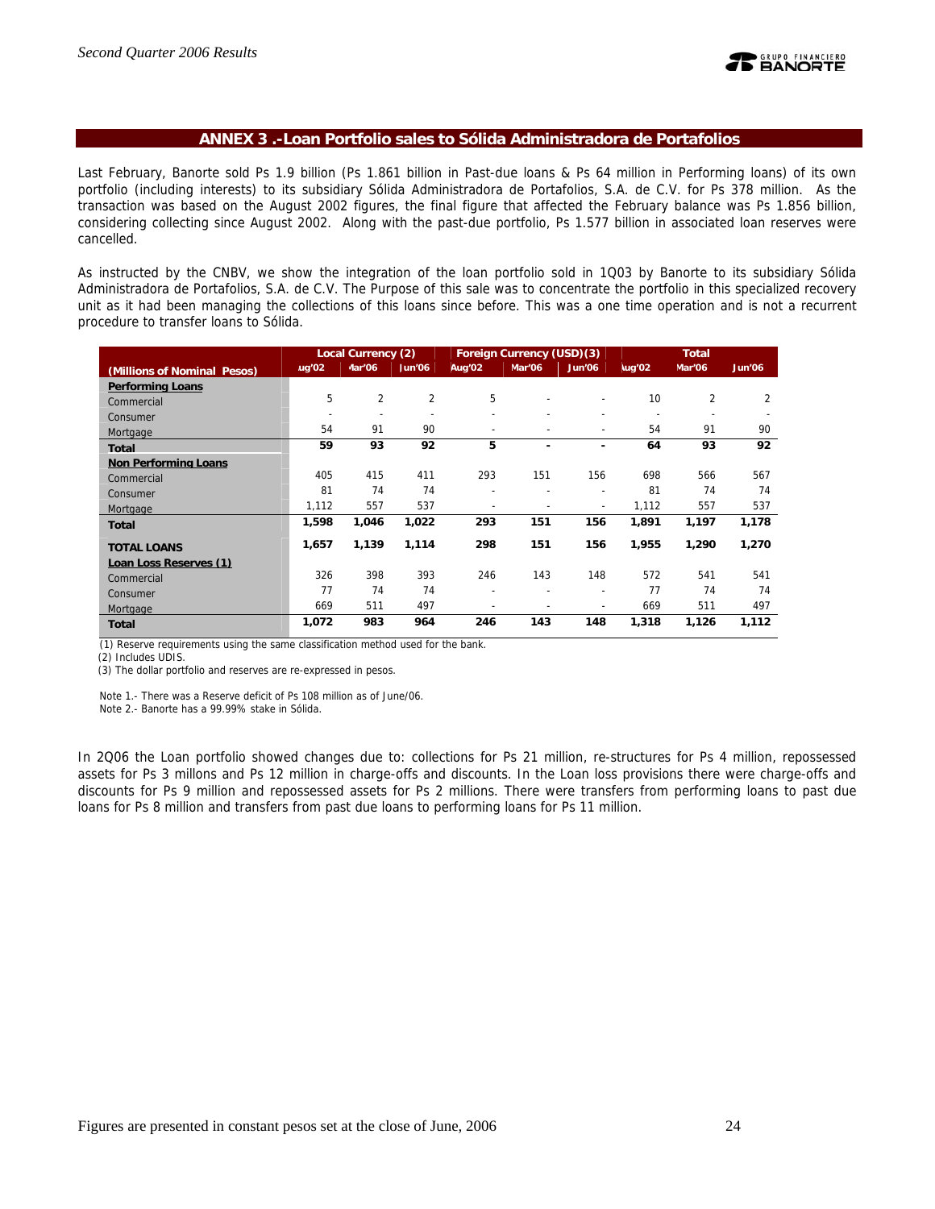## ANNEX 3 .-Loan Portfolio sales to Sólida Administradora de Portafolios

Last February, Banorte sold Ps 1.9 billion (Ps 1.861 billion in Past-due loans & Ps 64 million in Performing loans) of its own portfolio (including interests) to its subsidiary Sólida Administradora de Portafolios, S.A. de C.V. for Ps 378 million. As the transaction was based on the August 2002 figures, the final figure that affected the February balance was Ps 1.856 billion, considering collecting since August 2002. Along with the past-due portfolio, Ps 1.577 billion in associated loan reserves were cancelled.

As instructed by the CNBV, we show the integration of the loan portfolio sold in 1Q03 by Banorte to its subsidiary Sólida Administradora de Portafolios, S.A. de C.V. The Purpose of this sale was to concentrate the portfolio in this specialized recovery unit as it had been managing the collections of this loans since before. This was a one time operation and is not a recurrent procedure to transfer loans to Sólida.

| | Local Currency (2) | | | Foreign Currency (USD)(3) | | | Total | | |
|---|---|---|---|---|---|---|---|---|---|
| (Millions of Nominal Pesos) | Aug'02 | Mar'06 | Jun'06 | Aug'02 | Mar'06 | Jun'06 | Aug'02 | Mar'06 | Jun'06 |
| **Performing Loans** | | | | | | | | | |
| Commercial | 5 | 2 | 2 | 5 | - | - | 10 | 2 | 2 |
| Consumer | - | - | - | - | - | - | - | - | - |
| Mortgage | 54 | 91 | 90 | - | - | - | 54 | 91 | 90 |
| **Total** | **59** | **93** | **92** | **5** | **-** | **-** | **64** | **93** | **92** |
| **Non Performing Loans** | | | | | | | | | |
| Commercial | 405 | 415 | 411 | 293 | 151 | 156 | 698 | 566 | 567 |
| Consumer | 81 | 74 | 74 | - | - | - | 81 | 74 | 74 |
| Mortgage | 1,112 | 557 | 537 | - | - | - | 1,112 | 557 | 537 |
| **Total** | **1,598** | **1,046** | **1,022** | **293** | **151** | **156** | **1,891** | **1,197** | **1,178** |
| **TOTAL LOANS** | **1,657** | **1,139** | **1,114** | **298** | **151** | **156** | **1,955** | **1,290** | **1,270** |
| **Loan Loss Reserves (1)** | | | | | | | | | |
| Commercial | 326 | 398 | 393 | 246 | 143 | 148 | 572 | 541 | 541 |
| Consumer | 77 | 74 | 74 | - | - | - | 77 | 74 | 74 |
| Mortgage | 669 | 511 | 497 | - | - | - | 669 | 511 | 497 |
| **Total** | **1,072** | **983** | **964** | **246** | **143** | **148** | **1,318** | **1,126** | **1,112** |

(1) Reserve requirements using the same classification method used for the bank.
(2) Includes UDIS.
(3) The dollar portfolio and reserves are re-expressed in pesos.

Note 1.- There was a Reserve deficit of Ps 108 million as of June/06.
Note 2.- Banorte has a 99.99% stake in Sólida.

In 2Q06 the Loan portfolio showed changes due to: collections for Ps 21 million, re-structures for Ps 4 million, repossessed assets for Ps 3 millons and Ps 12 million in charge-offs and discounts. In the Loan loss provisions there were charge-offs and discounts for Ps 9 million and repossessed assets for Ps 2 millions. There were transfers from performing loans to past due loans for Ps 8 million and transfers from past due loans to performing loans for Ps 11 million.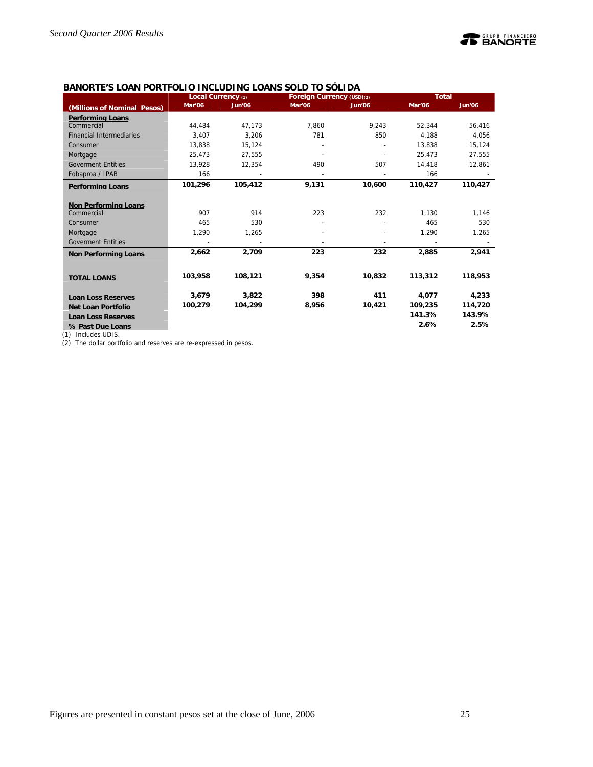### BANORTE'S LOAN PORTFOLIO INCLUDING LOANS SOLD TO SÓLIDA

| | Local Currency (1) | | Foreign Currency (USD)(2) | | Total | |
|---|---|---|---|---|---|---|
| **(Millions of Nominal Pesos)** | **Mar'06** | **Jun'06** | **Mar'06** | **Jun'06** | **Mar'06** | **Jun'06** |
| **Performing Loans** | | | | | | |
| Commercial | 44,484 | 47,173 | 7,860 | 9,243 | 52,344 | 56,416 |
| Financial Intermediaries | 3,407 | 3,206 | 781 | 850 | 4,188 | 4,056 |
| Consumer | 13,838 | 15,124 | - | - | 13,838 | 15,124 |
| Mortgage | 25,473 | 27,555 | - | - | 25,473 | 27,555 |
| Goverment Entities | 13,928 | 12,354 | 490 | 507 | 14,418 | 12,861 |
| Fobaproa / IPAB | 166 | - | - | - | 166 | - |
| **Performing Loans** | **101,296** | **105,412** | **9,131** | **10,600** | **110,427** | **110,427** |
| **Non Performing Loans** | | | | | | |
| Commercial | 907 | 914 | 223 | 232 | 1,130 | 1,146 |
| Consumer | 465 | 530 | - | - | 465 | 530 |
| Mortgage | 1,290 | 1,265 | - | - | 1,290 | 1,265 |
| Goverment Entities | - | - | - | - | - | - |
| **Non Performing Loans** | **2,662** | **2,709** | **223** | **232** | **2,885** | **2,941** |
| **TOTAL LOANS** | **103,958** | **108,121** | **9,354** | **10,832** | **113,312** | **118,953** |
| **Loan Loss Reserves** | **3,679** | **3,822** | **398** | **411** | **4,077** | **4,233** |
| **Net Loan Portfolio** | **100,279** | **104,299** | **8,956** | **10,421** | **109,235** | **114,720** |
| **Loan Loss Reserves** | | | | | **141.3%** | **143.9%** |
| **% Past Due Loans** | | | | | **2.6%** | **2.5%** |

(1) Includes UDIS.

(2) The dollar portfolio and reserves are re-expressed in pesos.

Figures are presented in constant pesos set at the close of June, 2006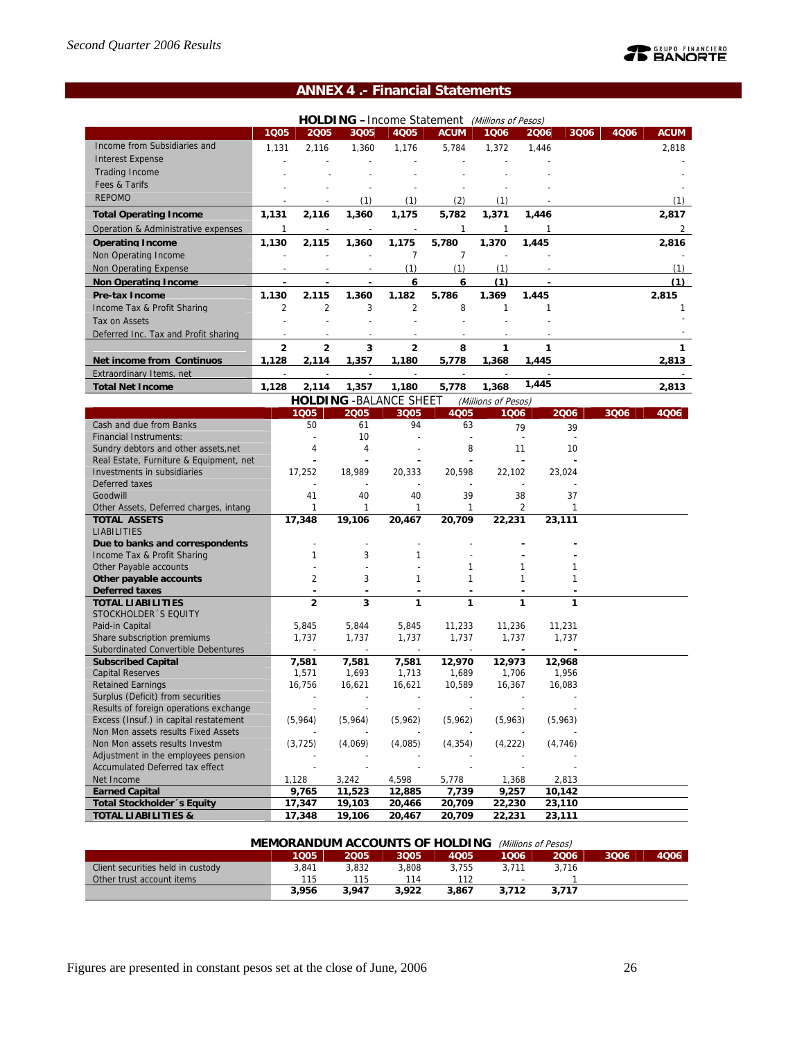## ANNEX 4 .- Financial Statements

**HOLDING – Income Statement** *(Millions of Pesos)*

| | 1Q05 | 2Q05 | 3Q05 | 4Q05 | ACUM | 1Q06 | 2Q06 | 3Q06 | 4Q06 | ACUM |
|---|---|---|---|---|---|---|---|---|---|---|
| Income from Subsidiaries and | 1,131 | 2,116 | 1,360 | 1,176 | 5,784 | 1,372 | 1,446 | | | 2,818 |
| Interest Expense | - | - | - | - | - | - | - | | | - |
| Trading Income | - | - | - | - | - | - | - | | | - |
| Fees & Tarifs | - | - | - | - | - | - | - | | | - |
| REPOMO | - | - | (1) | (1) | (2) | (1) | - | | | (1) |
| **Total Operating Income** | **1,131** | **2,116** | **1,360** | **1,175** | **5,782** | **1,371** | **1,446** | | | **2,817** |
| Operation & Administrative expenses | 1 | - | - | - | 1 | 1 | 1 | | | 2 |
| **Operating Income** | **1,130** | **2,115** | **1,360** | **1,175** | **5,780** | **1,370** | **1,445** | | | **2,816** |
| Non Operating Income | - | - | - | 7 | 7 | - | - | | | - |
| Non Operating Expense | - | - | - | (1) | (1) | (1) | - | | | (1) |
| **Non Operating Income** | **-** | **-** | **-** | **6** | **6** | **(1)** | **-** | | | **(1)** |
| **Pre-tax Income** | **1,130** | **2,115** | **1,360** | **1,182** | **5,786** | **1,369** | **1,445** | | | **2,815** |
| Income Tax & Profit Sharing | 2 | 2 | 3 | 2 | 8 | 1 | 1 | | | 1 |
| Tax on Assets | - | - | - | - | - | - | - | | | - |
| Deferred Inc. Tax and Profit sharing | - | - | - | - | - | - | - | | | - |
| | **2** | **2** | **3** | **2** | **8** | **1** | **1** | | | **1** |
| **Net income from Continuos** | **1,128** | **2,114** | **1,357** | **1,180** | **5,778** | **1,368** | **1,445** | | | **2,813** |
| Extraordinary Items, net | - | - | - | - | - | - | - | | | - |
| **Total Net Income** | **1,128** | **2,114** | **1,357** | **1,180** | **5,778** | **1,368** | **1,445** | | | **2,813** |

**HOLDING - BALANCE SHEET** *(Millions of Pesos)*

| | 1Q05 | 2Q05 | 3Q05 | 4Q05 | 1Q06 | 2Q06 | 3Q06 | 4Q06 |
|---|---|---|---|---|---|---|---|---|
| Cash and due from Banks | 50 | 61 | 94 | 63 | 79 | 39 | | |
| Financial Instruments: | - | 10 | - | - | - | - | | |
| Sundry debtors and other assets,net | 4 | 4 | - | 8 | 11 | 10 | | |
| Real Estate, Furniture & Equipment, net | - | - | - | - | - | - | | |
| Investments in subsidiaries | 17,252 | 18,989 | 20,333 | 20,598 | 22,102 | 23,024 | | |
| Deferred taxes | - | - | - | - | - | - | | |
| Goodwill | 41 | 40 | 40 | 39 | 38 | 37 | | |
| Other Assets, Deferred charges, intang | 1 | 1 | 1 | 1 | 2 | 1 | | |
| **TOTAL ASSETS** | **17,348** | **19,106** | **20,467** | **20,709** | **22,231** | **23,111** | | |
| LIABILITIES | | | | | | | | |
| **Due to banks and correspondents** | - | - | - | - | - | - | | |
| Income Tax & Profit Sharing | 1 | 3 | 1 | - | - | - | | |
| Other Payable accounts | - | - | - | 1 | 1 | 1 | | |
| **Other payable accounts** | 2 | 3 | 1 | 1 | 1 | 1 | | |
| **Deferred taxes** | - | - | - | - | - | - | | |
| **TOTAL LIABILITIES** | **2** | **3** | **1** | **1** | **1** | **1** | | |
| STOCKHOLDER´S EQUITY | | | | | | | | |
| Paid-in Capital | 5,845 | 5,844 | 5,845 | 11,233 | 11,236 | 11,231 | | |
| Share subscription premiums | 1,737 | 1,737 | 1,737 | 1,737 | 1,737 | 1,737 | | |
| Subordinated Convertible Debentures | - | - | - | - | - | - | | |
| **Subscribed Capital** | **7,581** | **7,581** | **7,581** | **12,970** | **12,973** | **12,968** | | |
| Capital Reserves | 1,571 | 1,693 | 1,713 | 1,689 | 1,706 | 1,956 | | |
| Retained Earnings | 16,756 | 16,621 | 16,621 | 10,589 | 16,367 | 16,083 | | |
| Surplus (Deficit) from securities | - | - | - | - | - | - | | |
| Results of foreign operations exchange | - | - | - | - | - | - | | |
| Excess (Insuf.) in capital restatement | (5,964) | (5,964) | (5,962) | (5,962) | (5,963) | (5,963) | | |
| Non Mon assets results Fixed Assets | - | - | - | - | - | - | | |
| Non Mon assets results Investm | (3,725) | (4,069) | (4,085) | (4,354) | (4,222) | (4,746) | | |
| Adjustment in the employees pension | - | - | - | - | - | - | | |
| Accumulated Deferred tax effect | - | - | - | - | - | - | | |
| Net Income | 1,128 | 3,242 | 4,598 | 5,778 | 1,368 | 2,813 | | |
| **Earned Capital** | **9,765** | **11,523** | **12,885** | **7,739** | **9,257** | **10,142** | | |
| **Total Stockholder´s Equity** | **17,347** | **19,103** | **20,466** | **20,709** | **22,230** | **23,110** | | |
| **TOTAL LIABILITIES &** | **17,348** | **19,106** | **20,467** | **20,709** | **22,231** | **23,111** | | |

**MEMORANDUM ACCOUNTS OF HOLDING** *(Millions of Pesos)*

| | 1Q05 | 2Q05 | 3Q05 | 4Q05 | 1Q06 | 2Q06 | 3Q06 | 4Q06 |
|---|---|---|---|---|---|---|---|---|
| Client securities held in custody | 3,841 | 3,832 | 3,808 | 3,755 | 3,711 | 3,716 | | |
| Other trust account items | 115 | 115 | 114 | 112 | - | 1 | | |
| | **3,956** | **3,947** | **3,922** | **3,867** | **3,712** | **3,717** | | |

Figures are presented in constant pesos set at the close of June, 2006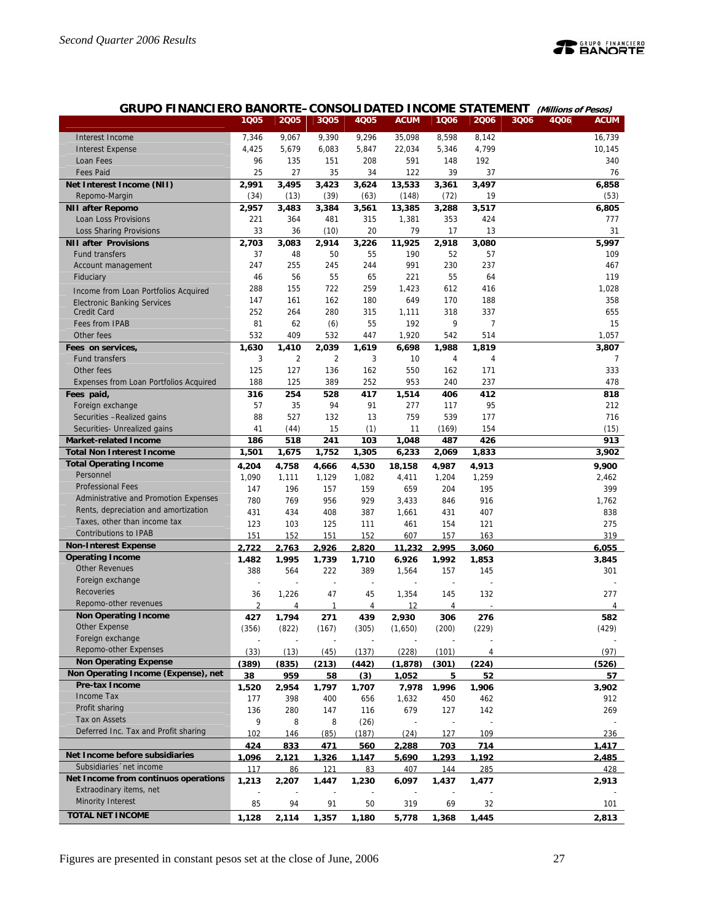## GRUPO FINANCIERO BANORTE– CONSOLIDATED INCOME STATEMENT *(Millions of Pesos)*

| | 1Q05 | 2Q05 | 3Q05 | 4Q05 | ACUM | 1Q06 | 2Q06 | 3Q06 | 4Q06 | ACUM |
|---|---|---|---|---|---|---|---|---|---|---|
| Interest Income | 7,346 | 9,067 | 9,390 | 9,296 | 35,098 | 8,598 | 8,142 | | | 16,739 |
| Interest Expense | 4,425 | 5,679 | 6,083 | 5,847 | 22,034 | 5,346 | 4,799 | | | 10,145 |
| Loan Fees | 96 | 135 | 151 | 208 | 591 | 148 | 192 | | | 340 |
| Fees Paid | 25 | 27 | 35 | 34 | 122 | 39 | 37 | | | 76 |
| **Net Interest Income (NII)** | **2,991** | **3,495** | **3,423** | **3,624** | **13,533** | **3,361** | **3,497** | | | **6,858** |
| Repomo-Margin | (34) | (13) | (39) | (63) | (148) | (72) | 19 | | | (53) |
| **NII after Repomo** | **2,957** | **3,483** | **3,384** | **3,561** | **13,385** | **3,288** | **3,517** | | | **6,805** |
| Loan Loss Provisions | 221 | 364 | 481 | 315 | 1,381 | 353 | 424 | | | 777 |
| Loss Sharing Provisions | 33 | 36 | (10) | 20 | 79 | 17 | 13 | | | 31 |
| **NII after Provisions** | **2,703** | **3,083** | **2,914** | **3,226** | **11,925** | **2,918** | **3,080** | | | **5,997** |
| Fund transfers | 37 | 48 | 50 | 55 | 190 | 52 | 57 | | | 109 |
| Account management | 247 | 255 | 245 | 244 | 991 | 230 | 237 | | | 467 |
| Fiduciary | 46 | 56 | 55 | 65 | 221 | 55 | 64 | | | 119 |
| Income from Loan Portfolios Acquired | 288 | 155 | 722 | 259 | 1,423 | 612 | 416 | | | 1,028 |
| Electronic Banking Services | 147 | 161 | 162 | 180 | 649 | 170 | 188 | | | 358 |
| Credit Card | 252 | 264 | 280 | 315 | 1,111 | 318 | 337 | | | 655 |
| Fees from IPAB | 81 | 62 | (6) | 55 | 192 | 9 | 7 | | | 15 |
| Other fees | 532 | 409 | 532 | 447 | 1,920 | 542 | 514 | | | 1,057 |
| **Fees on services,** | **1,630** | **1,410** | **2,039** | **1,619** | **6,698** | **1,988** | **1,819** | | | **3,807** |
| Fund transfers | 3 | 2 | 2 | 3 | 10 | 4 | 4 | | | 7 |
| Other fees | 125 | 127 | 136 | 162 | 550 | 162 | 171 | | | 333 |
| Expenses from Loan Portfolios Acquired | 188 | 125 | 389 | 252 | 953 | 240 | 237 | | | 478 |
| **Fees paid,** | **316** | **254** | **528** | **417** | **1,514** | **406** | **412** | | | **818** |
| Foreign exchange | 57 | 35 | 94 | 91 | 277 | 117 | 95 | | | 212 |
| Securities –Realized gains | 88 | 527 | 132 | 13 | 759 | 539 | 177 | | | 716 |
| Securities- Unrealized gains | 41 | (44) | 15 | (1) | 11 | (169) | 154 | | | (15) |
| **Market-related Income** | **186** | **518** | **241** | **103** | **1,048** | **487** | **426** | | | **913** |
| **Total Non Interest Income** | **1,501** | **1,675** | **1,752** | **1,305** | **6,233** | **2,069** | **1,833** | | | **3,902** |
| **Total Operating Income** | **4,204** | **4,758** | **4,666** | **4,530** | **18,158** | **4,987** | **4,913** | | | **9,900** |
| Personnel | 1,090 | 1,111 | 1,129 | 1,082 | 4,411 | 1,204 | 1,259 | | | 2,462 |
| Professional Fees | 147 | 196 | 157 | 159 | 659 | 204 | 195 | | | 399 |
| Administrative and Promotion Expenses | 780 | 769 | 956 | 929 | 3,433 | 846 | 916 | | | 1,762 |
| Rents, depreciation and amortization | 431 | 434 | 408 | 387 | 1,661 | 431 | 407 | | | 838 |
| Taxes, other than income tax | 123 | 103 | 125 | 111 | 461 | 154 | 121 | | | 275 |
| Contributions to IPAB | 151 | 152 | 151 | 152 | 607 | 157 | 163 | | | 319 |
| **Non-Interest Expense** | **2,722** | **2,763** | **2,926** | **2,820** | **11,232** | **2,995** | **3,060** | | | **6,055** |
| **Operating Income** | **1,482** | **1,995** | **1,739** | **1,710** | **6,926** | **1,992** | **1,853** | | | **3,845** |
| Other Revenues | 388 | 564 | 222 | 389 | 1,564 | 157 | 145 | | | 301 |
| Foreign exchange | - | - | - | - | - | - | - | | | - |
| Recoveries | 36 | 1,226 | 47 | 45 | 1,354 | 145 | 132 | | | 277 |
| Repomo-other revenues | 2 | 4 | 1 | 4 | 12 | 4 | - | | | 4 |
| **Non Operating Income** | **427** | **1,794** | **271** | **439** | **2,930** | **306** | **276** | | | **582** |
| Other Expense | (356) | (822) | (167) | (305) | (1,650) | (200) | (229) | | | (429) |
| Foreign exchange | - | - | - | - | - | - | - | | | - |
| Repomo-other Expenses | (33) | (13) | (45) | (137) | (228) | (101) | 4 | | | (97) |
| **Non Operating Expense** | **(389)** | **(835)** | **(213)** | **(442)** | **(1,878)** | **(301)** | **(224)** | | | **(526)** |
| **Non Operating Income (Expense), net** | **38** | **959** | **58** | **(3)** | **1,052** | **5** | **52** | | | **57** |
| **Pre-tax Income** | **1,520** | **2,954** | **1,797** | **1,707** | **7,978** | **1,996** | **1,906** | | | **3,902** |
| Income Tax | 177 | 398 | 400 | 656 | 1,632 | 450 | 462 | | | 912 |
| Profit sharing | 136 | 280 | 147 | 116 | 679 | 127 | 142 | | | 269 |
| Tax on Assets | 9 | 8 | 8 | (26) | - | - | - | | | - |
| Deferred Inc. Tax and Profit sharing | 102 | 146 | (85) | (187) | (24) | 127 | 109 | | | 236 |
| | **424** | **833** | **471** | **560** | **2,288** | **703** | **714** | | | **1,417** |
| **Net Income before subsidiaries** | **1,096** | **2,121** | **1,326** | **1,147** | **5,690** | **1,293** | **1,192** | | | **2,485** |
| Subsidiaries´net income | 117 | 86 | 121 | 83 | 407 | 144 | 285 | | | 428 |
| **Net Income from continuos operations** | **1,213** | **2,207** | **1,447** | **1,230** | **6,097** | **1,437** | **1,477** | | | **2,913** |
| Extraordinary items, net | - | - | - | - | - | - | - | | | - |
| Minority Interest | 85 | 94 | 91 | 50 | 319 | 69 | 32 | | | 101 |
| **TOTAL NET INCOME** | **1,128** | **2,114** | **1,357** | **1,180** | **5,778** | **1,368** | **1,445** | | | **2,813** |

Figures are presented in constant pesos set at the close of June, 2006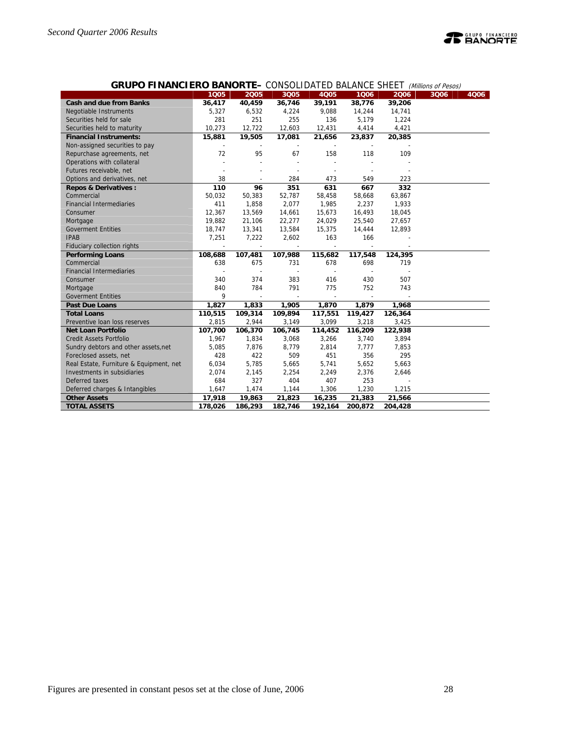## GRUPO FINANCIERO BANORTE– CONSOLIDATED BALANCE SHEET *(Millions of Pesos)*

| | 1Q05 | 2Q05 | 3Q05 | 4Q05 | 1Q06 | 2Q06 | 3Q06 | 4Q06 |
|---|---|---|---|---|---|---|---|---|
| **Cash and due from Banks** | **36,417** | **40,459** | **36,746** | **39,191** | **38,776** | **39,206** | | |
| Negotiable Instruments | 5,327 | 6,532 | 4,224 | 9,088 | 14,244 | 14,741 | | |
| Securities held for sale | 281 | 251 | 255 | 136 | 5,179 | 1,224 | | |
| Securities held to maturity | 10,273 | 12,722 | 12,603 | 12,431 | 4,414 | 4,421 | | |
| **Financial Instruments:** | **15,881** | **19,505** | **17,081** | **21,656** | **23,837** | **20,385** | | |
| Non-assigned securities to pay | - | - | - | - | - | - | | |
| Repurchase agreements, net | 72 | 95 | 67 | 158 | 118 | 109 | | |
| Operations with collateral | - | - | - | - | - | - | | |
| Futures receivable, net | - | - | - | - | - | - | | |
| Options and derivatives, net | 38 | - | 284 | 473 | 549 | 223 | | |
| **Repos & Derivatives :** | **110** | **96** | **351** | **631** | **667** | **332** | | |
| Commercial | 50,032 | 50,383 | 52,787 | 58,458 | 58,668 | 63,867 | | |
| Financial Intermediaries | 411 | 1,858 | 2,077 | 1,985 | 2,237 | 1,933 | | |
| Consumer | 12,367 | 13,569 | 14,661 | 15,673 | 16,493 | 18,045 | | |
| Mortgage | 19,882 | 21,106 | 22,277 | 24,029 | 25,540 | 27,657 | | |
| Goverment Entities | 18,747 | 13,341 | 13,584 | 15,375 | 14,444 | 12,893 | | |
| IPAB | 7,251 | 7,222 | 2,602 | 163 | 166 | - | | |
| Fiduciary collection rights | - | - | - | - | - | - | | |
| **Performing Loans** | **108,688** | **107,481** | **107,988** | **115,682** | **117,548** | **124,395** | | |
| Commercial | 638 | 675 | 731 | 678 | 698 | 719 | | |
| Financial Intermediaries | - | - | - | - | - | - | | |
| Consumer | 340 | 374 | 383 | 416 | 430 | 507 | | |
| Mortgage | 840 | 784 | 791 | 775 | 752 | 743 | | |
| Goverment Entities | 9 | - | - | - | - | - | | |
| **Past Due Loans** | **1,827** | **1,833** | **1,905** | **1,870** | **1,879** | **1,968** | | |
| **Total Loans** | **110,515** | **109,314** | **109,894** | **117,551** | **119,427** | **126,364** | | |
| Preventive loan loss reserves | 2,815 | 2,944 | 3,149 | 3,099 | 3,218 | 3,425 | | |
| **Net Loan Portfolio** | **107,700** | **106,370** | **106,745** | **114,452** | **116,209** | **122,938** | | |
| Credit Assets Portfolio | 1,967 | 1,834 | 3,068 | 3,266 | 3,740 | 3,894 | | |
| Sundry debtors and other assets,net | 5,085 | 7,876 | 8,779 | 2,814 | 7,777 | 7,853 | | |
| Foreclosed assets, net | 428 | 422 | 509 | 451 | 356 | 295 | | |
| Real Estate, Furniture & Equipment, net | 6,034 | 5,785 | 5,665 | 5,741 | 5,652 | 5,663 | | |
| Investments in subsidiaries | 2,074 | 2,145 | 2,254 | 2,249 | 2,376 | 2,646 | | |
| Deferred taxes | 684 | 327 | 404 | 407 | 253 | - | | |
| Deferred charges & Intangibles | 1,647 | 1,474 | 1,144 | 1,306 | 1,230 | 1,215 | | |
| **Other Assets** | **17,918** | **19,863** | **21,823** | **16,235** | **21,383** | **21,566** | | |
| **TOTAL ASSETS** | **178,026** | **186,293** | **182,746** | **192,164** | **200,872** | **204,428** | | |

Figures are presented in constant pesos set at the close of June, 2006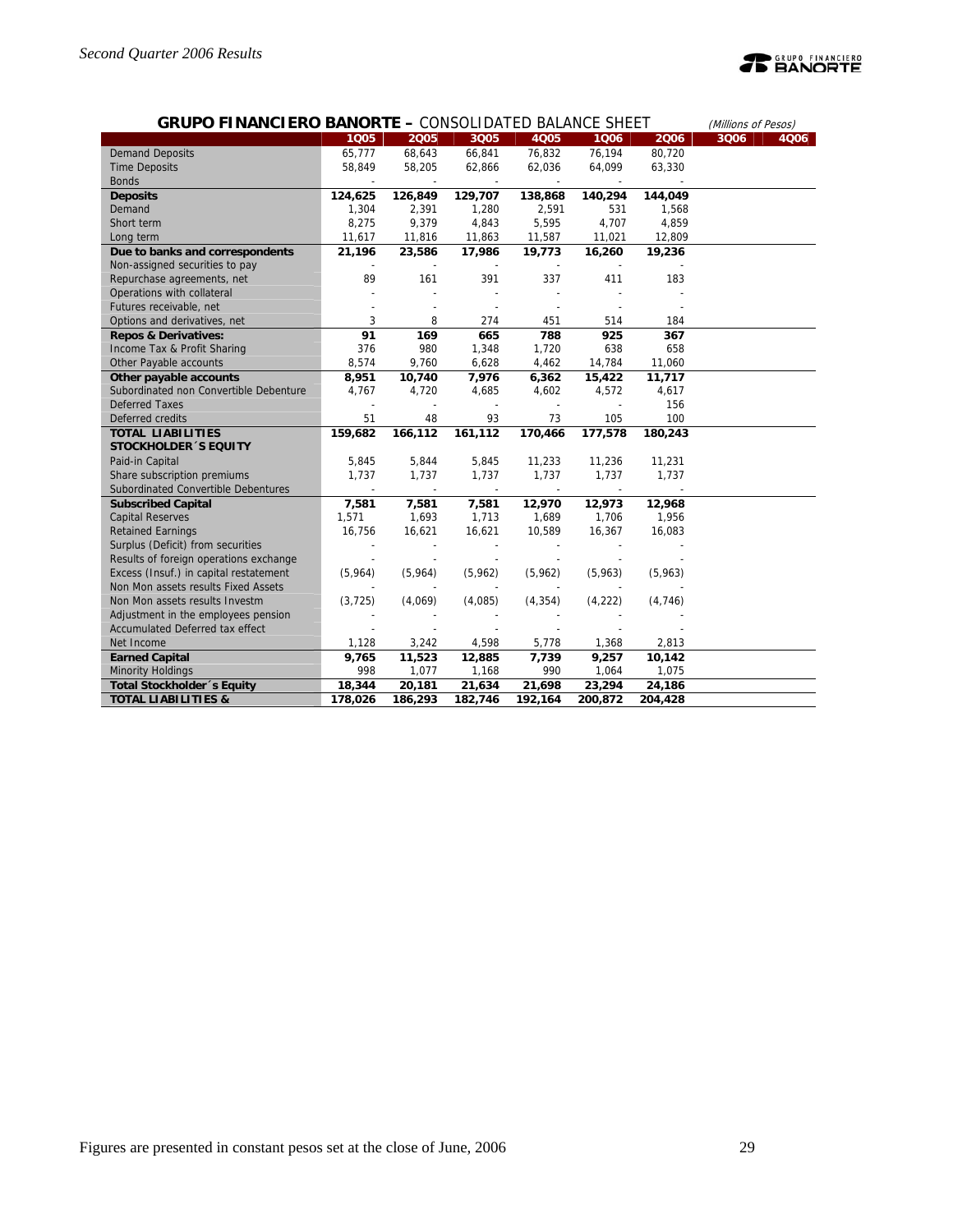**GRUPO FINANCIERO BANORTE –** CONSOLIDATED BALANCE SHEET *(Millions of Pesos)*

| | 1Q05 | 2Q05 | 3Q05 | 4Q05 | 1Q06 | 2Q06 | 3Q06 | 4Q06 |
|---|---|---|---|---|---|---|---|---|
| Demand Deposits | 65,777 | 68,643 | 66,841 | 76,832 | 76,194 | 80,720 | | |
| Time Deposits | 58,849 | 58,205 | 62,866 | 62,036 | 64,099 | 63,330 | | |
| Bonds | - | - | - | - | - | - | | |
| **Deposits** | **124,625** | **126,849** | **129,707** | **138,868** | **140,294** | **144,049** | | |
| Demand | 1,304 | 2,391 | 1,280 | 2,591 | 531 | 1,568 | | |
| Short term | 8,275 | 9,379 | 4,843 | 5,595 | 4,707 | 4,859 | | |
| Long term | 11,617 | 11,816 | 11,863 | 11,587 | 11,021 | 12,809 | | |
| **Due to banks and correspondents** | **21,196** | **23,586** | **17,986** | **19,773** | **16,260** | **19,236** | | |
| Non-assigned securities to pay | - | - | - | - | - | - | | |
| Repurchase agreements, net | 89 | 161 | 391 | 337 | 411 | 183 | | |
| Operations with collateral | - | - | - | - | - | - | | |
| Futures receivable, net | - | - | - | - | - | - | | |
| Options and derivatives, net | 3 | 8 | 274 | 451 | 514 | 184 | | |
| **Repos & Derivatives:** | **91** | **169** | **665** | **788** | **925** | **367** | | |
| Income Tax & Profit Sharing | 376 | 980 | 1,348 | 1,720 | 638 | 658 | | |
| Other Payable accounts | 8,574 | 9,760 | 6,628 | 4,462 | 14,784 | 11,060 | | |
| **Other payable accounts** | **8,951** | **10,740** | **7,976** | **6,362** | **15,422** | **11,717** | | |
| Subordinated non Convertible Debenture | 4,767 | 4,720 | 4,685 | 4,602 | 4,572 | 4,617 | | |
| Deferred Taxes | - | - | - | - | - | 156 | | |
| Deferred credits | 51 | 48 | 93 | 73 | 105 | 100 | | |
| **TOTAL LIABILITIES** | **159,682** | **166,112** | **161,112** | **170,466** | **177,578** | **180,243** | | |
| **STOCKHOLDER´S EQUITY** | | | | | | | | |
| Paid-in Capital | 5,845 | 5,844 | 5,845 | 11,233 | 11,236 | 11,231 | | |
| Share subscription premiums | 1,737 | 1,737 | 1,737 | 1,737 | 1,737 | 1,737 | | |
| Subordinated Convertible Debentures | - | - | - | - | - | - | | |
| **Subscribed Capital** | **7,581** | **7,581** | **7,581** | **12,970** | **12,973** | **12,968** | | |
| Capital Reserves | 1,571 | 1,693 | 1,713 | 1,689 | 1,706 | 1,956 | | |
| Retained Earnings | 16,756 | 16,621 | 16,621 | 10,589 | 16,367 | 16,083 | | |
| Surplus (Deficit) from securities | - | - | - | - | - | - | | |
| Results of foreign operations exchange | - | - | - | - | - | - | | |
| Excess (Insuf.) in capital restatement | (5,964) | (5,964) | (5,962) | (5,962) | (5,963) | (5,963) | | |
| Non Mon assets results Fixed Assets | - | - | - | - | - | - | | |
| Non Mon assets results Investm | (3,725) | (4,069) | (4,085) | (4,354) | (4,222) | (4,746) | | |
| Adjustment in the employees pension | - | - | - | - | - | - | | |
| Accumulated Deferred tax effect | - | - | - | - | - | - | | |
| Net Income | 1,128 | 3,242 | 4,598 | 5,778 | 1,368 | 2,813 | | |
| **Earned Capital** | **9,765** | **11,523** | **12,885** | **7,739** | **9,257** | **10,142** | | |
| Minority Holdings | 998 | 1,077 | 1,168 | 990 | 1,064 | 1,075 | | |
| **Total Stockholder´s Equity** | **18,344** | **20,181** | **21,634** | **21,698** | **23,294** | **24,186** | | |
| **TOTAL LIABILITIES &** | **178,026** | **186,293** | **182,746** | **192,164** | **200,872** | **204,428** | | |

Figures are presented in constant pesos set at the close of June, 2006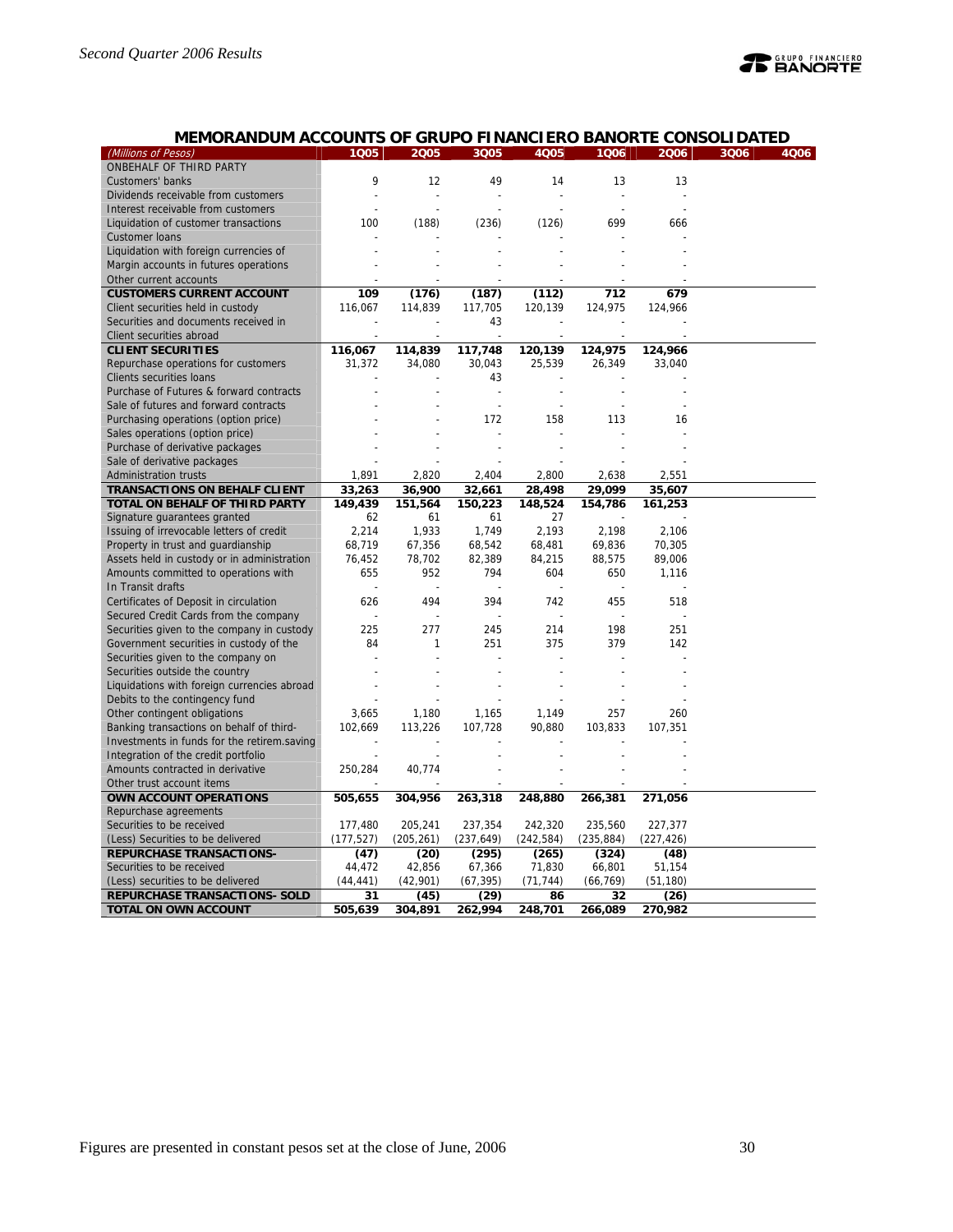## MEMORANDUM ACCOUNTS OF GRUPO FINANCIERO BANORTE CONSOLIDATED

| (Millions of Pesos) | 1Q05 | 2Q05 | 3Q05 | 4Q05 | 1Q06 | 2Q06 | 3Q06 | 4Q06 |
|---|---|---|---|---|---|---|---|---|
| ONBEHALF OF THIRD PARTY | | | | | | | | |
| Customers' banks | 9 | 12 | 49 | 14 | 13 | 13 | | |
| Dividends receivable from customers | - | - | - | - | - | - | | |
| Interest receivable from customers | - | - | - | - | - | - | | |
| Liquidation of customer transactions | 100 | (188) | (236) | (126) | 699 | 666 | | |
| Customer loans | - | - | - | - | - | - | | |
| Liquidation with foreign currencies of | - | - | - | - | - | - | | |
| Margin accounts in futures operations | - | - | - | - | - | - | | |
| Other current accounts | - | - | - | - | - | - | | |
| **CUSTOMERS CURRENT ACCOUNT** | **109** | **(176)** | **(187)** | **(112)** | **712** | **679** | | |
| Client securities held in custody | 116,067 | 114,839 | 117,705 | 120,139 | 124,975 | 124,966 | | |
| Securities and documents received in | - | - | 43 | - | - | - | | |
| Client securities abroad | - | - | - | - | - | - | | |
| **CLIENT SECURITIES** | **116,067** | **114,839** | **117,748** | **120,139** | **124,975** | **124,966** | | |
| Repurchase operations for customers | 31,372 | 34,080 | 30,043 | 25,539 | 26,349 | 33,040 | | |
| Clients securities loans | - | - | 43 | - | - | - | | |
| Purchase of Futures & forward contracts | - | - | - | - | - | - | | |
| Sale of futures and forward contracts | - | - | - | - | - | - | | |
| Purchasing operations (option price) | - | - | 172 | 158 | 113 | 16 | | |
| Sales operations (option price) | - | - | - | - | - | - | | |
| Purchase of derivative packages | - | - | - | - | - | - | | |
| Sale of derivative packages | - | - | - | - | - | - | | |
| Administration trusts | 1,891 | 2,820 | 2,404 | 2,800 | 2,638 | 2,551 | | |
| **TRANSACTIONS ON BEHALF CLIENT** | **33,263** | **36,900** | **32,661** | **28,498** | **29,099** | **35,607** | | |
| **TOTAL ON BEHALF OF THIRD PARTY** | **149,439** | **151,564** | **150,223** | **148,524** | **154,786** | **161,253** | | |
| Signature guarantees granted | 62 | 61 | 61 | 27 | - | - | | |
| Issuing of irrevocable letters of credit | 2,214 | 1,933 | 1,749 | 2,193 | 2,198 | 2,106 | | |
| Property in trust and guardianship | 68,719 | 67,356 | 68,542 | 68,481 | 69,836 | 70,305 | | |
| Assets held in custody or in administration | 76,452 | 78,702 | 82,389 | 84,215 | 88,575 | 89,006 | | |
| Amounts committed to operations with | 655 | 952 | 794 | 604 | 650 | 1,116 | | |
| In Transit drafts | - | - | - | - | - | - | | |
| Certificates of Deposit in circulation | 626 | 494 | 394 | 742 | 455 | 518 | | |
| Secured Credit Cards from the company | - | - | - | - | - | - | | |
| Securities given to the company in custody | 225 | 277 | 245 | 214 | 198 | 251 | | |
| Government securities in custody of the | 84 | 1 | 251 | 375 | 379 | 142 | | |
| Securities given to the company on | - | - | - | - | - | - | | |
| Securities outside the country | - | - | - | - | - | - | | |
| Liquidations with foreign currencies abroad | - | - | - | - | - | - | | |
| Debits to the contingency fund | - | - | - | - | - | - | | |
| Other contingent obligations | 3,665 | 1,180 | 1,165 | 1,149 | 257 | 260 | | |
| Banking transactions on behalf of third- | 102,669 | 113,226 | 107,728 | 90,880 | 103,833 | 107,351 | | |
| Investments in funds for the retirem.saving | - | - | - | - | - | - | | |
| Integration of the credit portfolio | - | - | - | - | - | - | | |
| Amounts contracted in derivative | 250,284 | 40,774 | - | - | - | - | | |
| Other trust account items | - | - | - | - | - | - | | |
| **OWN ACCOUNT OPERATIONS** | **505,655** | **304,956** | **263,318** | **248,880** | **266,381** | **271,056** | | |
| Repurchase agreements | | | | | | | | |
| Securities to be received | 177,480 | 205,241 | 237,354 | 242,320 | 235,560 | 227,377 | | |
| (Less) Securities to be delivered | (177,527) | (205,261) | (237,649) | (242,584) | (235,884) | (227,426) | | |
| **REPURCHASE TRANSACTIONS-** | **(47)** | **(20)** | **(295)** | **(265)** | **(324)** | **(48)** | | |
| Securities to be received | 44,472 | 42,856 | 67,366 | 71,830 | 66,801 | 51,154 | | |
| (Less) securities to be delivered | (44,441) | (42,901) | (67,395) | (71,744) | (66,769) | (51,180) | | |
| **REPURCHASE TRANSACTIONS- SOLD** | **31** | **(45)** | **(29)** | **86** | **32** | **(26)** | | |
| **TOTAL ON OWN ACCOUNT** | **505,639** | **304,891** | **262,994** | **248,701** | **266,089** | **270,982** | | |

Figures are presented in constant pesos set at the close of June, 2006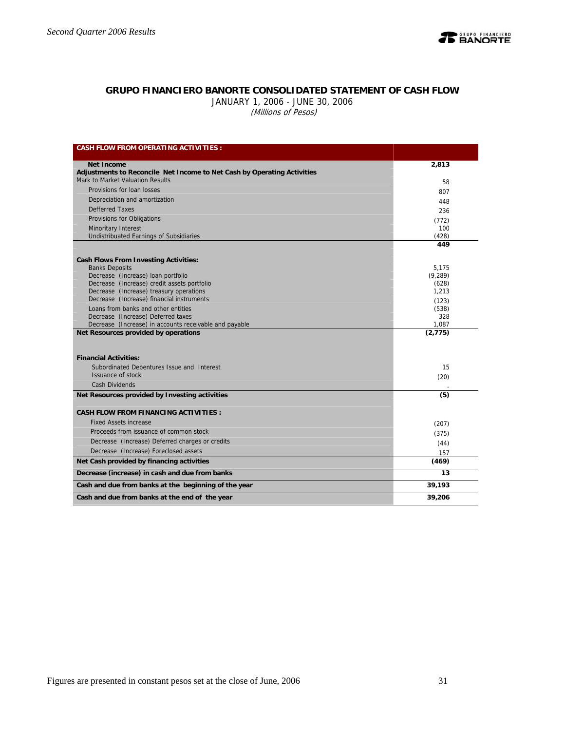## GRUPO FINANCIERO BANORTE CONSOLIDATED STATEMENT OF CASH FLOW

JANUARY 1, 2006 - JUNE 30, 2006

*(Millions of Pesos)*

| CASH FLOW FROM OPERATING ACTIVITIES : | |
|---|---|
| **Net Income** | **2,813** |
| **Adjustments to Reconcile Net Income to Net Cash by Operating Activities** | |
| Mark to Market Valuation Results | 58 |
| Provisions for loan losses | 807 |
| Depreciation and amortization | 448 |
| Defferred Taxes | 236 |
| Provisions for Obligations | (772) |
| Minoritary Interest | 100 |
| Undistributed Earnings of Subsidiaries | (428) |
| | **449** |
| **Cash Flows From Investing Activities:** | |
| Banks Deposits | 5,175 |
| Decrease (Increase) loan portfolio | (9,289) |
| Decrease (Increase) credit assets portfolio | (628) |
| Decrease (Increase) treasury operations | 1,213 |
| Decrease (Increase) financial instruments | (123) |
| Loans from banks and other entities | (538) |
| Decrease (Increase) Deferred taxes | 328 |
| Decrease (Increase) in accounts receivable and payable | 1,087 |
| **Net Resources provided by operations** | **(2,775)** |
| **Financial Activities:** | |
| Subordinated Debentures Issue and Interest | 15 |
| Issuance of stock | (20) |
| Cash Dividends | - |
| **Net Resources provided by Investing activities** | **(5)** |
| **CASH FLOW FROM FINANCING ACTIVITIES :** | |
| Fixed Assets increase | (207) |
| Proceeds from issuance of common stock | (375) |
| Decrease (Increase) Deferred charges or credits | (44) |
| Decrease (Increase) Foreclosed assets | 157 |
| **Net Cash provided by financing activities** | **(469)** |
| **Decrease (increase) in cash and due from banks** | **13** |
| **Cash and due from banks at the beginning of the year** | **39,193** |
| **Cash and due from banks at the end of the year** | **39,206** |

Figures are presented in constant pesos set at the close of June, 2006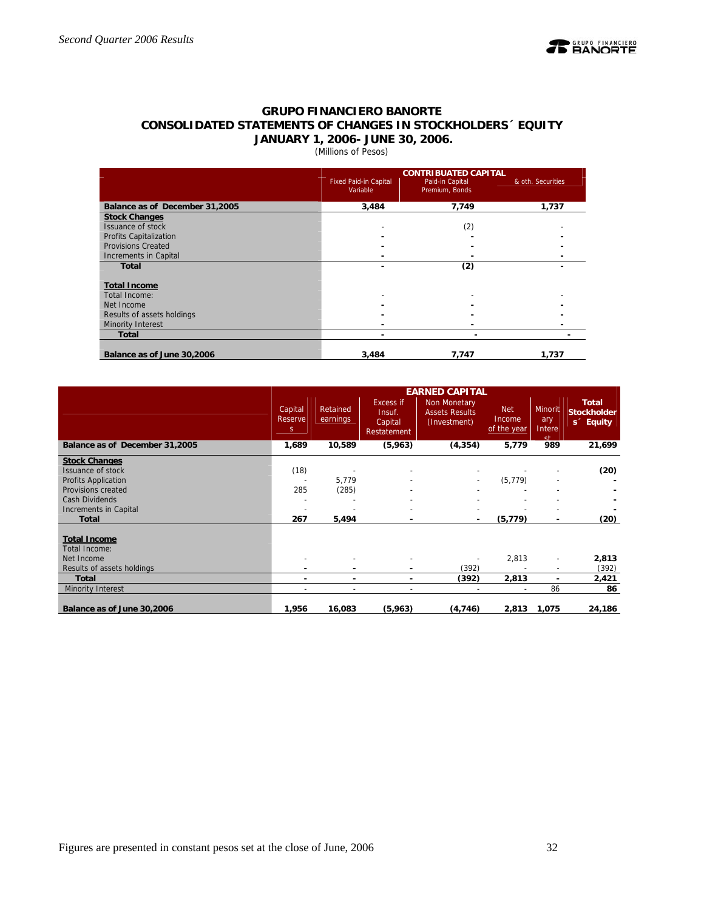# GRUPO FINANCIERO BANORTE
## CONSOLIDATED STATEMENTS OF CHANGES IN STOCKHOLDERS´ EQUITY
## JANUARY 1, 2006- JUNE 30, 2006.
(Millions of Pesos)

| | CONTRIBUATED CAPITAL | | |
|---|---|---|---|
| | Fixed Paid-in Capital Variable | Paid-in Capital Premium, Bonds | & oth. Securities |
| **Balance as of December 31,2005** | **3,484** | **7,749** | **1,737** |
| **Stock Changes** | | | |
| Issuance of stock | - | (2) | - |
| Profits Capitalization | - | - | - |
| Provisions Created | - | - | - |
| Increments in Capital | - | - | - |
| **Total** | **-** | **(2)** | **-** |
| **Total Income** | | | |
| Total Income: | - | - | - |
| Net Income | - | - | - |
| Results of assets holdings | - | - | - |
| Minority Interest | - | - | - |
| **Total** | **-** | **-** | **-** |
| **Balance as of June 30,2006** | **3,484** | **7,747** | **1,737** |

| | EARNED CAPITAL | | | | | | |
|---|---|---|---|---|---|---|---|
| | Capital Reserves | Retained earnings | Excess if Insuf. Capital Restatement | Non Monetary Assets Results (Investment) | Net Income of the year | Minoritary Interest | **Total Stockholders´ Equity** |
| **Balance as of December 31,2005** | **1,689** | **10,589** | **(5,963)** | **(4,354)** | **5,779** | **989** | **21,699** |
| **Stock Changes** | | | | | | | |
| Issuance of stock | (18) | - | - | - | - | - | **(20)** |
| Profits Application | - | 5,779 | - | - | (5,779) | - | **-** |
| Provisions created | 285 | (285) | - | - | - | - | **-** |
| Cash Dividends | - | - | - | - | - | - | **-** |
| Increments in Capital | - | - | - | - | - | - | **-** |
| **Total** | **267** | **5,494** | **-** | **-** | **(5,779)** | **-** | **(20)** |
| **Total Income** | | | | | | | |
| Total Income: | | | | | | | |
| Net Income | - | - | - | - | 2,813 | - | **2,813** |
| Results of assets holdings | - | - | - | (392) | - | - | (392) |
| **Total** | **-** | **-** | **-** | **(392)** | **2,813** | **-** | **2,421** |
| Minority Interest | - | - | - | - | - | 86 | **86** |
| **Balance as of June 30,2006** | **1,956** | **16,083** | **(5,963)** | **(4,746)** | **2,813** | **1,075** | **24,186** |

Figures are presented in constant pesos set at the close of June, 2006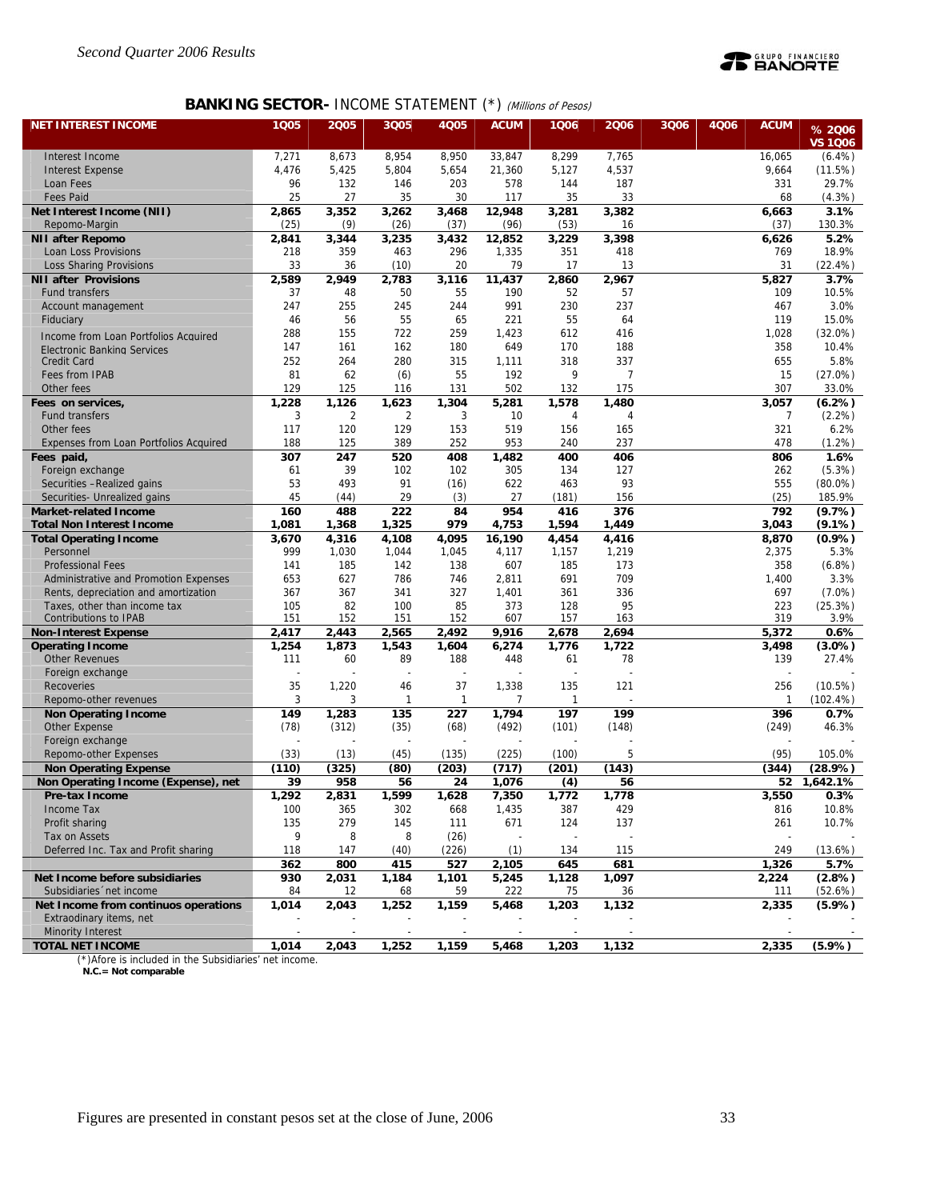## BANKING SECTOR- INCOME STATEMENT (*) *(Millions of Pesos)*

| NET INTEREST INCOME | 1Q05 | 2Q05 | 3Q05 | 4Q05 | ACUM | 1Q06 | 2Q06 | 3Q06 | 4Q06 | ACUM | % 2Q06 VS 1Q06 |
|---|---|---|---|---|---|---|---|---|---|---|---|
| Interest Income | 7,271 | 8,673 | 8,954 | 8,950 | 33,847 | 8,299 | 7,765 | | | 16,065 | (6.4%) |
| Interest Expense | 4,476 | 5,425 | 5,804 | 5,654 | 21,360 | 5,127 | 4,537 | | | 9,664 | (11.5%) |
| Loan Fees | 96 | 132 | 146 | 203 | 578 | 144 | 187 | | | 331 | 29.7% |
| Fees Paid | 25 | 27 | 35 | 30 | 117 | 35 | 33 | | | 68 | (4.3%) |
| **Net Interest Income (NII)** | **2,865** | **3,352** | **3,262** | **3,468** | **12,948** | **3,281** | **3,382** | | | **6,663** | **3.1%** |
| Repomo-Margin | (25) | (9) | (26) | (37) | (96) | (53) | 16 | | | (37) | 130.3% |
| **NII after Repomo** | **2,841** | **3,344** | **3,235** | **3,432** | **12,852** | **3,229** | **3,398** | | | **6,626** | **5.2%** |
| Loan Loss Provisions | 218 | 359 | 463 | 296 | 1,335 | 351 | 418 | | | 769 | 18.9% |
| Loss Sharing Provisions | 33 | 36 | (10) | 20 | 79 | 17 | 13 | | | 31 | (22.4%) |
| **NII after Provisions** | **2,589** | **2,949** | **2,783** | **3,116** | **11,437** | **2,860** | **2,967** | | | **5,827** | **3.7%** |
| Fund transfers | 37 | 48 | 50 | 55 | 190 | 52 | 57 | | | 109 | 10.5% |
| Account management | 247 | 255 | 245 | 244 | 991 | 230 | 237 | | | 467 | 3.0% |
| Fiduciary | 46 | 56 | 55 | 65 | 221 | 55 | 64 | | | 119 | 15.0% |
| Income from Loan Portfolios Acquired | 288 | 155 | 722 | 259 | 1,423 | 612 | 416 | | | 1,028 | (32.0%) |
| Electronic Banking Services | 147 | 161 | 162 | 180 | 649 | 170 | 188 | | | 358 | 10.4% |
| Credit Card | 252 | 264 | 280 | 315 | 1,111 | 318 | 337 | | | 655 | 5.8% |
| Fees from IPAB | 81 | 62 | (6) | 55 | 192 | 9 | 7 | | | 15 | (27.0%) |
| Other fees | 129 | 125 | 116 | 131 | 502 | 132 | 175 | | | 307 | 33.0% |
| **Fees on services,** | **1,228** | **1,126** | **1,623** | **1,304** | **5,281** | **1,578** | **1,480** | | | **3,057** | **(6.2%)** |
| Fund transfers | 3 | 2 | 2 | 3 | 10 | 4 | 4 | | | 7 | (2.2%) |
| Other fees | 117 | 120 | 129 | 153 | 519 | 156 | 165 | | | 321 | 6.2% |
| Expenses from Loan Portfolios Acquired | 188 | 125 | 389 | 252 | 953 | 240 | 237 | | | 478 | (1.2%) |
| **Fees paid,** | **307** | **247** | **520** | **408** | **1,482** | **400** | **406** | | | **806** | **1.6%** |
| Foreign exchange | 61 | 39 | 102 | 102 | 305 | 134 | 127 | | | 262 | (5.3%) |
| Securities –Realized gains | 53 | 493 | 91 | (16) | 622 | 463 | 93 | | | 555 | (80.0%) |
| Securities- Unrealized gains | 45 | (44) | 29 | (3) | 27 | (181) | 156 | | | (25) | 185.9% |
| **Market-related Income** | **160** | **488** | **222** | **84** | **954** | **416** | **376** | | | **792** | **(9.7%)** |
| **Total Non Interest Income** | **1,081** | **1,368** | **1,325** | **979** | **4,753** | **1,594** | **1,449** | | | **3,043** | **(9.1%)** |
| **Total Operating Income** | **3,670** | **4,316** | **4,108** | **4,095** | **16,190** | **4,454** | **4,416** | | | **8,870** | **(0.9%)** |
| Personnel | 999 | 1,030 | 1,044 | 1,045 | 4,117 | 1,157 | 1,219 | | | 2,375 | 5.3% |
| Professional Fees | 141 | 185 | 142 | 138 | 607 | 185 | 173 | | | 358 | (6.8%) |
| Administrative and Promotion Expenses | 653 | 627 | 786 | 746 | 2,811 | 691 | 709 | | | 1,400 | 3.3% |
| Rents, depreciation and amortization | 367 | 367 | 341 | 327 | 1,401 | 361 | 336 | | | 697 | (7.0%) |
| Taxes, other than income tax | 105 | 82 | 100 | 85 | 373 | 128 | 95 | | | 223 | (25.3%) |
| Contributions to IPAB | 151 | 152 | 151 | 152 | 607 | 157 | 163 | | | 319 | 3.9% |
| **Non-Interest Expense** | **2,417** | **2,443** | **2,565** | **2,492** | **9,916** | **2,678** | **2,694** | | | **5,372** | **0.6%** |
| **Operating Income** | **1,254** | **1,873** | **1,543** | **1,604** | **6,274** | **1,776** | **1,722** | | | **3,498** | **(3.0%)** |
| Other Revenues | 111 | 60 | 89 | 188 | 448 | 61 | 78 | | | 139 | 27.4% |
| Foreign exchange | - | - | - | - | - | - | - | | | - | - |
| Recoveries | 35 | 1,220 | 46 | 37 | 1,338 | 135 | 121 | | | 256 | (10.5%) |
| Repomo-other revenues | 3 | 3 | 1 | 1 | 7 | 1 | - | | | 1 | (102.4%) |
| **Non Operating Income** | **149** | **1,283** | **135** | **227** | **1,794** | **197** | **199** | | | **396** | **0.7%** |
| Other Expense | (78) | (312) | (35) | (68) | (492) | (101) | (148) | | | (249) | 46.3% |
| Foreign exchange | - | - | - | - | - | - | - | | | - | - |
| Repomo-other Expenses | (33) | (13) | (45) | (135) | (225) | (100) | 5 | | | (95) | 105.0% |
| **Non Operating Expense** | **(110)** | **(325)** | **(80)** | **(203)** | **(717)** | **(201)** | **(143)** | | | **(344)** | **(28.9%)** |
| **Non Operating Income (Expense), net** | **39** | **958** | **56** | **24** | **1,076** | **(4)** | **56** | | | **52** | **1,642.1%** |
| **Pre-tax Income** | **1,292** | **2,831** | **1,599** | **1,628** | **7,350** | **1,772** | **1,778** | | | **3,550** | **0.3%** |
| Income Tax | 100 | 365 | 302 | 668 | 1,435 | 387 | 429 | | | 816 | 10.8% |
| Profit sharing | 135 | 279 | 145 | 111 | 671 | 124 | 137 | | | 261 | 10.7% |
| Tax on Assets | 9 | 8 | 8 | (26) | - | - | - | | | - | - |
| Deferred Inc. Tax and Profit sharing | 118 | 147 | (40) | (226) | (1) | 134 | 115 | | | 249 | (13.6%) |
| | **362** | **800** | **415** | **527** | **2,105** | **645** | **681** | | | **1,326** | **5.7%** |
| **Net Income before subsidiaries** | **930** | **2,031** | **1,184** | **1,101** | **5,245** | **1,128** | **1,097** | | | **2,224** | **(2.8%)** |
| Subsidiaries´net income | 84 | 12 | 68 | 59 | 222 | 75 | 36 | | | 111 | (52.6%) |
| **Net Income from continuos operations** | **1,014** | **2,043** | **1,252** | **1,159** | **5,468** | **1,203** | **1,132** | | | **2,335** | **(5.9%)** |
| Extraordinary items, net | - | - | - | - | - | - | - | | | - | - |
| Minority Interest | - | - | - | - | - | - | - | | | - | - |
| **TOTAL NET INCOME** | **1,014** | **2,043** | **1,252** | **1,159** | **5,468** | **1,203** | **1,132** | | | **2,335** | **(5.9%)** |

(*)Afore is included in the Subsidiaries' net income.
**N.C.= Not comparable**

Figures are presented in constant pesos set at the close of June, 2006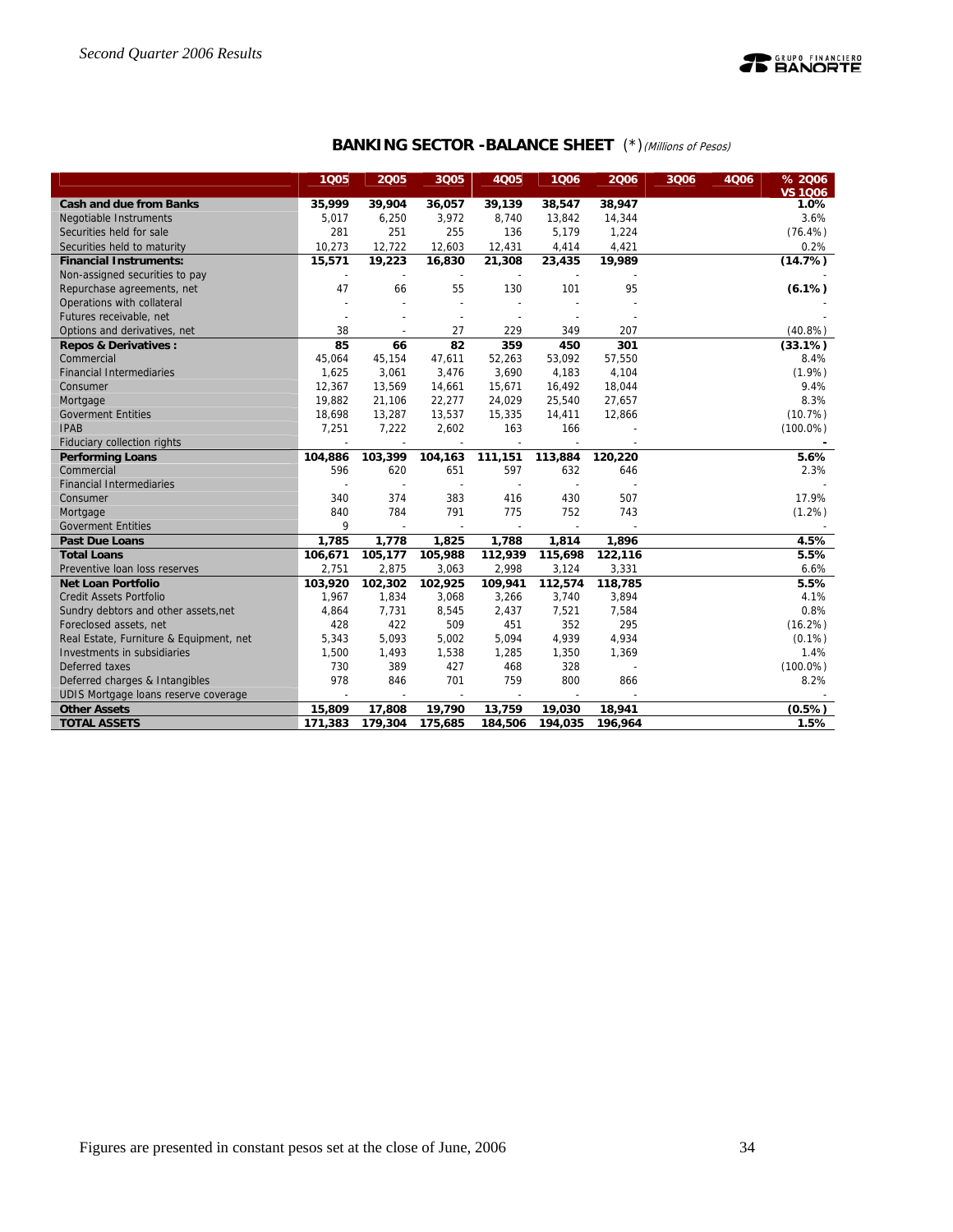## BANKING SECTOR -BALANCE SHEET (*) *(Millions of Pesos)*

| | 1Q05 | 2Q05 | 3Q05 | 4Q05 | 1Q06 | 2Q06 | 3Q06 | 4Q06 | % 2Q06 VS 1Q06 |
|---|---|---|---|---|---|---|---|---|---|
| **Cash and due from Banks** | **35,999** | **39,904** | **36,057** | **39,139** | **38,547** | **38,947** | | | **1.0%** |
| Negotiable Instruments | 5,017 | 6,250 | 3,972 | 8,740 | 13,842 | 14,344 | | | 3.6% |
| Securities held for sale | 281 | 251 | 255 | 136 | 5,179 | 1,224 | | | (76.4%) |
| Securities held to maturity | 10,273 | 12,722 | 12,603 | 12,431 | 4,414 | 4,421 | | | 0.2% |
| **Financial Instruments:** | **15,571** | **19,223** | **16,830** | **21,308** | **23,435** | **19,989** | | | **(14.7%)** |
| Non-assigned securities to pay | - | - | - | - | - | - | | | - |
| Repurchase agreements, net | 47 | 66 | 55 | 130 | 101 | 95 | | | **(6.1%)** |
| Operations with collateral | - | - | - | - | - | - | | | - |
| Futures receivable, net | - | - | - | - | - | - | | | - |
| Options and derivatives, net | 38 | - | 27 | 229 | 349 | 207 | | | (40.8%) |
| **Repos & Derivatives :** | **85** | **66** | **82** | **359** | **450** | **301** | | | **(33.1%)** |
| Commercial | 45,064 | 45,154 | 47,611 | 52,263 | 53,092 | 57,550 | | | 8.4% |
| Financial Intermediaries | 1,625 | 3,061 | 3,476 | 3,690 | 4,183 | 4,104 | | | (1.9%) |
| Consumer | 12,367 | 13,569 | 14,661 | 15,671 | 16,492 | 18,044 | | | 9.4% |
| Mortgage | 19,882 | 21,106 | 22,277 | 24,029 | 25,540 | 27,657 | | | 8.3% |
| Goverment Entities | 18,698 | 13,287 | 13,537 | 15,335 | 14,411 | 12,866 | | | (10.7%) |
| IPAB | 7,251 | 7,222 | 2,602 | 163 | 166 | - | | | (100.0%) |
| Fiduciary collection rights | - | - | - | - | - | - | | | - |
| **Performing Loans** | **104,886** | **103,399** | **104,163** | **111,151** | **113,884** | **120,220** | | | **5.6%** |
| Commercial | 596 | 620 | 651 | 597 | 632 | 646 | | | 2.3% |
| Financial Intermediaries | - | - | - | - | - | - | | | - |
| Consumer | 340 | 374 | 383 | 416 | 430 | 507 | | | 17.9% |
| Mortgage | 840 | 784 | 791 | 775 | 752 | 743 | | | (1.2%) |
| Goverment Entities | 9 | - | - | - | - | - | | | - |
| **Past Due Loans** | **1,785** | **1,778** | **1,825** | **1,788** | **1,814** | **1,896** | | | **4.5%** |
| **Total Loans** | **106,671** | **105,177** | **105,988** | **112,939** | **115,698** | **122,116** | | | **5.5%** |
| Preventive loan loss reserves | 2,751 | 2,875 | 3,063 | 2,998 | 3,124 | 3,331 | | | 6.6% |
| **Net Loan Portfolio** | **103,920** | **102,302** | **102,925** | **109,941** | **112,574** | **118,785** | | | **5.5%** |
| Credit Assets Portfolio | 1,967 | 1,834 | 3,068 | 3,266 | 3,740 | 3,894 | | | 4.1% |
| Sundry debtors and other assets,net | 4,864 | 7,731 | 8,545 | 2,437 | 7,521 | 7,584 | | | 0.8% |
| Foreclosed assets, net | 428 | 422 | 509 | 451 | 352 | 295 | | | (16.2%) |
| Real Estate, Furniture & Equipment, net | 5,343 | 5,093 | 5,002 | 5,094 | 4,939 | 4,934 | | | (0.1%) |
| Investments in subsidiaries | 1,500 | 1,493 | 1,538 | 1,285 | 1,350 | 1,369 | | | 1.4% |
| Deferred taxes | 730 | 389 | 427 | 468 | 328 | - | | | (100.0%) |
| Deferred charges & Intangibles | 978 | 846 | 701 | 759 | 800 | 866 | | | 8.2% |
| UDIS Mortgage loans reserve coverage | - | - | - | - | - | - | | | - |
| **Other Assets** | **15,809** | **17,808** | **19,790** | **13,759** | **19,030** | **18,941** | | | **(0.5%)** |
| **TOTAL ASSETS** | **171,383** | **179,304** | **175,685** | **184,506** | **194,035** | **196,964** | | | **1.5%** |

Figures are presented in constant pesos set at the close of June, 2006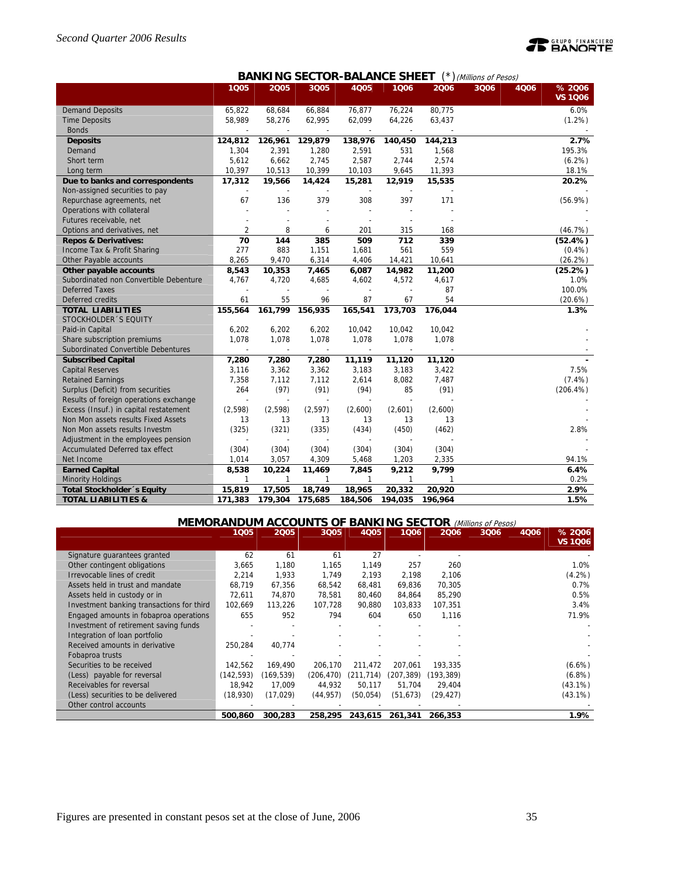## BANKING SECTOR-BALANCE SHEET (*) *(Millions of Pesos)*

| | 1Q05 | 2Q05 | 3Q05 | 4Q05 | 1Q06 | 2Q06 | 3Q06 | 4Q06 | % 2Q06 VS 1Q06 |
|---|---|---|---|---|---|---|---|---|---|
| Demand Deposits | 65,822 | 68,684 | 66,884 | 76,877 | 76,224 | 80,775 | | | 6.0% |
| Time Deposits | 58,989 | 58,276 | 62,995 | 62,099 | 64,226 | 63,437 | | | (1.2%) |
| Bonds | - | - | - | - | - | - | | | - |
| **Deposits** | **124,812** | **126,961** | **129,879** | **138,976** | **140,450** | **144,213** | | | **2.7%** |
| Demand | 1,304 | 2,391 | 1,280 | 2,591 | 531 | 1,568 | | | 195.3% |
| Short term | 5,612 | 6,662 | 2,745 | 2,587 | 2,744 | 2,574 | | | (6.2%) |
| Long term | 10,397 | 10,513 | 10,399 | 10,103 | 9,645 | 11,393 | | | 18.1% |
| **Due to banks and correspondents** | **17,312** | **19,566** | **14,424** | **15,281** | **12,919** | **15,535** | | | **20.2%** |
| Non-assigned securities to pay | - | - | - | - | - | - | | | - |
| Repurchase agreements, net | 67 | 136 | 379 | 308 | 397 | 171 | | | (56.9%) |
| Operations with collateral | - | - | - | - | - | - | | | - |
| Futures receivable, net | - | - | - | - | - | - | | | - |
| Options and derivatives, net | 2 | 8 | 6 | 201 | 315 | 168 | | | (46.7%) |
| **Repos & Derivatives:** | **70** | **144** | **385** | **509** | **712** | **339** | | | **(52.4%)** |
| Income Tax & Profit Sharing | 277 | 883 | 1,151 | 1,681 | 561 | 559 | | | (0.4%) |
| Other Payable accounts | 8,265 | 9,470 | 6,314 | 4,406 | 14,421 | 10,641 | | | (26.2%) |
| **Other payable accounts** | **8,543** | **10,353** | **7,465** | **6,087** | **14,982** | **11,200** | | | **(25.2%)** |
| Subordinated non Convertible Debenture | 4,767 | 4,720 | 4,685 | 4,602 | 4,572 | 4,617 | | | 1.0% |
| Deferred Taxes | - | - | - | - | - | 87 | | | 100.0% |
| Deferred credits | 61 | 55 | 96 | 87 | 67 | 54 | | | (20.6%) |
| **TOTAL LIABILITIES** | **155,564** | **161,799** | **156,935** | **165,541** | **173,703** | **176,044** | | | **1.3%** |
| STOCKHOLDER´S EQUITY | | | | | | | | | |
| Paid-in Capital | 6,202 | 6,202 | 6,202 | 10,042 | 10,042 | 10,042 | | | - |
| Share subscription premiums | 1,078 | 1,078 | 1,078 | 1,078 | 1,078 | 1,078 | | | - |
| Subordinated Convertible Debentures | - | - | - | - | - | - | | | - |
| **Subscribed Capital** | **7,280** | **7,280** | **7,280** | **11,119** | **11,120** | **11,120** | | | **-** |
| Capital Reserves | 3,116 | 3,362 | 3,362 | 3,183 | 3,183 | 3,422 | | | 7.5% |
| Retained Earnings | 7,358 | 7,112 | 7,112 | 2,614 | 8,082 | 7,487 | | | (7.4%) |
| Surplus (Deficit) from securities | 264 | (97) | (91) | (94) | 85 | (91) | | | (206.4%) |
| Results of foreign operations exchange | - | - | - | - | - | - | | | - |
| Excess (Insuf.) in capital restatement | (2,598) | (2,598) | (2,597) | (2,600) | (2,601) | (2,600) | | | - |
| Non Mon assets results Fixed Assets | 13 | 13 | 13 | 13 | 13 | 13 | | | - |
| Non Mon assets results Investm | (325) | (321) | (335) | (434) | (450) | (462) | | | 2.8% |
| Adjustment in the employees pension | - | - | - | - | - | - | | | - |
| Accumulated Deferred tax effect | (304) | (304) | (304) | (304) | (304) | (304) | | | - |
| Net Income | 1,014 | 3,057 | 4,309 | 5,468 | 1,203 | 2,335 | | | 94.1% |
| **Earned Capital** | **8,538** | **10,224** | **11,469** | **7,845** | **9,212** | **9,799** | | | **6.4%** |
| Minority Holdings | 1 | 1 | 1 | 1 | 1 | 1 | | | 0.2% |
| **Total Stockholder´s Equity** | **15,819** | **17,505** | **18,749** | **18,965** | **20,332** | **20,920** | | | **2.9%** |
| **TOTAL LIABILITIES &** | **171,383** | **179,304** | **175,685** | **184,506** | **194,035** | **196,964** | | | **1.5%** |

## MEMORANDUM ACCOUNTS OF BANKING SECTOR *(Millions of Pesos)*

| | 1Q05 | 2Q05 | 3Q05 | 4Q05 | 1Q06 | 2Q06 | 3Q06 | 4Q06 | % 2Q06 VS 1Q06 |
|---|---|---|---|---|---|---|---|---|---|
| Signature guarantees granted | 62 | 61 | 61 | 27 | - | - | | | - |
| Other contingent obligations | 3,665 | 1,180 | 1,165 | 1,149 | 257 | 260 | | | 1.0% |
| Irrevocable lines of credit | 2,214 | 1,933 | 1,749 | 2,193 | 2,198 | 2,106 | | | (4.2%) |
| Assets held in trust and mandate | 68,719 | 67,356 | 68,542 | 68,481 | 69,836 | 70,305 | | | 0.7% |
| Assets held in custody or in | 72,611 | 74,870 | 78,581 | 80,460 | 84,864 | 85,290 | | | 0.5% |
| Investment banking transactions for third | 102,669 | 113,226 | 107,728 | 90,880 | 103,833 | 107,351 | | | 3.4% |
| Engaged amounts in fobaproa operations | 655 | 952 | 794 | 604 | 650 | 1,116 | | | 71.9% |
| Investment of retirement saving funds | - | - | - | - | - | - | | | - |
| Integration of loan portfolio | - | - | - | - | - | - | | | - |
| Received amounts in derivative | 250,284 | 40,774 | - | - | - | - | | | - |
| Fobaproa trusts | - | - | - | - | - | - | | | - |
| Securities to be received | 142,562 | 169,490 | 206,170 | 211,472 | 207,061 | 193,335 | | | (6.6%) |
| (Less) payable for reversal | (142,593) | (169,539) | (206,470) | (211,714) | (207,389) | (193,389) | | | (6.8%) |
| Receivables for reversal | 18,942 | 17,009 | 44,932 | 50,117 | 51,704 | 29,404 | | | (43.1%) |
| (Less) securities to be delivered | (18,930) | (17,029) | (44,957) | (50,054) | (51,673) | (29,427) | | | (43.1%) |
| Other control accounts | - | - | - | - | - | - | | | - |
| | **500,860** | **300,283** | **258,295** | **243,615** | **261,341** | **266,353** | | | **1.9%** |

Figures are presented in constant pesos set at the close of June, 2006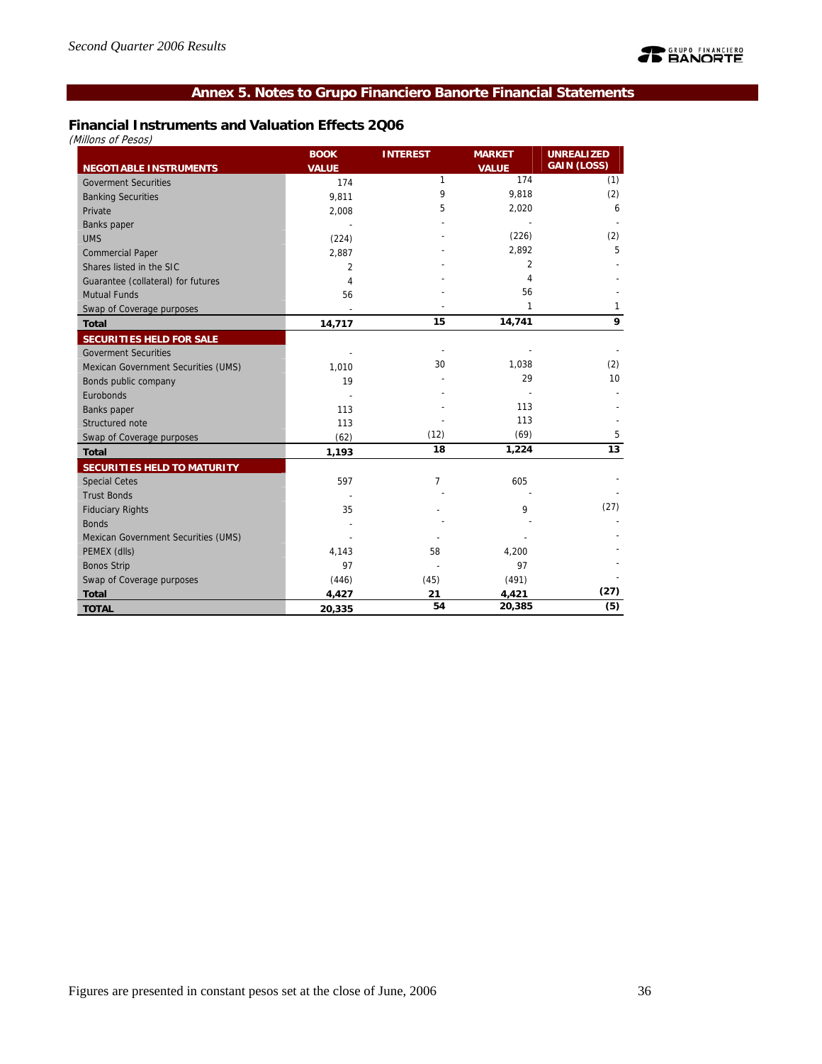## Annex 5. Notes to Grupo Financiero Banorte Financial Statements

### Financial Instruments and Valuation Effects 2Q06

*(Millons of Pesos)*

| NEGOTIABLE INSTRUMENTS | BOOK VALUE | INTEREST | MARKET VALUE | UNREALIZED GAIN (LOSS) |
|---|---|---|---|---|
| Goverment Securities | 174 | 1 | 174 | (1) |
| Banking Securities | 9,811 | 9 | 9,818 | (2) |
| Private | 2,008 | 5 | 2,020 | 6 |
| Banks paper | - | - | - | - |
| UMS | (224) | - | (226) | (2) |
| Commercial Paper | 2,887 | - | 2,892 | 5 |
| Shares listed in the SIC | 2 | - | 2 | - |
| Guarantee (collateral) for futures | 4 | - | 4 | - |
| Mutual Funds | 56 | - | 56 | - |
| Swap of Coverage purposes | - | - | 1 | 1 |
| **Total** | **14,717** | **15** | **14,741** | **9** |
| **SECURITIES HELD FOR SALE** | | | | |
| Goverment Securities | - | - | - | - |
| Mexican Government Securities (UMS) | 1,010 | 30 | 1,038 | (2) |
| Bonds public company | 19 | - | 29 | 10 |
| Eurobonds | - | - | - | - |
| Banks paper | 113 | - | 113 | - |
| Structured note | 113 | - | 113 | - |
| Swap of Coverage purposes | (62) | (12) | (69) | 5 |
| **Total** | **1,193** | **18** | **1,224** | **13** |
| **SECURITIES HELD TO MATURITY** | | | | |
| Special Cetes | 597 | 7 | 605 | - |
| Trust Bonds | - | - | - | - |
| Fiduciary Rights | 35 | - | 9 | (27) |
| Bonds | - | - | - | - |
| Mexican Government Securities (UMS) | - | - | - | - |
| PEMEX (dlls) | 4,143 | 58 | 4,200 | - |
| Bonos Strip | 97 | - | 97 | - |
| Swap of Coverage purposes | (446) | (45) | (491) | - |
| **Total** | **4,427** | **21** | **4,421** | **(27)** |
| **TOTAL** | **20,335** | **54** | **20,385** | **(5)** |

Figures are presented in constant pesos set at the close of June, 2006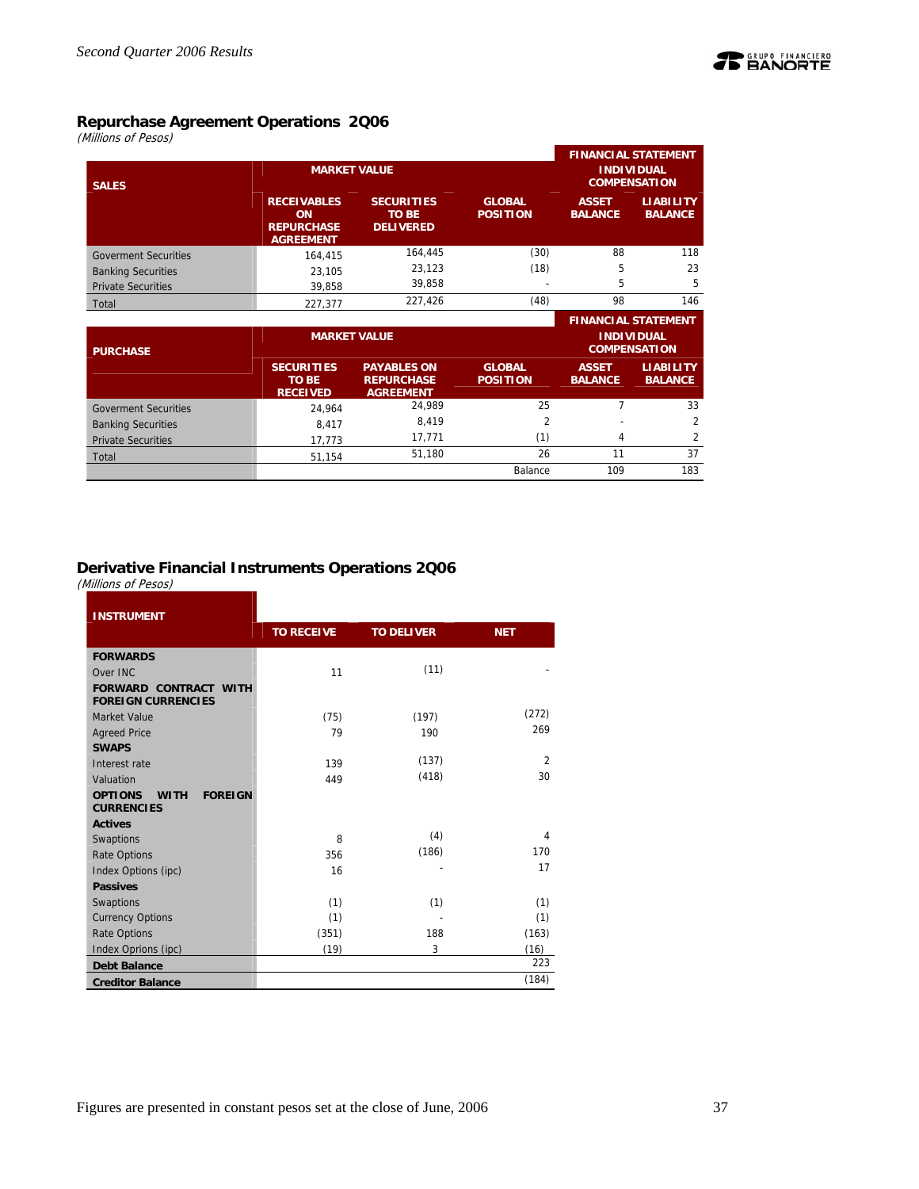## Repurchase Agreement Operations 2Q06

*(Millions of Pesos)*

| SALES | MARKET VALUE | | | FINANCIAL STATEMENT INDIVIDUAL COMPENSATION | |
|---|---|---|---|---|---|
| | RECEIVABLES ON REPURCHASE AGREEMENT | SECURITIES TO BE DELIVERED | GLOBAL POSITION | ASSET BALANCE | LIABILITY BALANCE |
| Goverment Securities | 164,415 | 164,445 | (30) | 88 | 118 |
| Banking Securities | 23,105 | 23,123 | (18) | 5 | 23 |
| Private Securities | 39,858 | 39,858 | - | 5 | 5 |
| Total | 227,377 | 227,426 | (48) | 98 | 146 |

| PURCHASE | MARKET VALUE | | | FINANCIAL STATEMENT INDIVIDUAL COMPENSATION | |
|---|---|---|---|---|---|
| | SECURITIES TO BE RECEIVED | PAYABLES ON REPURCHASE AGREEMENT | GLOBAL POSITION | ASSET BALANCE | LIABILITY BALANCE |
| Goverment Securities | 24,964 | 24,989 | 25 | 7 | 33 |
| Banking Securities | 8,417 | 8,419 | 2 | - | 2 |
| Private Securities | 17,773 | 17,771 | (1) | 4 | 2 |
| Total | 51,154 | 51,180 | 26 | 11 | 37 |
| | | | Balance | 109 | 183 |

## Derivative Financial Instruments Operations 2Q06

*(Millions of Pesos)*

| INSTRUMENT | TO RECEIVE | TO DELIVER | NET |
|---|---|---|---|
| **FORWARDS** | | | |
| Over INC | 11 | (11) | - |
| **FORWARD CONTRACT WITH FOREIGN CURRENCIES** | | | |
| Market Value | (75) | (197) | (272) |
| Agreed Price | 79 | 190 | 269 |
| **SWAPS** | | | |
| Interest rate | 139 | (137) | 2 |
| Valuation | 449 | (418) | 30 |
| **OPTIONS WITH FOREIGN CURRENCIES** | | | |
| **Actives** | | | |
| Swaptions | 8 | (4) | 4 |
| Rate Options | 356 | (186) | 170 |
| Index Options (ipc) | 16 | - | 17 |
| **Passives** | | | |
| Swaptions | (1) | (1) | (1) |
| Currency Options | (1) | - | (1) |
| Rate Options | (351) | 188 | (163) |
| Index Oprions (ipc) | (19) | 3 | (16) |
| **Debt Balance** | | | 223 |
| **Creditor Balance** | | | (184) |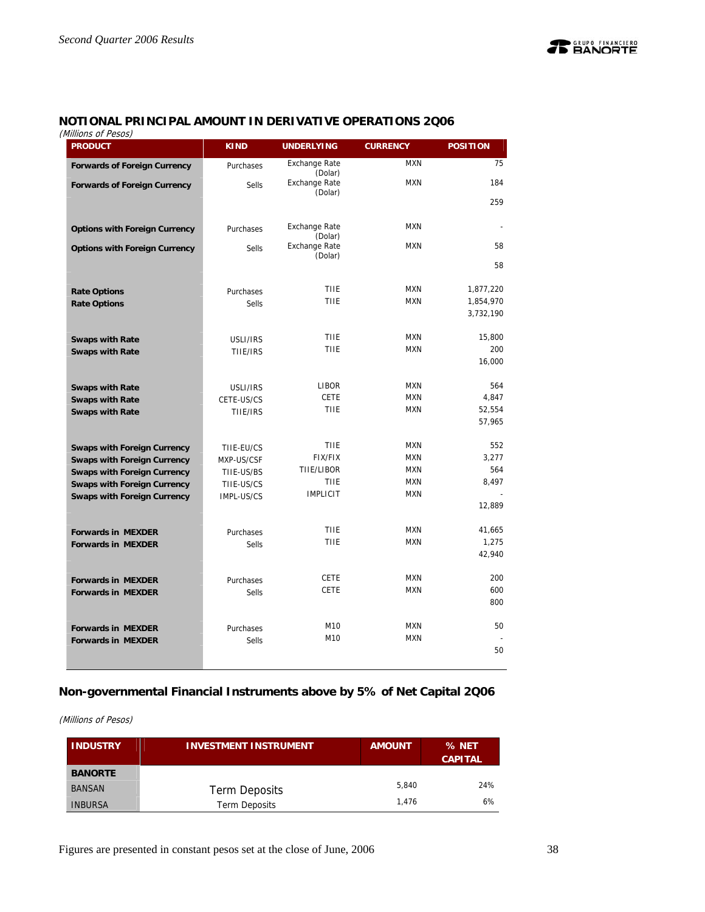## NOTIONAL PRINCIPAL AMOUNT IN DERIVATIVE OPERATIONS 2Q06

*(Millions of Pesos)*

| PRODUCT | KIND | UNDERLYING | CURRENCY | POSITION |
|---|---|---|---|---|
| **Forwards of Foreign Currency** | Purchases | Exchange Rate (Dolar) | MXN | 75 |
| **Forwards of Foreign Currency** | Sells | Exchange Rate (Dolar) | MXN | 184 |
| | | | | 259 |
| **Options with Foreign Currency** | Purchases | Exchange Rate (Dolar) | MXN | - |
| **Options with Foreign Currency** | Sells | Exchange Rate (Dolar) | MXN | 58 |
| | | | | 58 |
| **Rate Options** | Purchases | TIIE | MXN | 1,877,220 |
| **Rate Options** | Sells | TIIE | MXN | 1,854,970 |
| | | | | 3,732,190 |
| **Swaps with Rate** | USLI/IRS | TIIE | MXN | 15,800 |
| **Swaps with Rate** | TIIE/IRS | TIIE | MXN | 200 |
| | | | | 16,000 |
| **Swaps with Rate** | USLI/IRS | LIBOR | MXN | 564 |
| **Swaps with Rate** | CETE-US/CS | CETE | MXN | 4,847 |
| **Swaps with Rate** | TIIE/IRS | TIIE | MXN | 52,554 |
| | | | | 57,965 |
| **Swaps with Foreign Currency** | TIIE-EU/CS | TIIE | MXN | 552 |
| **Swaps with Foreign Currency** | MXP-US/CSF | FIX/FIX | MXN | 3,277 |
| **Swaps with Foreign Currency** | TIIE-US/BS | TIIE/LIBOR | MXN | 564 |
| **Swaps with Foreign Currency** | TIIE-US/CS | TIIE | MXN | 8,497 |
| **Swaps with Foreign Currency** | IMPL-US/CS | IMPLICIT | MXN | - |
| | | | | 12,889 |
| **Forwards in MEXDER** | Purchases | TIIE | MXN | 41,665 |
| **Forwards in MEXDER** | Sells | TIIE | MXN | 1,275 |
| | | | | 42,940 |
| **Forwards in MEXDER** | Purchases | CETE | MXN | 200 |
| **Forwards in MEXDER** | Sells | CETE | MXN | 600 |
| | | | | 800 |
| **Forwards in MEXDER** | Purchases | M10 | MXN | 50 |
| **Forwards in MEXDER** | Sells | M10 | MXN | - |
| | | | | 50 |

## Non-governmental Financial Instruments above by 5% of Net Capital 2Q06

*(Millions of Pesos)*

| INDUSTRY | INVESTMENT INSTRUMENT | AMOUNT | % NET CAPITAL |
|---|---|---|---|
| **BANORTE** | | | |
| BANSAN | Term Deposits | 5,840 | 24% |
| INBURSA | Term Deposits | 1,476 | 6% |

Figures are presented in constant pesos set at the close of June, 2006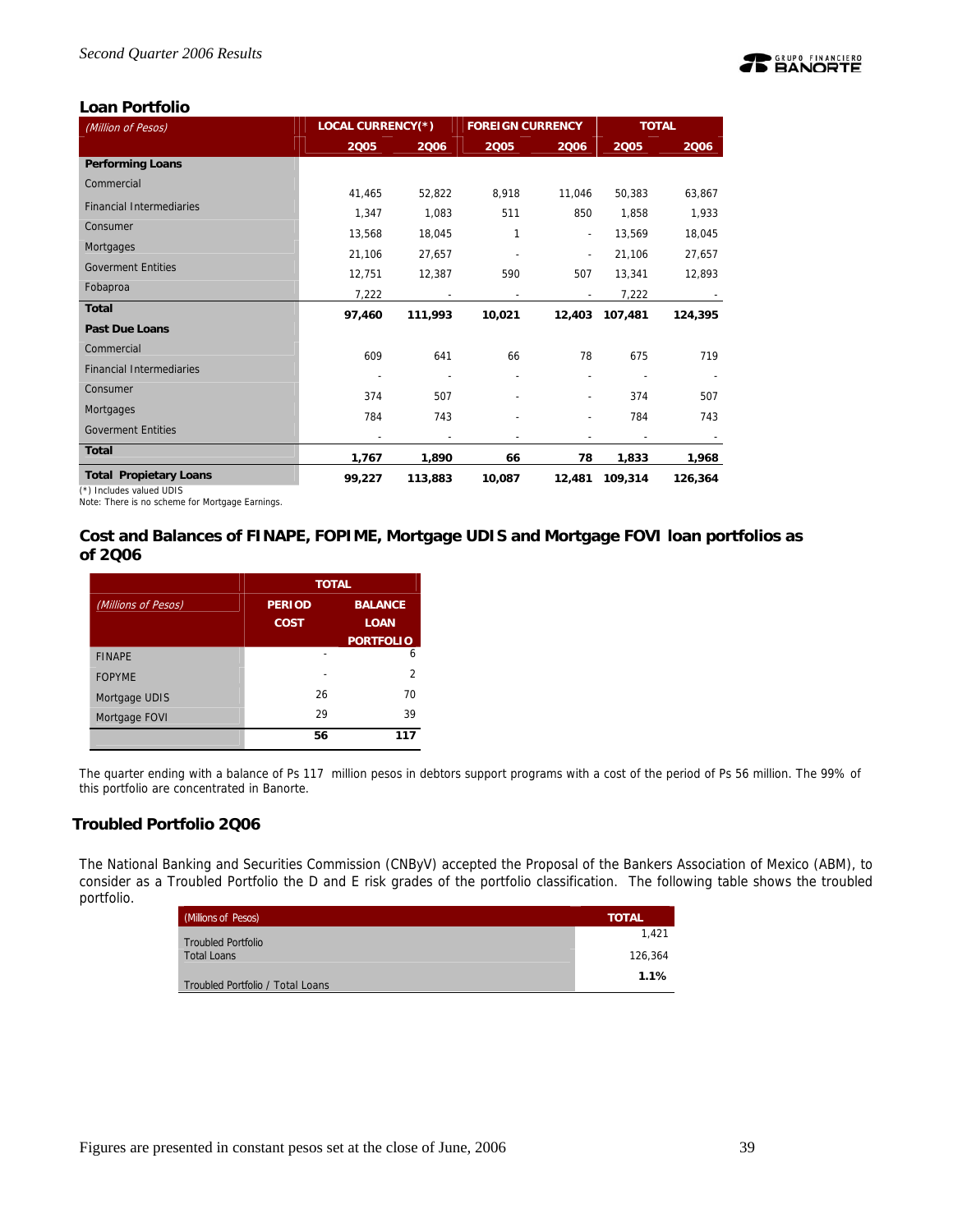## Loan Portfolio

| *(Million of Pesos)* | LOCAL CURRENCY(*) | | FOREIGN CURRENCY | | TOTAL | |
|---|---|---|---|---|---|---|
| | 2Q05 | 2Q06 | 2Q05 | 2Q06 | 2Q05 | 2Q06 |
| **Performing Loans** | | | | | | |
| Commercial | 41,465 | 52,822 | 8,918 | 11,046 | 50,383 | 63,867 |
| Financial Intermediaries | 1,347 | 1,083 | 511 | 850 | 1,858 | 1,933 |
| Consumer | 13,568 | 18,045 | 1 | - | 13,569 | 18,045 |
| Mortgages | 21,106 | 27,657 | - | - | 21,106 | 27,657 |
| Goverment Entities | 12,751 | 12,387 | 590 | 507 | 13,341 | 12,893 |
| Fobaproa | 7,222 | - | - | - | 7,222 | - |
| **Total** | **97,460** | **111,993** | **10,021** | **12,403** | **107,481** | **124,395** |
| **Past Due Loans** | | | | | | |
| Commercial | 609 | 641 | 66 | 78 | 675 | 719 |
| Financial Intermediaries | - | - | - | - | - | - |
| Consumer | 374 | 507 | - | - | 374 | 507 |
| Mortgages | 784 | 743 | - | - | 784 | 743 |
| Goverment Entities | - | - | - | - | - | - |
| **Total** | **1,767** | **1,890** | **66** | **78** | **1,833** | **1,968** |
| **Total Propietary Loans** | **99,227** | **113,883** | **10,087** | **12,481** | **109,314** | **126,364** |

(*) Includes valued UDIS

Note: There is no scheme for Mortgage Earnings.

## Cost and Balances of FINAPE, FOPIME, Mortgage UDIS and Mortgage FOVI loan portfolios as of 2Q06

| *(Millions of Pesos)* | TOTAL | |
|---|---|---|
| | PERIOD COST | BALANCE LOAN PORTFOLIO |
| FINAPE | - | 6 |
| FOPYME | - | 2 |
| Mortgage UDIS | 26 | 70 |
| Mortgage FOVI | 29 | 39 |
| | **56** | **117** |

The quarter ending with a balance of Ps 117 million pesos in debtors support programs with a cost of the period of Ps 56 million. The 99% of this portfolio are concentrated in Banorte.

## Troubled Portfolio 2Q06

The National Banking and Securities Commission (CNByV) accepted the Proposal of the Bankers Association of Mexico (ABM), to consider as a Troubled Portfolio the D and E risk grades of the portfolio classification. The following table shows the troubled portfolio.

| (Millions of Pesos) | TOTAL |
|---|---|
| Troubled Portfolio | 1,421 |
| Total Loans | 126,364 |
| Troubled Portfolio / Total Loans | **1.1%** |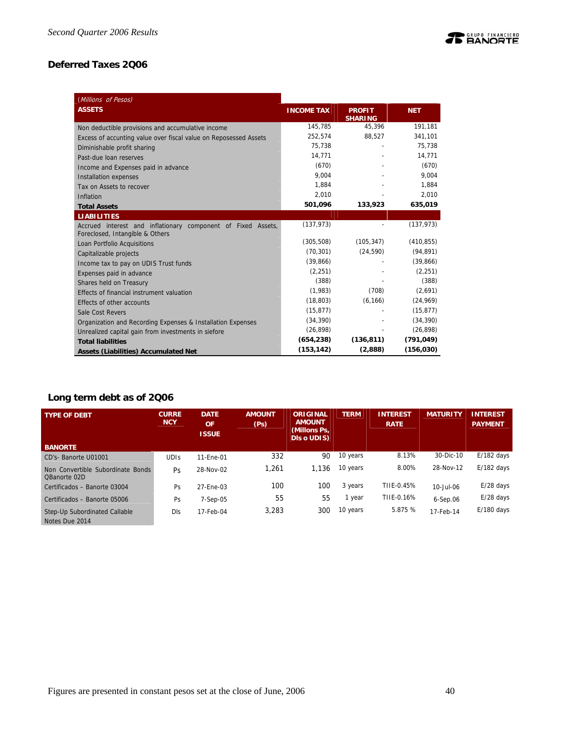## Deferred Taxes 2Q06

| (Millions of Pesos)<br>ASSETS | INCOME TAX | PROFIT SHARING | NET |
|---|---|---|---|
| Non deductible provisions and accumulative income | 145,785 | 45,396 | 191,181 |
| Excess of accunting value over fiscal value on Reposessed Assets | 252,574 | 88,527 | 341,101 |
| Diminishable profit sharing | 75,738 | - | 75,738 |
| Past-due loan reserves | 14,771 | - | 14,771 |
| Income and Expenses paid in advance | (670) | - | (670) |
| Installation expenses | 9,004 | - | 9,004 |
| Tax on Assets to recover | 1,884 | - | 1,884 |
| Inflation | 2,010 | - | 2,010 |
| **Total Assets** | **501,096** | **133,923** | **635,019** |
| **LIABILITIES** | | | |
| Accrued interest and inflationary component of Fixed Assets, Foreclosed, Intangible & Others | (137,973) | - | (137,973) |
| Loan Portfolio Acquisitions | (305,508) | (105,347) | (410,855) |
| Capitalizable projects | (70,301) | (24,590) | (94,891) |
| Income tax to pay on UDIS Trust funds | (39,866) | - | (39,866) |
| Expenses paid in advance | (2,251) | - | (2,251) |
| Shares held on Treasury | (388) | - | (388) |
| Effects of financial instrument valuation | (1,983) | (708) | (2,691) |
| Effects of other accounts | (18,803) | (6,166) | (24,969) |
| Sale Cost Revers | (15,877) | - | (15,877) |
| Organization and Recording Expenses & Installation Expenses | (34,390) | - | (34,390) |
| Unrealized capital gain from investments in siefore | (26,898) | - | (26,898) |
| **Total liabilities** | **(654,238)** | **(136,811)** | **(791,049)** |
| **Assets (Liabilities) Accumulated Net** | **(153,142)** | **(2,888)** | **(156,030)** |

## Long term debt as of 2Q06

| TYPE OF DEBT | CURRENCY | DATE OF ISSUE | AMOUNT (Ps) | ORIGINAL AMOUNT (Millons Ps, Dls o UDIS) | TERM | INTEREST RATE | MATURITY | INTEREST PAYMENT |
|---|---|---|---|---|---|---|---|---|
| **BANORTE** | | | | | | | | |
| CD's- Banorte U01001 | UDIs | 11-Ene-01 | 332 | 90 | 10 years | 8.13% | 30-Dic-10 | E/182 days |
| Non Convertible Subordinate Bonds QBanorte 02D | Ps | 28-Nov-02 | 1,261 | 1,136 | 10 years | 8.00% | 28-Nov-12 | E/182 days |
| Certificados – Banorte 03004 | Ps | 27-Ene-03 | 100 | 100 | 3 years | TIIE-0.45% | 10-Jul-06 | E/28 days |
| Certificados – Banorte 05006 | Ps | 7-Sep-05 | 55 | 55 | 1 year | TIIE-0.16% | 6-Sep.06 | E/28 days |
| Step-Up Subordinated Callable Notes Due 2014 | Dls | 17-Feb-04 | 3,283 | 300 | 10 years | 5.875 % | 17-Feb-14 | E/180 days |

Figures are presented in constant pesos set at the close of June, 2006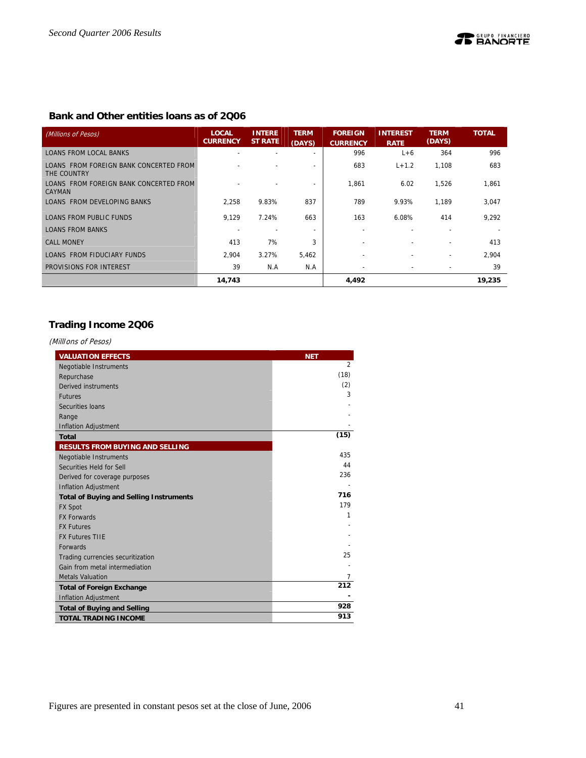## Bank and Other entities loans as of 2Q06

| *(Millions of Pesos)* | LOCAL CURRENCY | INTEREST RATE | TERM (DAYS) | FOREIGN CURRENCY | INTEREST RATE | TERM (DAYS) | TOTAL |
|---|---|---|---|---|---|---|---|
| LOANS FROM LOCAL BANKS | - | - | - | 996 | L+6 | 364 | 996 |
| LOANS FROM FOREIGN BANK CONCERTED FROM THE COUNTRY | - | - | - | 683 | L+1.2 | 1,108 | 683 |
| LOANS FROM FOREIGN BANK CONCERTED FROM CAYMAN | - | - | - | 1,861 | 6.02 | 1,526 | 1,861 |
| LOANS FROM DEVELOPING BANKS | 2,258 | 9.83% | 837 | 789 | 9.93% | 1,189 | 3,047 |
| LOANS FROM PUBLIC FUNDS | 9,129 | 7.24% | 663 | 163 | 6.08% | 414 | 9,292 |
| LOANS FROM BANKS | - | - | - | - | - | - | - |
| CALL MONEY | 413 | 7% | 3 | - | - | - | 413 |
| LOANS FROM FIDUCIARY FUNDS | 2,904 | 3.27% | 5,462 | - | - | - | 2,904 |
| PROVISIONS FOR INTEREST | 39 | N.A | N.A | - | - | - | 39 |
| | **14,743** | | | **4,492** | | | **19,235** |

## Trading Income 2Q06

*(Millions of Pesos)*

| VALUATION EFFECTS | NET |
|---|---|
| Negotiable Instruments | 2 |
| Repurchase | (18) |
| Derived instruments | (2) |
| Futures | 3 |
| Securities loans | - |
| Range | - |
| Inflation Adjustment | - |
| **Total** | **(15)** |
| **RESULTS FROM BUYING AND SELLING** | |
| Negotiable Instruments | 435 |
| Securities Held for Sell | 44 |
| Derived for coverage purposes | 236 |
| Inflation Adjustment | - |
| **Total of Buying and Selling Instruments** | **716** |
| FX Spot | 179 |
| FX Forwards | 1 |
| FX Futures | - |
| FX Futures TIIE | - |
| Forwards | - |
| Trading currencies securitization | 25 |
| Gain from metal intermediation | - |
| Metals Valuation | 7 |
| **Total of Foreign Exchange** | **212** |
| Inflation Adjustment | - |
| **Total of Buying and Selling** | **928** |
| **TOTAL TRADING INCOME** | **913** |

Figures are presented in constant pesos set at the close of June, 2006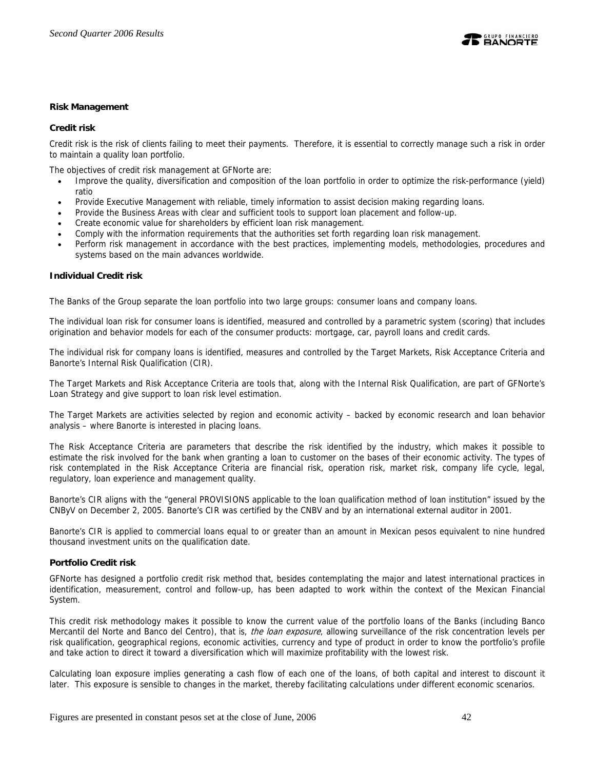**Risk Management**

**Credit risk**

Credit risk is the risk of clients failing to meet their payments. Therefore, it is essential to correctly manage such a risk in order to maintain a quality loan portfolio.

The objectives of credit risk management at GFNorte are:

- Improve the quality, diversification and composition of the loan portfolio in order to optimize the risk-performance (yield) ratio
- Provide Executive Management with reliable, timely information to assist decision making regarding loans.
- Provide the Business Areas with clear and sufficient tools to support loan placement and follow-up.
- Create economic value for shareholders by efficient loan risk management.
- Comply with the information requirements that the authorities set forth regarding loan risk management.
- Perform risk management in accordance with the best practices, implementing models, methodologies, procedures and systems based on the main advances worldwide.

**Individual Credit risk**

The Banks of the Group separate the loan portfolio into two large groups: consumer loans and company loans.

The individual loan risk for consumer loans is identified, measured and controlled by a parametric system (scoring) that includes origination and behavior models for each of the consumer products: mortgage, car, payroll loans and credit cards.

The individual risk for company loans is identified, measures and controlled by the Target Markets, Risk Acceptance Criteria and Banorte's Internal Risk Qualification (CIR).

The Target Markets and Risk Acceptance Criteria are tools that, along with the Internal Risk Qualification, are part of GFNorte's Loan Strategy and give support to loan risk level estimation.

The Target Markets are activities selected by region and economic activity – backed by economic research and loan behavior analysis – where Banorte is interested in placing loans.

The Risk Acceptance Criteria are parameters that describe the risk identified by the industry, which makes it possible to estimate the risk involved for the bank when granting a loan to customer on the bases of their economic activity. The types of risk contemplated in the Risk Acceptance Criteria are financial risk, operation risk, market risk, company life cycle, legal, regulatory, loan experience and management quality.

Banorte's CIR aligns with the "general PROVISIONS applicable to the loan qualification method of loan institution" issued by the CNByV on December 2, 2005. Banorte's CIR was certified by the CNBV and by an international external auditor in 2001.

Banorte's CIR is applied to commercial loans equal to or greater than an amount in Mexican pesos equivalent to nine hundred thousand investment units on the qualification date.

**Portfolio Credit risk**

GFNorte has designed a portfolio credit risk method that, besides contemplating the major and latest international practices in identification, measurement, control and follow-up, has been adapted to work within the context of the Mexican Financial System.

This credit risk methodology makes it possible to know the current value of the portfolio loans of the Banks (including Banco Mercantil del Norte and Banco del Centro), that is, *the loan exposure*, allowing surveillance of the risk concentration levels per risk qualification, geographical regions, economic activities, currency and type of product in order to know the portfolio's profile and take action to direct it toward a diversification which will maximize profitability with the lowest risk.

Calculating loan exposure implies generating a cash flow of each one of the loans, of both capital and interest to discount it later. This exposure is sensible to changes in the market, thereby facilitating calculations under different economic scenarios.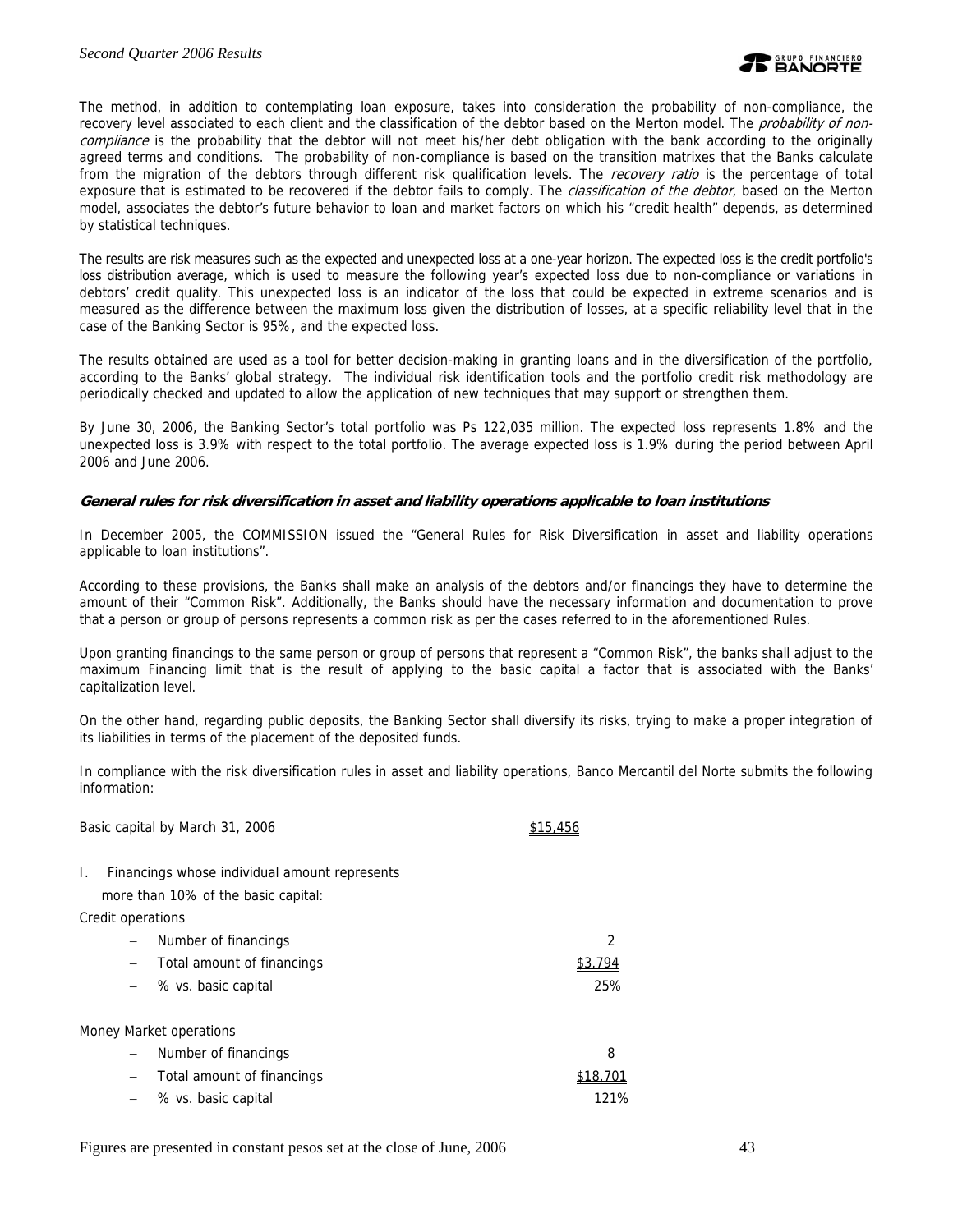The method, in addition to contemplating loan exposure, takes into consideration the probability of non-compliance, the recovery level associated to each client and the classification of the debtor based on the Merton model. The *probability of non-compliance* is the probability that the debtor will not meet his/her debt obligation with the bank according to the originally agreed terms and conditions. The probability of non-compliance is based on the transition matrixes that the Banks calculate from the migration of the debtors through different risk qualification levels. The *recovery ratio* is the percentage of total exposure that is estimated to be recovered if the debtor fails to comply. The *classification of the debtor*, based on the Merton model, associates the debtor's future behavior to loan and market factors on which his "credit health" depends, as determined by statistical techniques.

The results are risk measures such as the expected and unexpected loss at a one-year horizon. The expected loss is the credit portfolio's loss distribution average, which is used to measure the following year's expected loss due to non-compliance or variations in debtors' credit quality. This unexpected loss is an indicator of the loss that could be expected in extreme scenarios and is measured as the difference between the maximum loss given the distribution of losses, at a specific reliability level that in the case of the Banking Sector is 95%, and the expected loss.

The results obtained are used as a tool for better decision-making in granting loans and in the diversification of the portfolio, according to the Banks' global strategy. The individual risk identification tools and the portfolio credit risk methodology are periodically checked and updated to allow the application of new techniques that may support or strengthen them.

By June 30, 2006, the Banking Sector's total portfolio was Ps 122,035 million. The expected loss represents 1.8% and the unexpected loss is 3.9% with respect to the total portfolio. The average expected loss is 1.9% during the period between April 2006 and June 2006.

### General rules for risk diversification in asset and liability operations applicable to loan institutions

In December 2005, the COMMISSION issued the "General Rules for Risk Diversification in asset and liability operations applicable to loan institutions".

According to these provisions, the Banks shall make an analysis of the debtors and/or financings they have to determine the amount of their "Common Risk". Additionally, the Banks should have the necessary information and documentation to prove that a person or group of persons represents a common risk as per the cases referred to in the aforementioned Rules.

Upon granting financings to the same person or group of persons that represent a "Common Risk", the banks shall adjust to the maximum Financing limit that is the result of applying to the basic capital a factor that is associated with the Banks' capitalization level.

On the other hand, regarding public deposits, the Banking Sector shall diversify its risks, trying to make a proper integration of its liabilities in terms of the placement of the deposited funds.

In compliance with the risk diversification rules in asset and liability operations, Banco Mercantil del Norte submits the following information:

| | |
|---|---|
| Basic capital by March 31, 2006 | $15,456 |
| I. Financings whose individual amount represents more than 10% of the basic capital: | |
| Credit operations | |
| – Number of financings | 2 |
| – Total amount of financings | $3,794 |
| – % vs. basic capital | 25% |
| Money Market operations | |
| – Number of financings | 8 |
| – Total amount of financings | $18,701 |
| – % vs. basic capital | 121% |

Figures are presented in constant pesos set at the close of June, 2006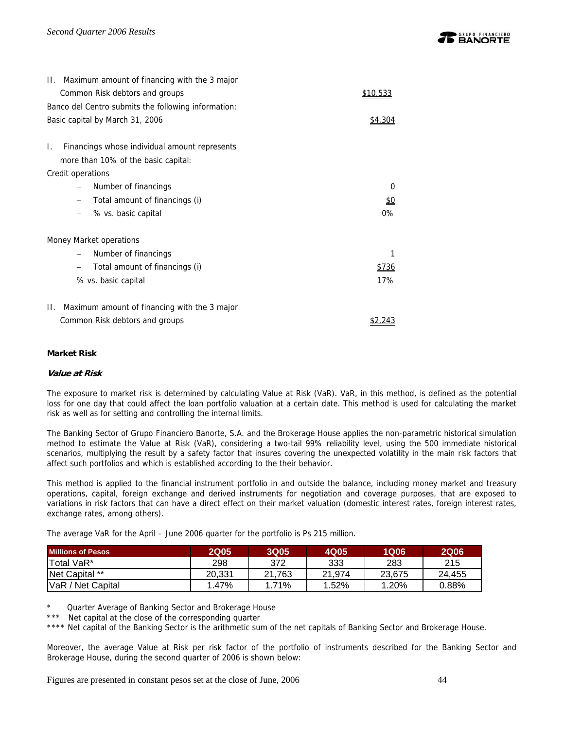II. Maximum amount of financing with the 3 major Common Risk debtors and groups $10,533

Banco del Centro submits the following information:

Basic capital by March 31, 2006 $4,304

I. Financings whose individual amount represents more than 10% of the basic capital:

Credit operations

- Number of financings 0
- Total amount of financings (i) $0
- % vs. basic capital 0%

Money Market operations

- Number of financings 1
- Total amount of financings (i) $736

% vs. basic capital 17%

II. Maximum amount of financing with the 3 major Common Risk debtors and groups $2,243

**Market Risk**

***Value at Risk***

The exposure to market risk is determined by calculating Value at Risk (VaR). VaR, in this method, is defined as the potential loss for one day that could affect the loan portfolio valuation at a certain date. This method is used for calculating the market risk as well as for setting and controlling the internal limits.

The Banking Sector of Grupo Financiero Banorte, S.A. and the Brokerage House applies the non-parametric historical simulation method to estimate the Value at Risk (VaR), considering a two-tail 99% reliability level, using the 500 immediate historical scenarios, multiplying the result by a safety factor that insures covering the unexpected volatility in the main risk factors that affect such portfolios and which is established according to the their behavior.

This method is applied to the financial instrument portfolio in and outside the balance, including money market and treasury operations, capital, foreign exchange and derived instruments for negotiation and coverage purposes, that are exposed to variations in risk factors that can have a direct effect on their market valuation (domestic interest rates, foreign interest rates, exchange rates, among others).

The average VaR for the April – June 2006 quarter for the portfolio is Ps 215 million.

| Millions of Pesos | 2Q05 | 3Q05 | 4Q05 | 1Q06 | 2Q06 |
|---|---|---|---|---|---|
| Total VaR* | 298 | 372 | 333 | 283 | 215 |
| Net Capital ** | 20,331 | 21,763 | 21,974 | 23,675 | 24,455 |
| VaR / Net Capital | 1.47% | 1.71% | 1.52% | 1.20% | 0.88% |

\* Quarter Average of Banking Sector and Brokerage House

\*** Net capital at the close of the corresponding quarter

\**** Net capital of the Banking Sector is the arithmetic sum of the net capitals of Banking Sector and Brokerage House.

Moreover, the average Value at Risk per risk factor of the portfolio of instruments described for the Banking Sector and Brokerage House, during the second quarter of 2006 is shown below:

Figures are presented in constant pesos set at the close of June, 2006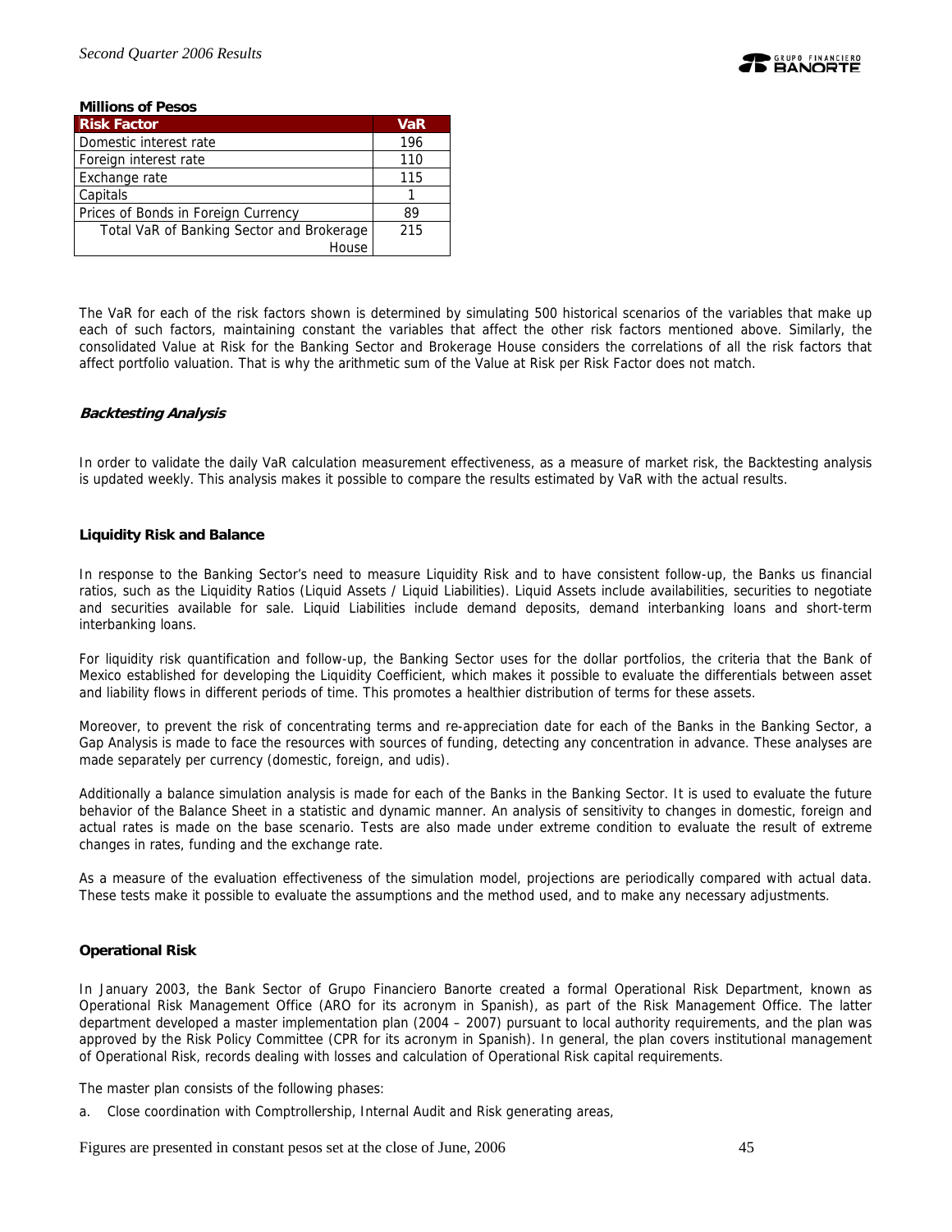**Millions of Pesos**

| Risk Factor | VaR |
|---|---|
| Domestic interest rate | 196 |
| Foreign interest rate | 110 |
| Exchange rate | 115 |
| Capitals | 1 |
| Prices of Bonds in Foreign Currency | 89 |
| Total VaR of Banking Sector and Brokerage House | 215 |

The VaR for each of the risk factors shown is determined by simulating 500 historical scenarios of the variables that make up each of such factors, maintaining constant the variables that affect the other risk factors mentioned above. Similarly, the consolidated Value at Risk for the Banking Sector and Brokerage House considers the correlations of all the risk factors that affect portfolio valuation. That is why the arithmetic sum of the Value at Risk per Risk Factor does not match.

***Backtesting Analysis***

In order to validate the daily VaR calculation measurement effectiveness, as a measure of market risk, the Backtesting analysis is updated weekly. This analysis makes it possible to compare the results estimated by VaR with the actual results.

**Liquidity Risk and Balance**

In response to the Banking Sector's need to measure Liquidity Risk and to have consistent follow-up, the Banks us financial ratios, such as the Liquidity Ratios (Liquid Assets / Liquid Liabilities). Liquid Assets include availabilities, securities to negotiate and securities available for sale. Liquid Liabilities include demand deposits, demand interbanking loans and short-term interbanking loans.

For liquidity risk quantification and follow-up, the Banking Sector uses for the dollar portfolios, the criteria that the Bank of Mexico established for developing the Liquidity Coefficient, which makes it possible to evaluate the differentials between asset and liability flows in different periods of time. This promotes a healthier distribution of terms for these assets.

Moreover, to prevent the risk of concentrating terms and re-appreciation date for each of the Banks in the Banking Sector, a Gap Analysis is made to face the resources with sources of funding, detecting any concentration in advance. These analyses are made separately per currency (domestic, foreign, and udis).

Additionally a balance simulation analysis is made for each of the Banks in the Banking Sector. It is used to evaluate the future behavior of the Balance Sheet in a statistic and dynamic manner. An analysis of sensitivity to changes in domestic, foreign and actual rates is made on the base scenario. Tests are also made under extreme condition to evaluate the result of extreme changes in rates, funding and the exchange rate.

As a measure of the evaluation effectiveness of the simulation model, projections are periodically compared with actual data. These tests make it possible to evaluate the assumptions and the method used, and to make any necessary adjustments.

**Operational Risk**

In January 2003, the Bank Sector of Grupo Financiero Banorte created a formal Operational Risk Department, known as Operational Risk Management Office (ARO for its acronym in Spanish), as part of the Risk Management Office. The latter department developed a master implementation plan (2004 – 2007) pursuant to local authority requirements, and the plan was approved by the Risk Policy Committee (CPR for its acronym in Spanish). In general, the plan covers institutional management of Operational Risk, records dealing with losses and calculation of Operational Risk capital requirements.

The master plan consists of the following phases:

a. Close coordination with Comptrollership, Internal Audit and Risk generating areas,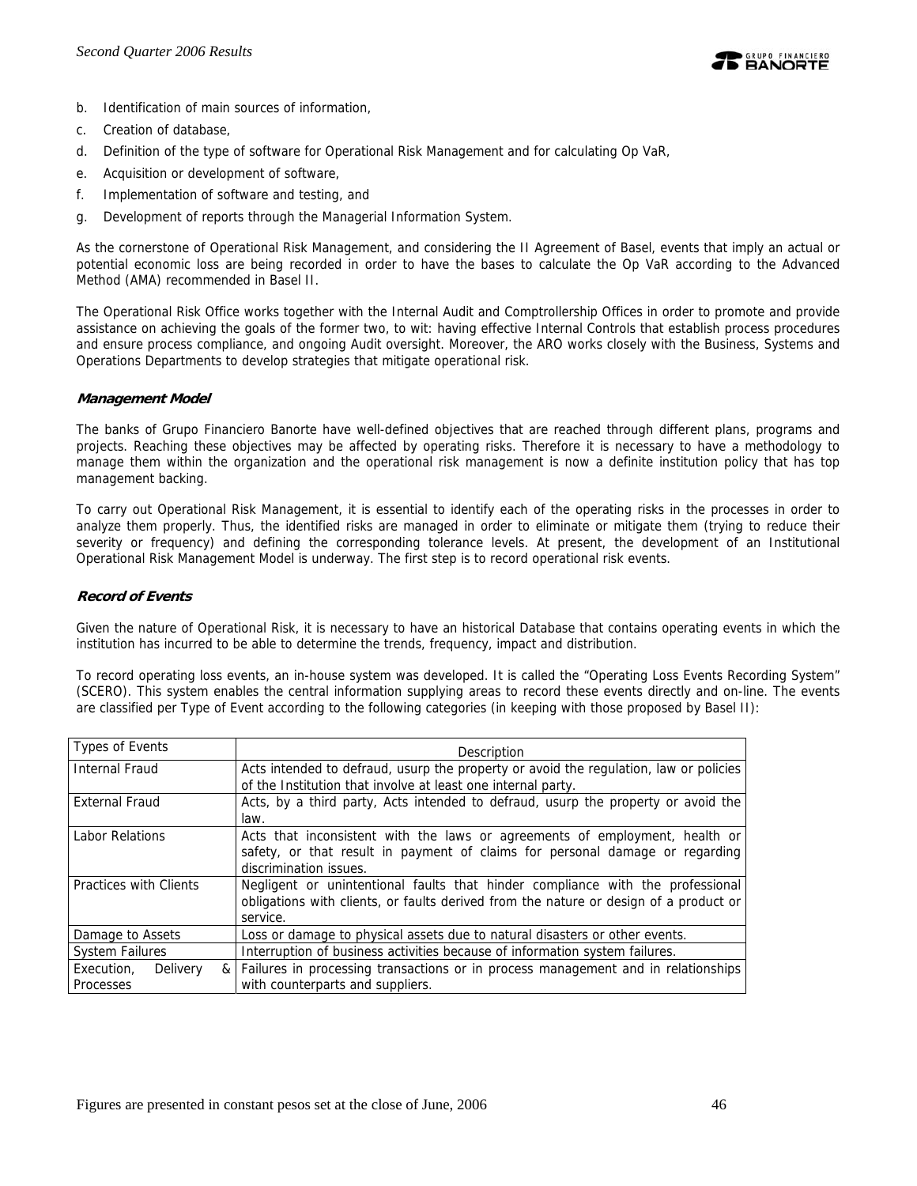b. Identification of main sources of information,
c. Creation of database,
d. Definition of the type of software for Operational Risk Management and for calculating Op VaR,
e. Acquisition or development of software,
f. Implementation of software and testing, and
g. Development of reports through the Managerial Information System.

As the cornerstone of Operational Risk Management, and considering the II Agreement of Basel, events that imply an actual or potential economic loss are being recorded in order to have the bases to calculate the Op VaR according to the Advanced Method (AMA) recommended in Basel II.

The Operational Risk Office works together with the Internal Audit and Comptrollership Offices in order to promote and provide assistance on achieving the goals of the former two, to wit: having effective Internal Controls that establish process procedures and ensure process compliance, and ongoing Audit oversight. Moreover, the ARO works closely with the Business, Systems and Operations Departments to develop strategies that mitigate operational risk.

***Management Model***

The banks of Grupo Financiero Banorte have well-defined objectives that are reached through different plans, programs and projects. Reaching these objectives may be affected by operating risks. Therefore it is necessary to have a methodology to manage them within the organization and the operational risk management is now a definite institution policy that has top management backing.

To carry out Operational Risk Management, it is essential to identify each of the operating risks in the processes in order to analyze them properly. Thus, the identified risks are managed in order to eliminate or mitigate them (trying to reduce their severity or frequency) and defining the corresponding tolerance levels. At present, the development of an Institutional Operational Risk Management Model is underway. The first step is to record operational risk events.

***Record of Events***

Given the nature of Operational Risk, it is necessary to have an historical Database that contains operating events in which the institution has incurred to be able to determine the trends, frequency, impact and distribution.

To record operating loss events, an in-house system was developed. It is called the "Operating Loss Events Recording System" (SCERO). This system enables the central information supplying areas to record these events directly and on-line. The events are classified per Type of Event according to the following categories (in keeping with those proposed by Basel II):

| Types of Events | Description |
|---|---|
| Internal Fraud | Acts intended to defraud, usurp the property or avoid the regulation, law or policies of the Institution that involve at least one internal party. |
| External Fraud | Acts, by a third party, Acts intended to defraud, usurp the property or avoid the law. |
| Labor Relations | Acts that inconsistent with the laws or agreements of employment, health or safety, or that result in payment of claims for personal damage or regarding discrimination issues. |
| Practices with Clients | Negligent or unintentional faults that hinder compliance with the professional obligations with clients, or faults derived from the nature or design of a product or service. |
| Damage to Assets | Loss or damage to physical assets due to natural disasters or other events. |
| System Failures | Interruption of business activities because of information system failures. |
| Execution, Delivery & Processes | Failures in processing transactions or in process management and in relationships with counterparts and suppliers. |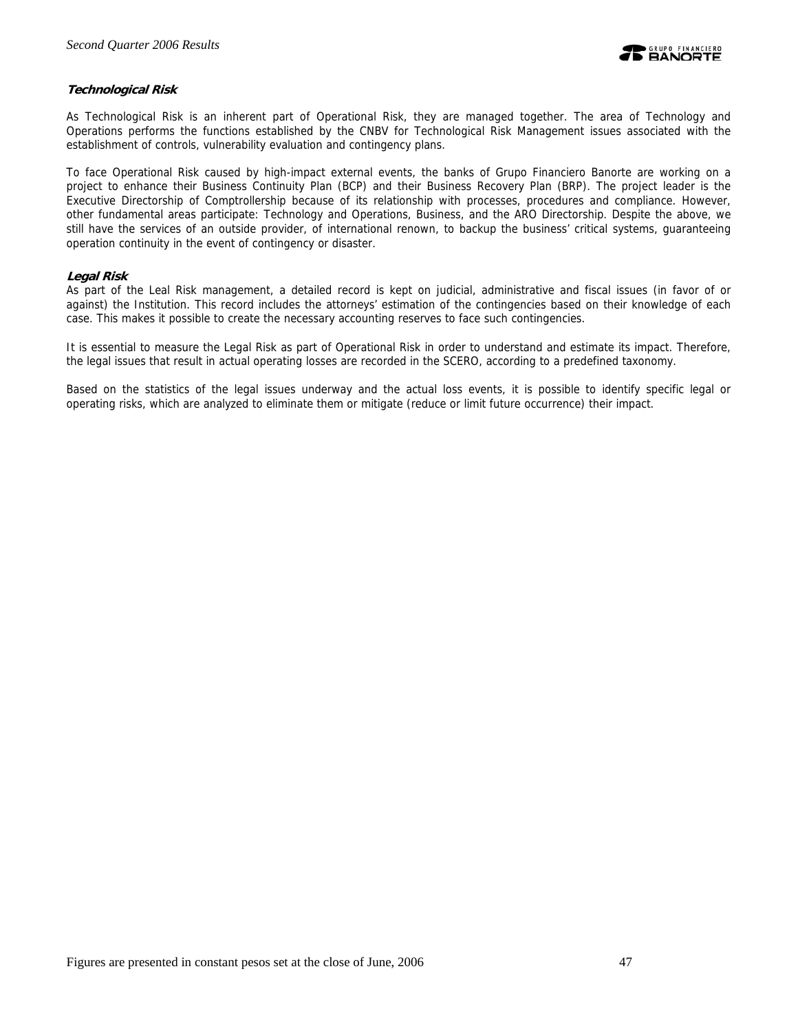### ***Technological Risk***

As Technological Risk is an inherent part of Operational Risk, they are managed together. The area of Technology and Operations performs the functions established by the CNBV for Technological Risk Management issues associated with the establishment of controls, vulnerability evaluation and contingency plans.

To face Operational Risk caused by high-impact external events, the banks of Grupo Financiero Banorte are working on a project to enhance their Business Continuity Plan (BCP) and their Business Recovery Plan (BRP). The project leader is the Executive Directorship of Comptrollership because of its relationship with processes, procedures and compliance. However, other fundamental areas participate: Technology and Operations, Business, and the ARO Directorship. Despite the above, we still have the services of an outside provider, of international renown, to backup the business' critical systems, guaranteeing operation continuity in the event of contingency or disaster.

### ***Legal Risk***

As part of the Leal Risk management, a detailed record is kept on judicial, administrative and fiscal issues (in favor of or against) the Institution. This record includes the attorneys' estimation of the contingencies based on their knowledge of each case. This makes it possible to create the necessary accounting reserves to face such contingencies.

It is essential to measure the Legal Risk as part of Operational Risk in order to understand and estimate its impact. Therefore, the legal issues that result in actual operating losses are recorded in the SCERO, according to a predefined taxonomy.

Based on the statistics of the legal issues underway and the actual loss events, it is possible to identify specific legal or operating risks, which are analyzed to eliminate them or mitigate (reduce or limit future occurrence) their impact.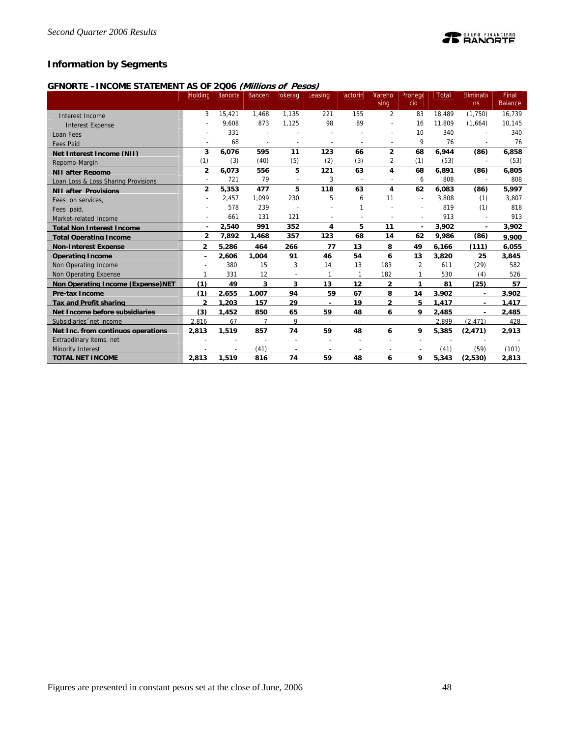## Information by Segments

### GFNORTE – INCOME STATEMENT AS OF 2Q06 *(Millions of Pesos)*

| | Holding | Banorte | Bancen | Brokerage | Leasing | Factoring | Warehousing | Pronegocio | Total | Eliminations | Final Balance |
|---|---|---|---|---|---|---|---|---|---|---|---|
| Interest Income | 3 | 15,421 | 1,468 | 1,135 | 221 | 155 | 2 | 83 | 18,489 | (1,750) | 16,739 |
| Interest Expense | - | 9,608 | 873 | 1,125 | 98 | 89 | - | 16 | 11,809 | (1,664) | 10,145 |
| Loan Fees | - | 331 | - | - | - | - | - | 10 | 340 | - | 340 |
| Fees Paid | - | 68 | - | - | - | - | - | 9 | 76 | - | 76 |
| **Net Interest Income (NII)** | **3** | **6,076** | **595** | **11** | **123** | **66** | **2** | **68** | **6,944** | **(86)** | **6,858** |
| Repomo-Margin | (1) | (3) | (40) | (5) | (2) | (3) | 2 | (1) | (53) | - | (53) |
| **NII after Repomo** | **2** | **6,073** | **556** | **5** | **121** | **63** | **4** | **68** | **6,891** | **(86)** | **6,805** |
| Loan Loss & Loss Sharing Provisions | - | 721 | 79 | - | 3 | - | - | 6 | 808 | - | 808 |
| **NII after Provisions** | **2** | **5,353** | **477** | **5** | **118** | **63** | **4** | **62** | **6,083** | **(86)** | **5,997** |
| Fees on services, | - | 2,457 | 1,099 | 230 | 5 | 6 | 11 | - | 3,808 | (1) | 3,807 |
| Fees paid, | - | 578 | 239 | - | - | 1 | - | - | 819 | (1) | 818 |
| Market-related Income | - | 661 | 131 | 121 | - | - | - | - | 913 | - | 913 |
| **Total Non Interest Income** | **-** | **2,540** | **991** | **352** | **4** | **5** | **11** | **-** | **3,902** | **-** | **3,902** |
| **Total Operating Income** | **2** | **7,892** | **1,468** | **357** | **123** | **68** | **14** | **62** | **9,986** | **(86)** | **9,900** |
| **Non-Interest Expense** | **2** | **5,286** | **464** | **266** | **77** | **13** | **8** | **49** | **6,166** | **(111)** | **6,055** |
| **Operating Income** | **-** | **2,606** | **1,004** | **91** | **46** | **54** | **6** | **13** | **3,820** | **25** | **3,845** |
| Non Operating Income | - | 380 | 15 | 3 | 14 | 13 | 183 | 2 | 611 | (29) | 582 |
| Non Operating Expense | 1 | 331 | 12 | - | 1 | 1 | 182 | 1 | 530 | (4) | 526 |
| **Non Operating Income (Expense)NET** | **(1)** | **49** | **3** | **3** | **13** | **12** | **2** | **1** | **81** | **(25)** | **57** |
| **Pre-tax Income** | **(1)** | **2,655** | **1,007** | **94** | **59** | **67** | **8** | **14** | **3,902** | **-** | **3,902** |
| **Tax and Profit sharing** | **2** | **1,203** | **157** | **29** | **-** | **19** | **2** | **5** | **1,417** | **-** | **1,417** |
| **Net Income before subsidiaries** | **(3)** | **1,452** | **850** | **65** | **59** | **48** | **6** | **9** | **2,485** | **-** | **2,485** |
| Subsidiaries´net income | 2,816 | 67 | 7 | 9 | - | - | - | - | 2,899 | (2,471) | 428 |
| **Net Inc. from continuos operations** | **2,813** | **1,519** | **857** | **74** | **59** | **48** | **6** | **9** | **5,385** | **(2,471)** | **2,913** |
| Extraodinary items, net | - | - | - | - | - | - | - | - | - | - | - |
| Minority Interest | - | - | (41) | - | - | - | - | - | (41) | (59) | (101) |
| **TOTAL NET INCOME** | **2,813** | **1,519** | **816** | **74** | **59** | **48** | **6** | **9** | **5,343** | **(2,530)** | **2,813** |

Figures are presented in constant pesos set at the close of June, 2006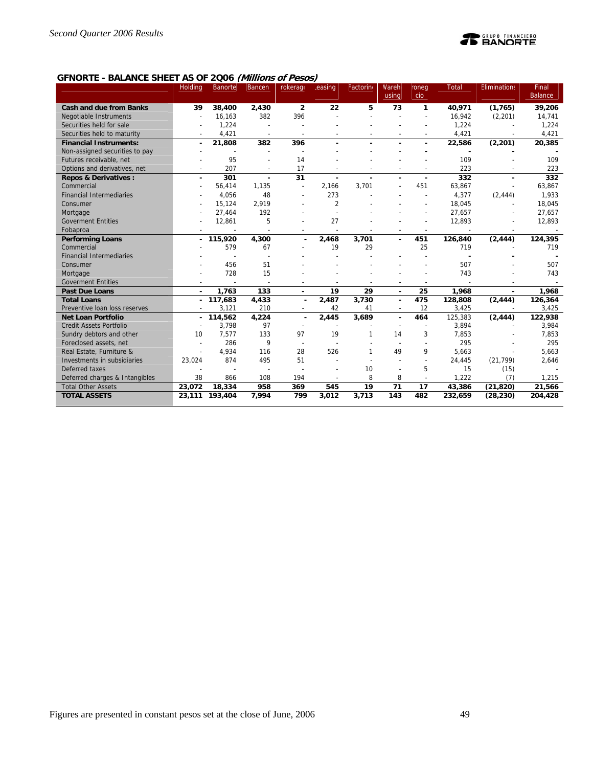## GFNORTE - BALANCE SHEET AS OF 2Q06 *(Millions of Pesos)*

| | Holding | Banorte | Bancen | Brokerage | Leasing | Factoring | Warehousing | Pronegocio | Total | Eliminations | Final Balance |
|---|---|---|---|---|---|---|---|---|---|---|---|
| **Cash and due from Banks** | **39** | **38,400** | **2,430** | **2** | **22** | **5** | **73** | **1** | **40,971** | **(1,765)** | **39,206** |
| Negotiable Instruments | - | 16,163 | 382 | 396 | - | - | - | - | 16,942 | (2,201) | 14,741 |
| Securities held for sale | - | 1,224 | - | - | - | - | - | - | 1,224 | - | 1,224 |
| Securities held to maturity | - | 4,421 | - | - | - | - | - | - | 4,421 | - | 4,421 |
| **Financial Instruments:** | **-** | **21,808** | **382** | **396** | **-** | **-** | **-** | **-** | **22,586** | **(2,201)** | **20,385** |
| Non-assigned securities to pay | - | - | - | - | - | - | - | - | - | - | - |
| Futures receivable, net | - | 95 | - | 14 | - | - | - | - | 109 | - | 109 |
| Options and derivatives, net | - | 207 | - | 17 | - | - | - | - | 223 | - | 223 |
| **Repos & Derivatives :** | **-** | **301** | **-** | **31** | **-** | **-** | **-** | **-** | **332** | **-** | **332** |
| Commercial | - | 56,414 | 1,135 | - | 2,166 | 3,701 | - | 451 | 63,867 | - | 63,867 |
| Financial Intermediaries | - | 4,056 | 48 | - | 273 | - | - | - | 4,377 | (2,444) | 1,933 |
| Consumer | - | 15,124 | 2,919 | - | 2 | - | - | - | 18,045 | - | 18,045 |
| Mortgage | - | 27,464 | 192 | - | - | - | - | - | 27,657 | - | 27,657 |
| Goverment Entities | - | 12,861 | 5 | - | 27 | - | - | - | 12,893 | - | 12,893 |
| Fobaproa | - | - | - | - | - | - | - | - | - | - | - |
| **Performing Loans** | **-** | **115,920** | **4,300** | **-** | **2,468** | **3,701** | **-** | **451** | **126,840** | **(2,444)** | **124,395** |
| Commercial | - | 579 | 67 | - | 19 | 29 | | 25 | 719 | - | 719 |
| Financial Intermediaries | - | - | - | - | - | - | - | - | - | - | - |
| Consumer | - | 456 | 51 | - | - | - | - | - | 507 | - | 507 |
| Mortgage | - | 728 | 15 | - | - | - | - | - | 743 | - | 743 |
| Goverment Entities | - | - | - | - | - | - | - | - | - | - | - |
| **Past Due Loans** | **-** | **1,763** | **133** | **-** | **19** | **29** | **-** | **25** | **1,968** | **-** | **1,968** |
| **Total Loans** | **-** | **117,683** | **4,433** | **-** | **2,487** | **3,730** | **-** | **475** | **128,808** | **(2,444)** | **126,364** |
| Preventive loan loss reserves | - | 3,121 | 210 | - | 42 | 41 | - | 12 | 3,425 | - | 3,425 |
| **Net Loan Portfolio** | **-** | **114,562** | **4,224** | **-** | **2,445** | **3,689** | **-** | **464** | **125,383** | **(2,444)** | **122,938** |
| Credit Assets Portfolio | - | 3,798 | 97 | - | - | - | - | - | 3,894 | - | 3,984 |
| Sundry debtors and other | 10 | 7,577 | 133 | 97 | 19 | 1 | 14 | 3 | 7,853 | - | 7,853 |
| Foreclosed assets, net | - | 286 | 9 | - | - | - | - | - | 295 | - | 295 |
| Real Estate, Furniture & | - | 4,934 | 116 | 28 | 526 | 1 | 49 | 9 | 5,663 | - | 5,663 |
| Investments in subsidiaries | 23,024 | 874 | 495 | 51 | - | - | - | - | 24,445 | (21,799) | 2,646 |
| Deferred taxes | - | - | - | - | - | 10 | - | 5 | 15 | (15) | - |
| Deferred charges & Intangibles | 38 | 866 | 108 | 194 | - | 8 | 8 | - | 1,222 | (7) | 1,215 |
| Total Other Assets | **23,072** | **18,334** | **958** | **369** | **545** | **19** | **71** | **17** | **43,386** | **(21,820)** | **21,566** |
| **TOTAL ASSETS** | **23,111** | **193,404** | **7,994** | **799** | **3,012** | **3,713** | **143** | **482** | **232,659** | **(28,230)** | **204,428** |

Figures are presented in constant pesos set at the close of June, 2006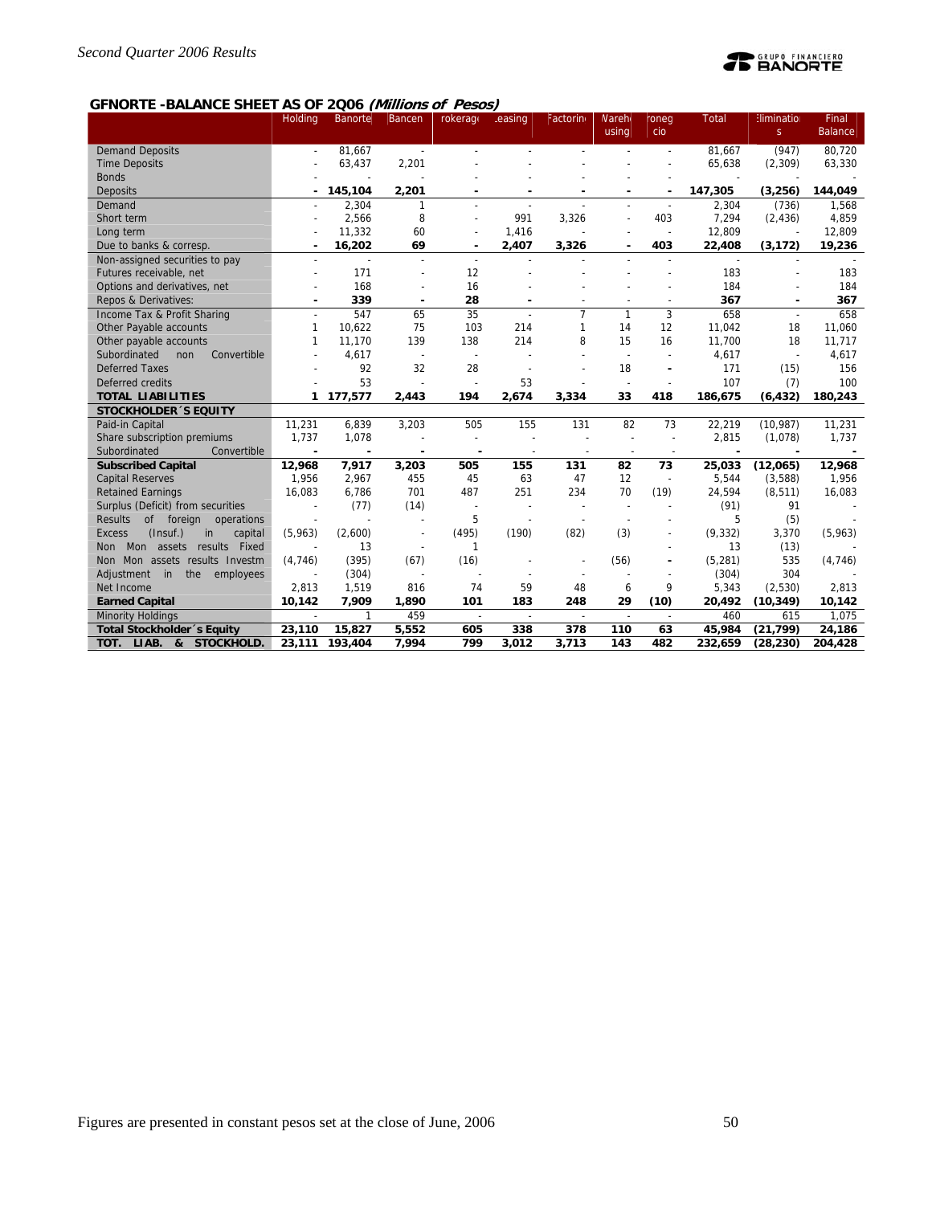## GFNORTE -BALANCE SHEET AS OF 2Q06 *(Millions of Pesos)*

| | Holding | Banorte | Bancen | Brokerage | Leasing | Factoring | Warehousing | Pronegocio | Total | Eliminations | Final Balance |
|---|---|---|---|---|---|---|---|---|---|---|---|
| Demand Deposits | - | 81,667 | - | - | - | - | - | - | 81,667 | (947) | 80,720 |
| Time Deposits | - | 63,437 | 2,201 | - | - | - | - | - | 65,638 | (2,309) | 63,330 |
| Bonds | - | - | - | - | - | - | - | - | - | - | - |
| **Deposits** | **-** | **145,104** | **2,201** | **-** | **-** | **-** | **-** | **-** | **147,305** | **(3,256)** | **144,049** |
| Demand | - | 2,304 | 1 | - | - | - | - | - | 2,304 | (736) | 1,568 |
| Short term | - | 2,566 | 8 | - | 991 | 3,326 | - | 403 | 7,294 | (2,436) | 4,859 |
| Long term | - | 11,332 | 60 | - | 1,416 | - | - | - | 12,809 | - | 12,809 |
| **Due to banks & corresp.** | **-** | **16,202** | **69** | **-** | **2,407** | **3,326** | **-** | **403** | **22,408** | **(3,172)** | **19,236** |
| Non-assigned securities to pay | - | - | - | - | - | - | - | - | - | - | - |
| Futures receivable, net | - | 171 | - | 12 | - | - | - | - | 183 | - | 183 |
| Options and derivatives, net | - | 168 | - | 16 | - | - | - | - | 184 | - | 184 |
| **Repos & Derivatives:** | **-** | **339** | **-** | **28** | **-** | - | - | - | **367** | **-** | **367** |
| Income Tax & Profit Sharing | - | 547 | 65 | 35 | - | 7 | 1 | 3 | 658 | - | 658 |
| Other Payable accounts | 1 | 10,622 | 75 | 103 | 214 | 1 | 14 | 12 | 11,042 | 18 | 11,060 |
| Other payable accounts | 1 | 11,170 | 139 | 138 | 214 | 8 | 15 | 16 | 11,700 | 18 | 11,717 |
| Subordinated non Convertible | - | 4,617 | - | - | - | - | - | - | 4,617 | - | 4,617 |
| Deferred Taxes | - | 92 | 32 | 28 | - | - | 18 | - | 171 | (15) | 156 |
| Deferred credits | - | 53 | - | - | 53 | - | - | - | 107 | (7) | 100 |
| **TOTAL LIABILITIES** | **1** | **177,577** | **2,443** | **194** | **2,674** | **3,334** | **33** | **418** | **186,675** | **(6,432)** | **180,243** |
| **STOCKHOLDER´S EQUITY** | | | | | | | | | | | |
| Paid-in Capital | 11,231 | 6,839 | 3,203 | 505 | 155 | 131 | 82 | 73 | 22,219 | (10,987) | 11,231 |
| Share subscription premiums | 1,737 | 1,078 | - | - | - | - | - | - | 2,815 | (1,078) | 1,737 |
| Subordinated Convertible | - | - | - | - | - | - | - | - | - | - | - |
| **Subscribed Capital** | **12,968** | **7,917** | **3,203** | **505** | **155** | **131** | **82** | **73** | **25,033** | **(12,065)** | **12,968** |
| Capital Reserves | 1,956 | 2,967 | 455 | 45 | 63 | 47 | 12 | - | 5,544 | (3,588) | 1,956 |
| Retained Earnings | 16,083 | 6,786 | 701 | 487 | 251 | 234 | 70 | (19) | 24,594 | (8,511) | 16,083 |
| Surplus (Deficit) from securities | - | (77) | (14) | - | - | - | - | - | (91) | 91 | - |
| Results of foreign operations | - | - | - | 5 | - | - | - | - | 5 | (5) | - |
| Excess (Insuf.) in capital | (5,963) | (2,600) | - | (495) | (190) | (82) | (3) | - | (9,332) | 3,370 | (5,963) |
| Non Mon assets results Fixed | - | 13 | - | 1 | | | | - | 13 | (13) | - |
| Non Mon assets results Investm | (4,746) | (395) | (67) | (16) | - | - | (56) | - | (5,281) | 535 | (4,746) |
| Adjustment in the employees | - | (304) | - | - | - | - | - | - | (304) | 304 | - |
| Net Income | 2,813 | 1,519 | 816 | 74 | 59 | 48 | 6 | 9 | 5,343 | (2,530) | 2,813 |
| **Earned Capital** | **10,142** | **7,909** | **1,890** | **101** | **183** | **248** | **29** | **(10)** | **20,492** | **(10,349)** | **10,142** |
| Minority Holdings | - | 1 | 459 | - | - | - | - | - | 460 | 615 | 1,075 |
| **Total Stockholder´s Equity** | **23,110** | **15,827** | **5,552** | **605** | **338** | **378** | **110** | **63** | **45,984** | **(21,799)** | **24,186** |
| **TOT. LIAB. & STOCKHOLD.** | **23,111** | **193,404** | **7,994** | **799** | **3,012** | **3,713** | **143** | **482** | **232,659** | **(28,230)** | **204,428** |

Figures are presented in constant pesos set at the close of June, 2006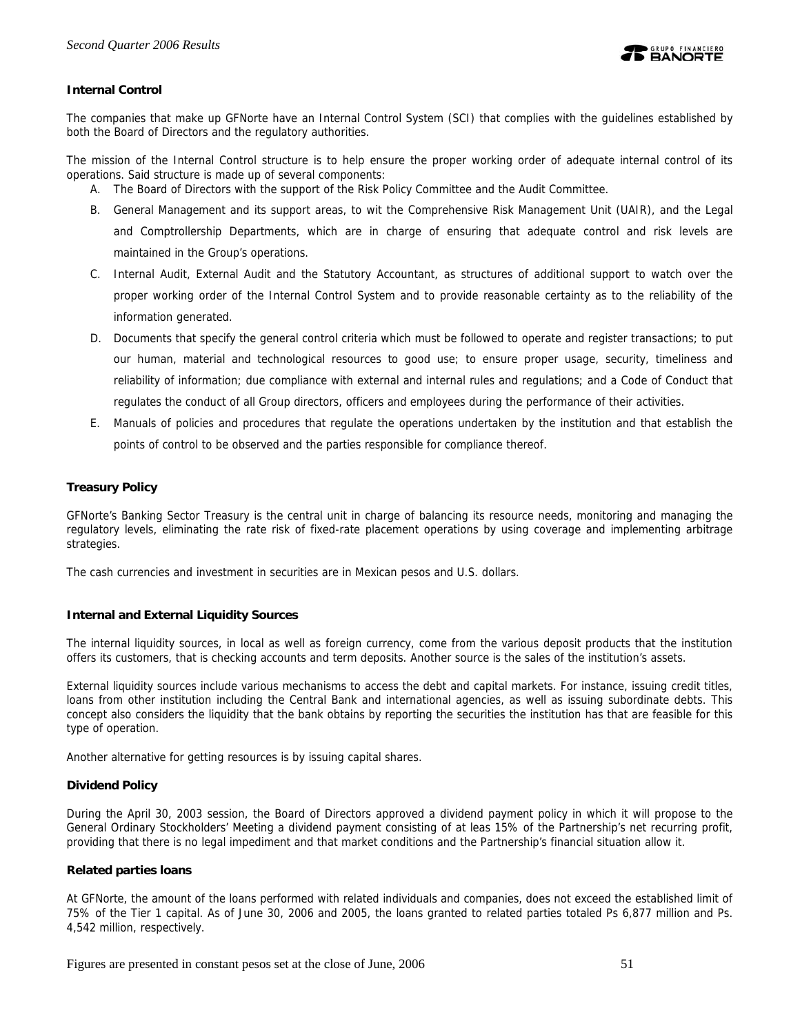### Internal Control

The companies that make up GFNorte have an Internal Control System (SCI) that complies with the guidelines established by both the Board of Directors and the regulatory authorities.

The mission of the Internal Control structure is to help ensure the proper working order of adequate internal control of its operations. Said structure is made up of several components:

A. The Board of Directors with the support of the Risk Policy Committee and the Audit Committee.
B. General Management and its support areas, to wit the Comprehensive Risk Management Unit (UAIR), and the Legal and Comptrollership Departments, which are in charge of ensuring that adequate control and risk levels are maintained in the Group's operations.
C. Internal Audit, External Audit and the Statutory Accountant, as structures of additional support to watch over the proper working order of the Internal Control System and to provide reasonable certainty as to the reliability of the information generated.
D. Documents that specify the general control criteria which must be followed to operate and register transactions; to put our human, material and technological resources to good use; to ensure proper usage, security, timeliness and reliability of information; due compliance with external and internal rules and regulations; and a Code of Conduct that regulates the conduct of all Group directors, officers and employees during the performance of their activities.
E. Manuals of policies and procedures that regulate the operations undertaken by the institution and that establish the points of control to be observed and the parties responsible for compliance thereof.

### Treasury Policy

GFNorte's Banking Sector Treasury is the central unit in charge of balancing its resource needs, monitoring and managing the regulatory levels, eliminating the rate risk of fixed-rate placement operations by using coverage and implementing arbitrage strategies.

The cash currencies and investment in securities are in Mexican pesos and U.S. dollars.

### Internal and External Liquidity Sources

The internal liquidity sources, in local as well as foreign currency, come from the various deposit products that the institution offers its customers, that is checking accounts and term deposits. Another source is the sales of the institution's assets.

External liquidity sources include various mechanisms to access the debt and capital markets. For instance, issuing credit titles, loans from other institution including the Central Bank and international agencies, as well as issuing subordinate debts. This concept also considers the liquidity that the bank obtains by reporting the securities the institution has that are feasible for this type of operation.

Another alternative for getting resources is by issuing capital shares.

### Dividend Policy

During the April 30, 2003 session, the Board of Directors approved a dividend payment policy in which it will propose to the General Ordinary Stockholders' Meeting a dividend payment consisting of at leas 15% of the Partnership's net recurring profit, providing that there is no legal impediment and that market conditions and the Partnership's financial situation allow it.

### Related parties loans

At GFNorte, the amount of the loans performed with related individuals and companies, does not exceed the established limit of 75% of the Tier 1 capital. As of June 30, 2006 and 2005, the loans granted to related parties totaled Ps 6,877 million and Ps. 4,542 million, respectively.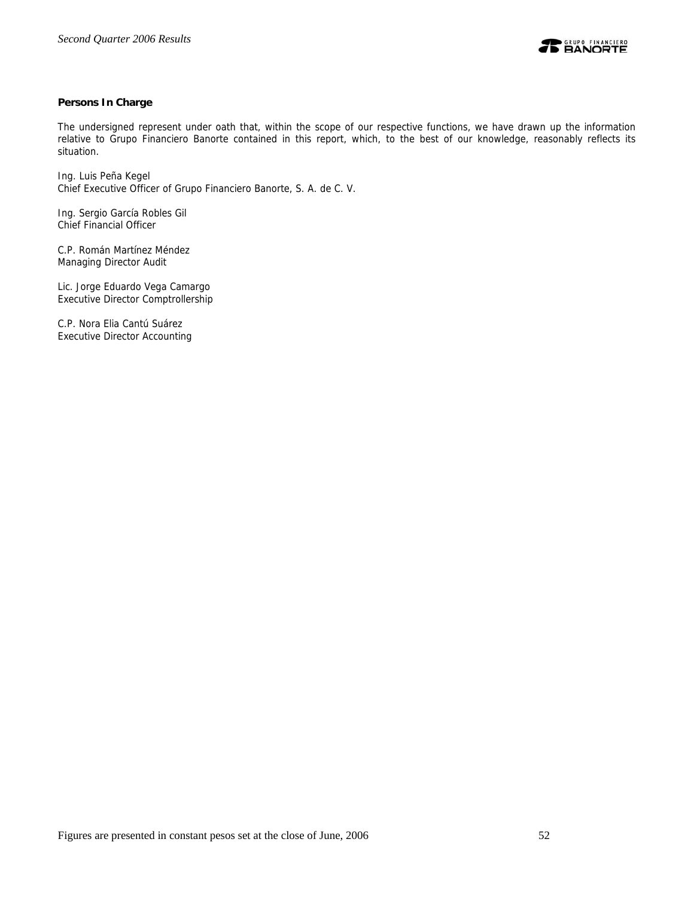**Persons In Charge**

The undersigned represent under oath that, within the scope of our respective functions, we have drawn up the information relative to Grupo Financiero Banorte contained in this report, which, to the best of our knowledge, reasonably reflects its situation.

Ing. Luis Peña Kegel
Chief Executive Officer of Grupo Financiero Banorte, S. A. de C. V.

Ing. Sergio García Robles Gil
Chief Financial Officer

C.P. Román Martínez Méndez
Managing Director Audit

Lic. Jorge Eduardo Vega Camargo
Executive Director Comptrollership

C.P. Nora Elia Cantú Suárez
Executive Director Accounting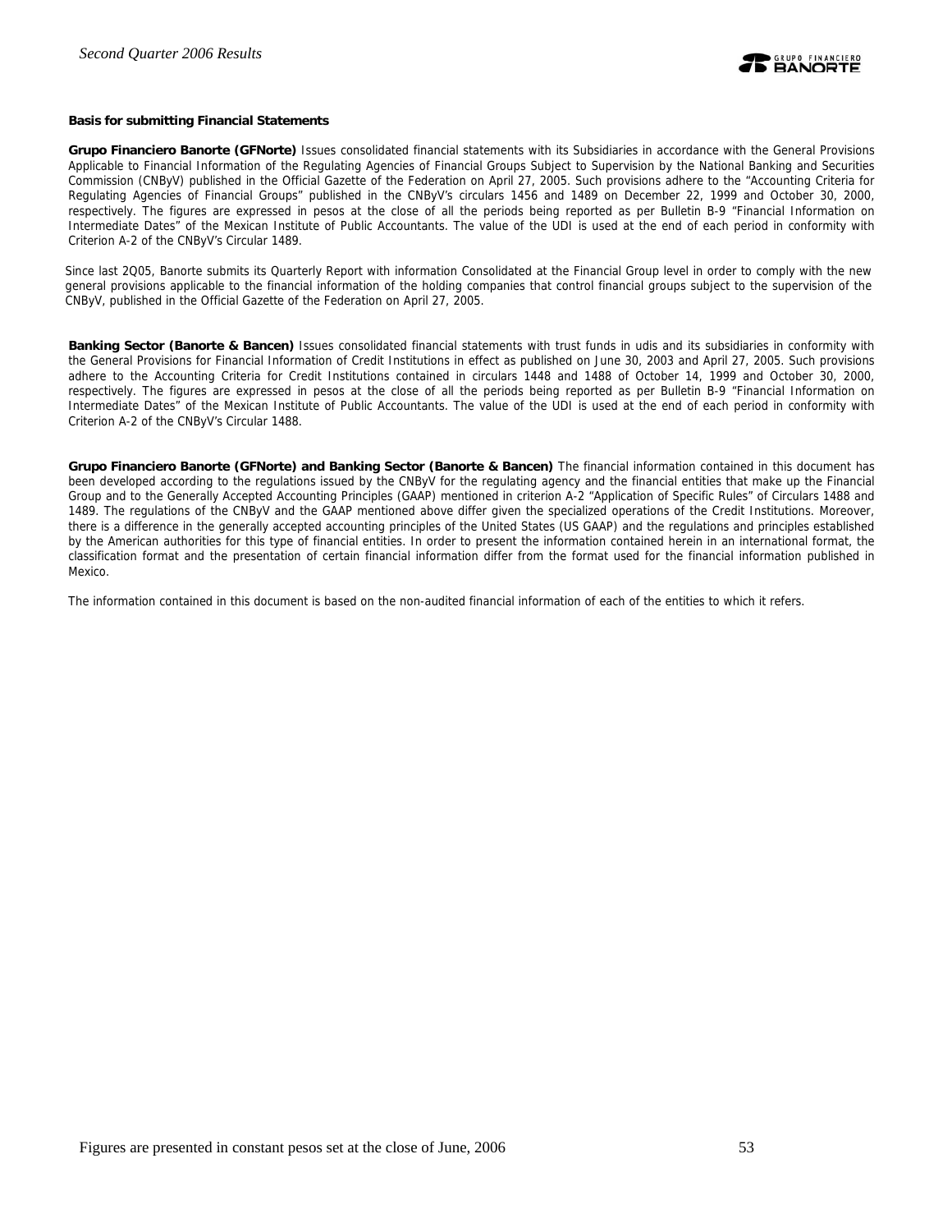**Basis for submitting Financial Statements**

**Grupo Financiero Banorte (GFNorte)** Issues consolidated financial statements with its Subsidiaries in accordance with the General Provisions Applicable to Financial Information of the Regulating Agencies of Financial Groups Subject to Supervision by the National Banking and Securities Commission (CNByV) published in the Official Gazette of the Federation on April 27, 2005. Such provisions adhere to the "Accounting Criteria for Regulating Agencies of Financial Groups" published in the CNByV's circulars 1456 and 1489 on December 22, 1999 and October 30, 2000, respectively. The figures are expressed in pesos at the close of all the periods being reported as per Bulletin B-9 "Financial Information on Intermediate Dates" of the Mexican Institute of Public Accountants. The value of the UDI is used at the end of each period in conformity with Criterion A-2 of the CNByV's Circular 1489.

Since last 2Q05, Banorte submits its Quarterly Report with information Consolidated at the Financial Group level in order to comply with the new general provisions applicable to the financial information of the holding companies that control financial groups subject to the supervision of the CNByV, published in the Official Gazette of the Federation on April 27, 2005.

**Banking Sector (Banorte & Bancen)** Issues consolidated financial statements with trust funds in udis and its subsidiaries in conformity with the General Provisions for Financial Information of Credit Institutions in effect as published on June 30, 2003 and April 27, 2005. Such provisions adhere to the Accounting Criteria for Credit Institutions contained in circulars 1448 and 1488 of October 14, 1999 and October 30, 2000, respectively. The figures are expressed in pesos at the close of all the periods being reported as per Bulletin B-9 "Financial Information on Intermediate Dates" of the Mexican Institute of Public Accountants. The value of the UDI is used at the end of each period in conformity with Criterion A-2 of the CNByV's Circular 1488.

**Grupo Financiero Banorte (GFNorte) and Banking Sector (Banorte & Bancen)** The financial information contained in this document has been developed according to the regulations issued by the CNByV for the regulating agency and the financial entities that make up the Financial Group and to the Generally Accepted Accounting Principles (GAAP) mentioned in criterion A-2 "Application of Specific Rules" of Circulars 1488 and 1489. The regulations of the CNByV and the GAAP mentioned above differ given the specialized operations of the Credit Institutions. Moreover, there is a difference in the generally accepted accounting principles of the United States (US GAAP) and the regulations and principles established by the American authorities for this type of financial entities. In order to present the information contained herein in an international format, the classification format and the presentation of certain financial information differ from the format used for the financial information published in Mexico.

The information contained in this document is based on the non-audited financial information of each of the entities to which it refers.